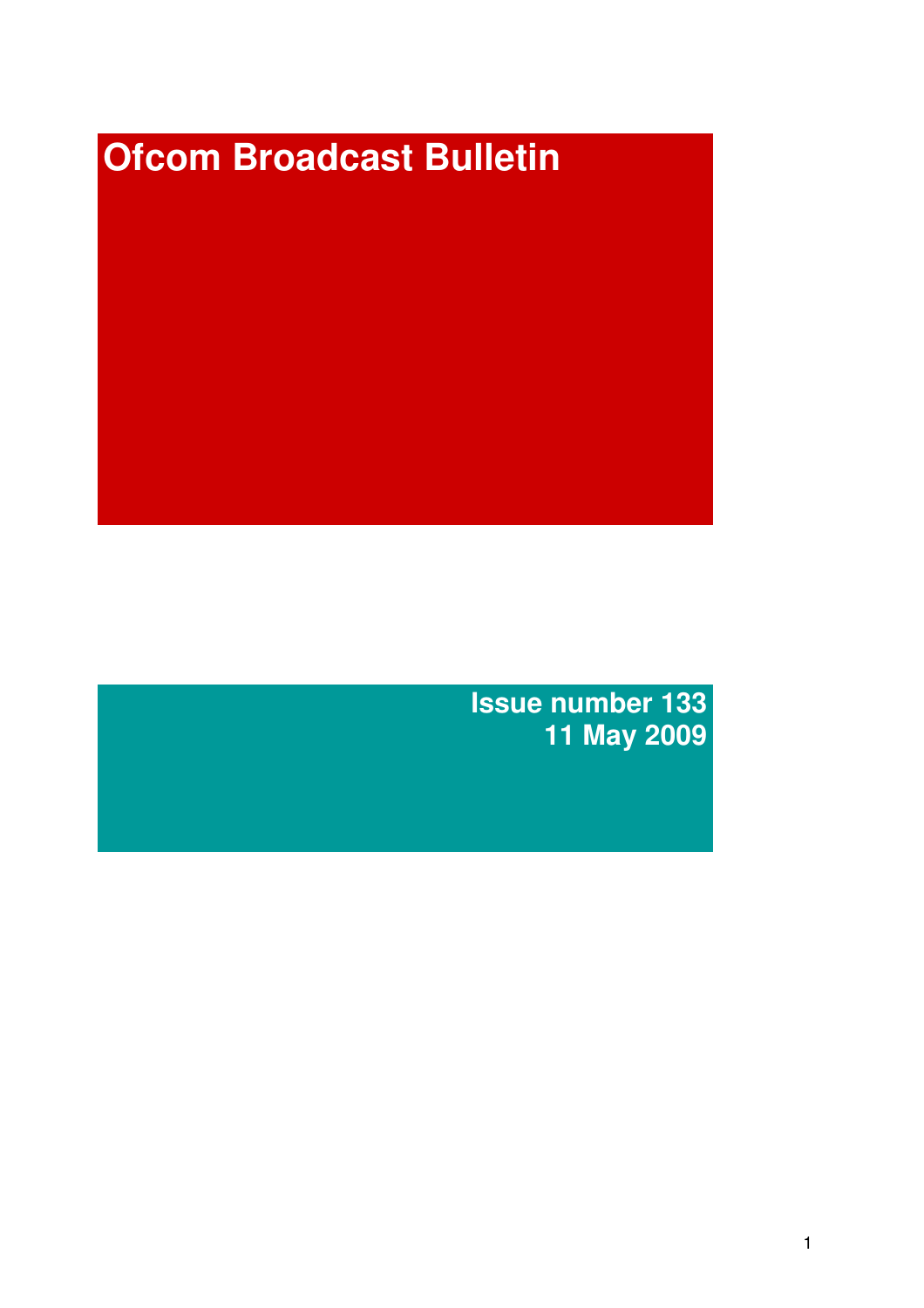# Ofcom Broadcast Bulletin

**Issue number 133**
**11 May 2009**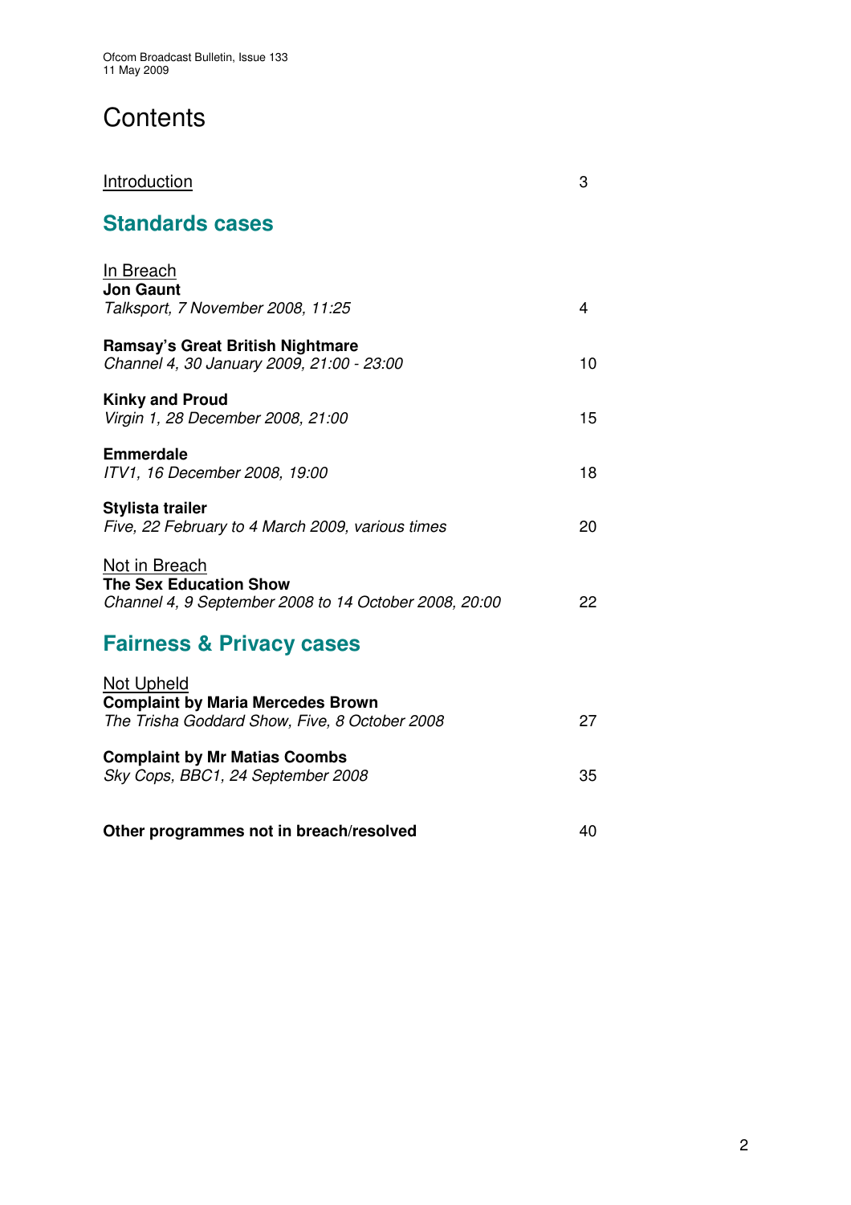# Contents

| | |
|---|---|
| Introduction | 3 |

## Standards cases

| | |
|---|---|
| In Breach<br>**Jon Gaunt**<br>*Talksport, 7 November 2008, 11:25* | 4 |
| **Ramsay's Great British Nightmare**<br>*Channel 4, 30 January 2009, 21:00 - 23:00* | 10 |
| **Kinky and Proud**<br>*Virgin 1, 28 December 2008, 21:00* | 15 |
| **Emmerdale**<br>*ITV1, 16 December 2008, 19:00* | 18 |
| **Stylista trailer**<br>*Five, 22 February to 4 March 2009, various times* | 20 |
| Not in Breach<br>**The Sex Education Show**<br>*Channel 4, 9 September 2008 to 14 October 2008, 20:00* | 22 |

## Fairness & Privacy cases

| | |
|---|---|
| Not Upheld<br>**Complaint by Maria Mercedes Brown**<br>*The Trisha Goddard Show, Five, 8 October 2008* | 27 |
| **Complaint by Mr Matias Coombs**<br>*Sky Cops, BBC1, 24 September 2008* | 35 |
| **Other programmes not in breach/resolved** | 40 |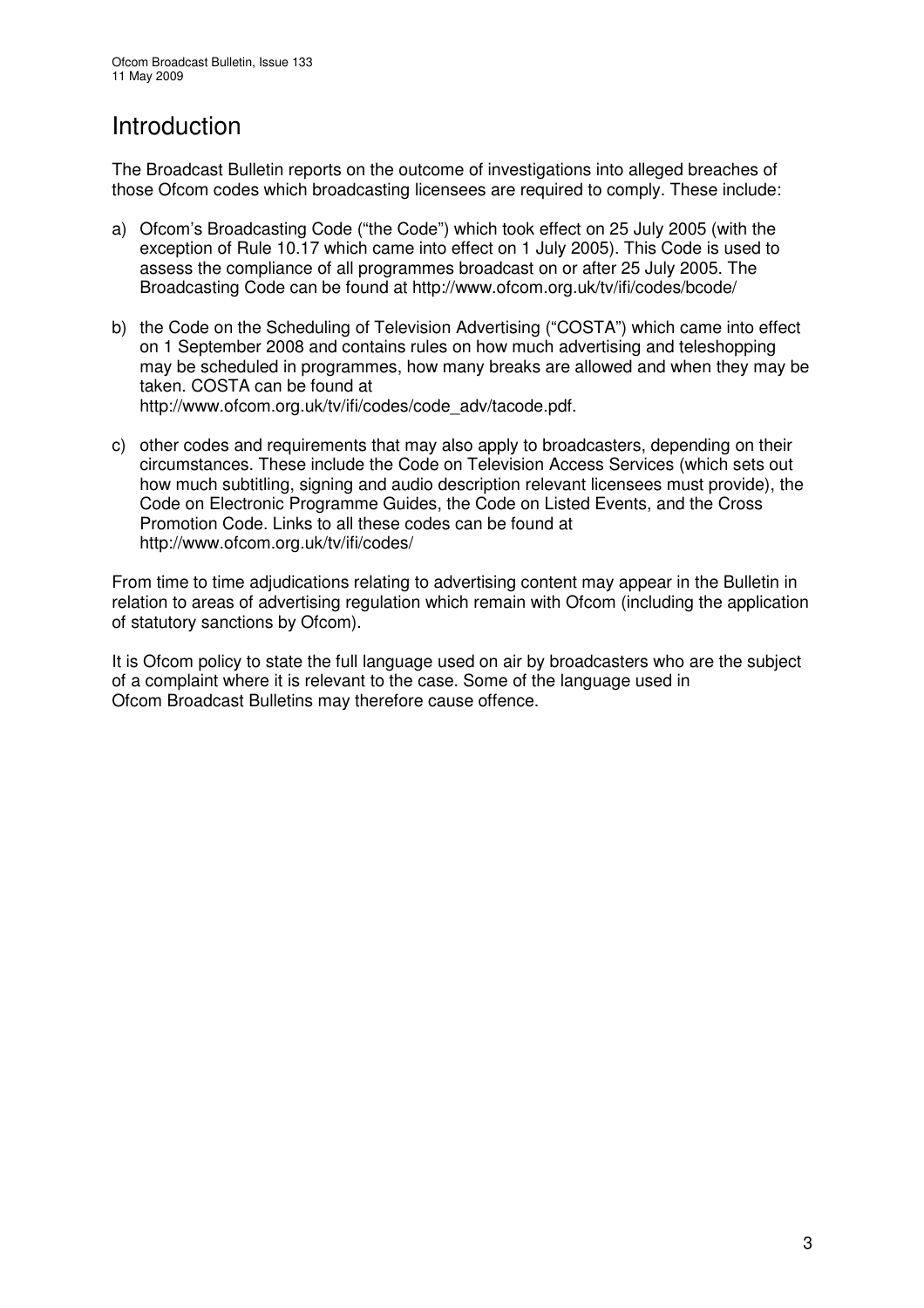# Introduction

The Broadcast Bulletin reports on the outcome of investigations into alleged breaches of those Ofcom codes which broadcasting licensees are required to comply. These include:

a) Ofcom's Broadcasting Code ("the Code") which took effect on 25 July 2005 (with the exception of Rule 10.17 which came into effect on 1 July 2005). This Code is used to assess the compliance of all programmes broadcast on or after 25 July 2005. The Broadcasting Code can be found at http://www.ofcom.org.uk/tv/ifi/codes/bcode/

b) the Code on the Scheduling of Television Advertising ("COSTA") which came into effect on 1 September 2008 and contains rules on how much advertising and teleshopping may be scheduled in programmes, how many breaks are allowed and when they may be taken. COSTA can be found at http://www.ofcom.org.uk/tv/ifi/codes/code_adv/tacode.pdf.

c) other codes and requirements that may also apply to broadcasters, depending on their circumstances. These include the Code on Television Access Services (which sets out how much subtitling, signing and audio description relevant licensees must provide), the Code on Electronic Programme Guides, the Code on Listed Events, and the Cross Promotion Code. Links to all these codes can be found at http://www.ofcom.org.uk/tv/ifi/codes/

From time to time adjudications relating to advertising content may appear in the Bulletin in relation to areas of advertising regulation which remain with Ofcom (including the application of statutory sanctions by Ofcom).

It is Ofcom policy to state the full language used on air by broadcasters who are the subject of a complaint where it is relevant to the case. Some of the language used in Ofcom Broadcast Bulletins may therefore cause offence.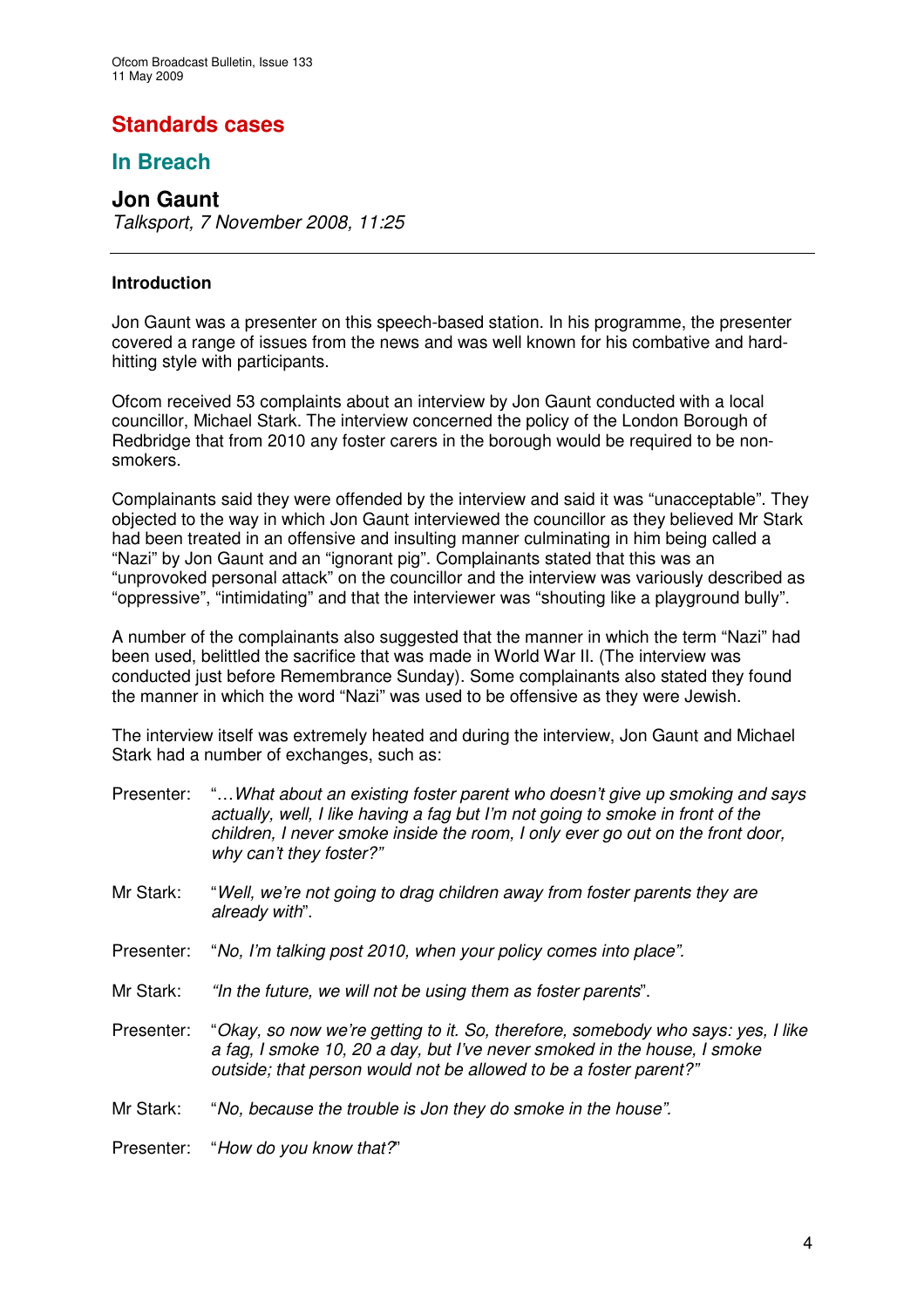## Standards cases

### In Breach

### Jon Gaunt

*Talksport, 7 November 2008, 11:25*

---

**Introduction**

Jon Gaunt was a presenter on this speech-based station. In his programme, the presenter covered a range of issues from the news and was well known for his combative and hard-hitting style with participants.

Ofcom received 53 complaints about an interview by Jon Gaunt conducted with a local councillor, Michael Stark. The interview concerned the policy of the London Borough of Redbridge that from 2010 any foster carers in the borough would be required to be non-smokers.

Complainants said they were offended by the interview and said it was "unacceptable". They objected to the way in which Jon Gaunt interviewed the councillor as they believed Mr Stark had been treated in an offensive and insulting manner culminating in him being called a "Nazi" by Jon Gaunt and an "ignorant pig". Complainants stated that this was an "unprovoked personal attack" on the councillor and the interview was variously described as "oppressive", "intimidating" and that the interviewer was "shouting like a playground bully".

A number of the complainants also suggested that the manner in which the term "Nazi" had been used, belittled the sacrifice that was made in World War II. (The interview was conducted just before Remembrance Sunday). Some complainants also stated they found the manner in which the word "Nazi" was used to be offensive as they were Jewish.

The interview itself was extremely heated and during the interview, Jon Gaunt and Michael Stark had a number of exchanges, such as:

Presenter: "…*What about an existing foster parent who doesn't give up smoking and says actually, well, I like having a fag but I'm not going to smoke in front of the children, I never smoke inside the room, I only ever go out on the front door, why can't they foster?"*

Mr Stark: "*Well, we're not going to drag children away from foster parents they are already with*".

Presenter: "*No, I'm talking post 2010, when your policy comes into place".*

Mr Stark: *"In the future, we will not be using them as foster parents*".

Presenter: "*Okay, so now we're getting to it. So, therefore, somebody who says: yes, I like a fag, I smoke 10, 20 a day, but I've never smoked in the house, I smoke outside; that person would not be allowed to be a foster parent?"*

Mr Stark: "*No, because the trouble is Jon they do smoke in the house".*

Presenter: "*How do you know that?*"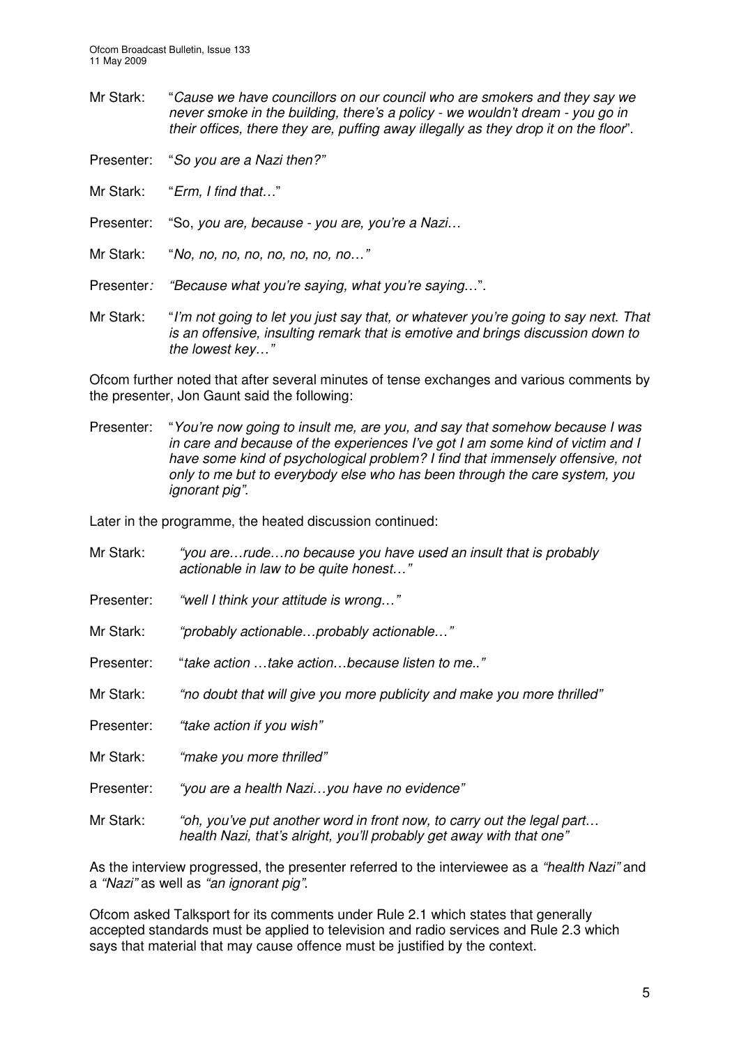Mr Stark: "*Cause we have councillors on our council who are smokers and they say we never smoke in the building, there's a policy - we wouldn't dream - you go in their offices, there they are, puffing away illegally as they drop it on the floor*".

Presenter: "*So you are a Nazi then?"*

Mr Stark: "*Erm, I find that…*"

Presenter: "So, *you are, because - you are, you're a Nazi…*

Mr Stark: "*No, no, no, no, no, no, no, no…"*

Presenter*: "Because what you're saying, what you're saying…*".

Mr Stark: "*I'm not going to let you just say that, or whatever you're going to say next. That is an offensive, insulting remark that is emotive and brings discussion down to the lowest key…"*

Ofcom further noted that after several minutes of tense exchanges and various comments by the presenter, Jon Gaunt said the following:

Presenter: "*You're now going to insult me, are you, and say that somehow because I was in care and because of the experiences I've got I am some kind of victim and I have some kind of psychological problem? I find that immensely offensive, not only to me but to everybody else who has been through the care system, you ignorant pig".*

Later in the programme, the heated discussion continued:

Mr Stark: *"you are…rude…no because you have used an insult that is probably actionable in law to be quite honest…"*

Presenter: *"well I think your attitude is wrong…"*

Mr Stark: *"probably actionable…probably actionable…"*

Presenter: "*take action …take action…because listen to me.."*

Mr Stark: *"no doubt that will give you more publicity and make you more thrilled"*

Presenter: *"take action if you wish"*

Mr Stark: *"make you more thrilled"*

Presenter: *"you are a health Nazi…you have no evidence"*

Mr Stark: *"oh, you've put another word in front now, to carry out the legal part… health Nazi, that's alright, you'll probably get away with that one"*

As the interview progressed, the presenter referred to the interviewee as a *"health Nazi"* and a *"Nazi"* as well as *"an ignorant pig"*.

Ofcom asked Talksport for its comments under Rule 2.1 which states that generally accepted standards must be applied to television and radio services and Rule 2.3 which says that material that may cause offence must be justified by the context.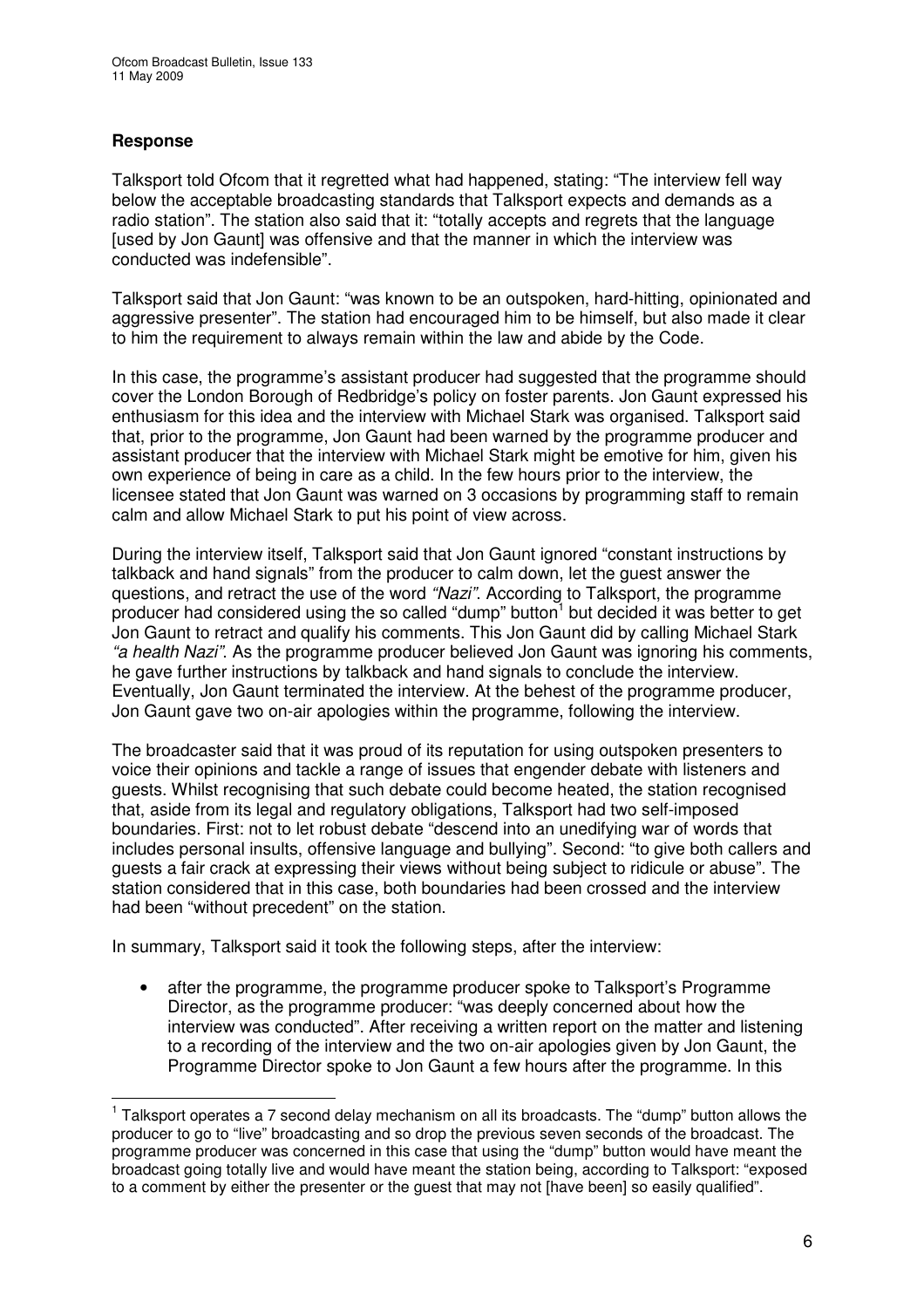## Response

Talksport told Ofcom that it regretted what had happened, stating: "The interview fell way below the acceptable broadcasting standards that Talksport expects and demands as a radio station". The station also said that it: "totally accepts and regrets that the language [used by Jon Gaunt] was offensive and that the manner in which the interview was conducted was indefensible".

Talksport said that Jon Gaunt: "was known to be an outspoken, hard-hitting, opinionated and aggressive presenter". The station had encouraged him to be himself, but also made it clear to him the requirement to always remain within the law and abide by the Code.

In this case, the programme's assistant producer had suggested that the programme should cover the London Borough of Redbridge's policy on foster parents. Jon Gaunt expressed his enthusiasm for this idea and the interview with Michael Stark was organised. Talksport said that, prior to the programme, Jon Gaunt had been warned by the programme producer and assistant producer that the interview with Michael Stark might be emotive for him, given his own experience of being in care as a child. In the few hours prior to the interview, the licensee stated that Jon Gaunt was warned on 3 occasions by programming staff to remain calm and allow Michael Stark to put his point of view across.

During the interview itself, Talksport said that Jon Gaunt ignored "constant instructions by talkback and hand signals" from the producer to calm down, let the guest answer the questions, and retract the use of the word *"Nazi"*. According to Talksport, the programme producer had considered using the so called "dump" button[1] but decided it was better to get Jon Gaunt to retract and qualify his comments. This Jon Gaunt did by calling Michael Stark *"a health Nazi"*. As the programme producer believed Jon Gaunt was ignoring his comments, he gave further instructions by talkback and hand signals to conclude the interview. Eventually, Jon Gaunt terminated the interview. At the behest of the programme producer, Jon Gaunt gave two on-air apologies within the programme, following the interview.

The broadcaster said that it was proud of its reputation for using outspoken presenters to voice their opinions and tackle a range of issues that engender debate with listeners and guests. Whilst recognising that such debate could become heated, the station recognised that, aside from its legal and regulatory obligations, Talksport had two self-imposed boundaries. First: not to let robust debate "descend into an unedifying war of words that includes personal insults, offensive language and bullying". Second: "to give both callers and guests a fair crack at expressing their views without being subject to ridicule or abuse". The station considered that in this case, both boundaries had been crossed and the interview had been "without precedent" on the station.

In summary, Talksport said it took the following steps, after the interview:

- after the programme, the programme producer spoke to Talksport's Programme Director, as the programme producer: "was deeply concerned about how the interview was conducted". After receiving a written report on the matter and listening to a recording of the interview and the two on-air apologies given by Jon Gaunt, the Programme Director spoke to Jon Gaunt a few hours after the programme. In this

[1] Talksport operates a 7 second delay mechanism on all its broadcasts. The "dump" button allows the producer to go to "live" broadcasting and so drop the previous seven seconds of the broadcast. The programme producer was concerned in this case that using the "dump" button would have meant the broadcast going totally live and would have meant the station being, according to Talksport: "exposed to a comment by either the presenter or the guest that may not [have been] so easily qualified".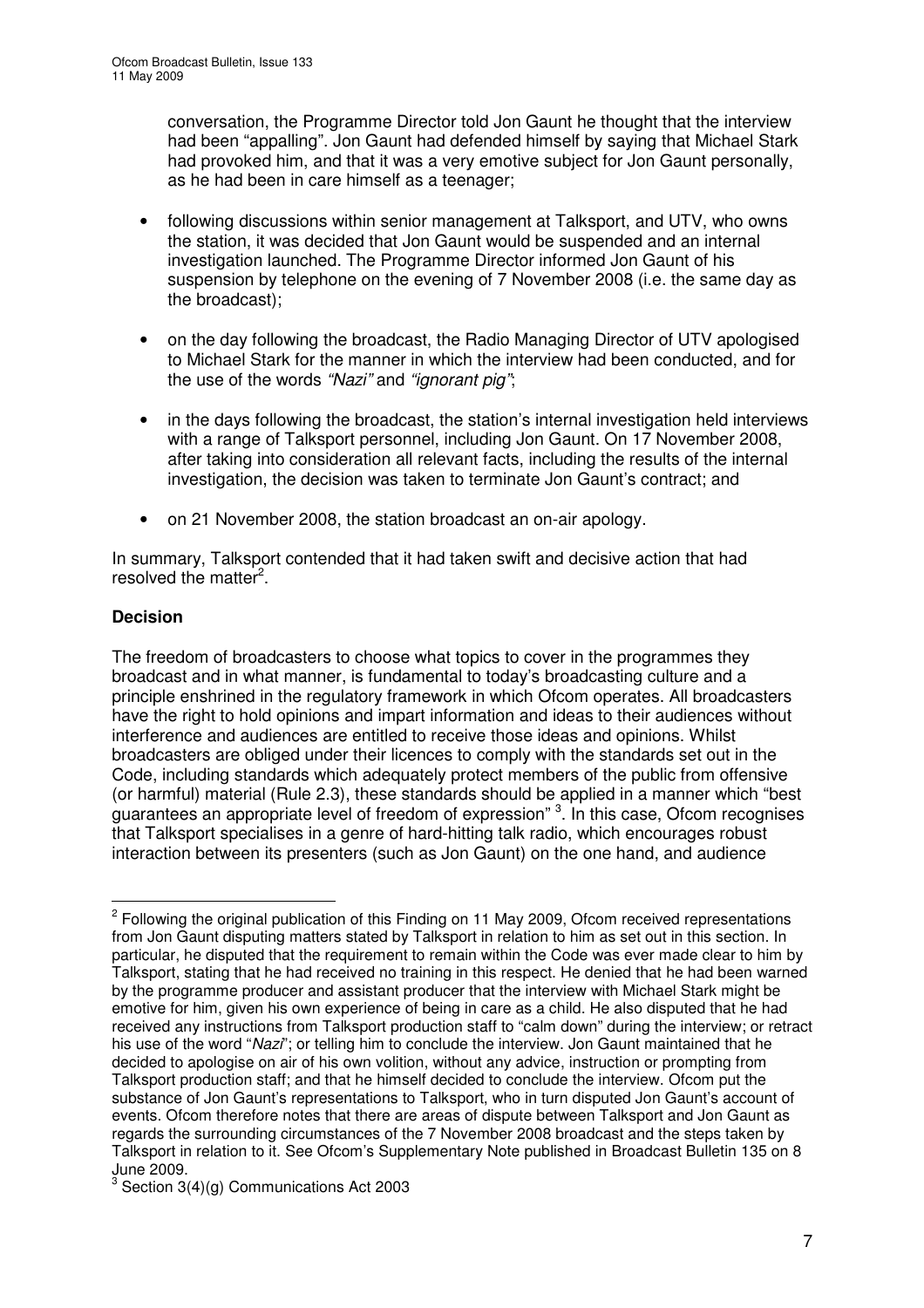conversation, the Programme Director told Jon Gaunt he thought that the interview had been "appalling". Jon Gaunt had defended himself by saying that Michael Stark had provoked him, and that it was a very emotive subject for Jon Gaunt personally, as he had been in care himself as a teenager;

- following discussions within senior management at Talksport, and UTV, who owns the station, it was decided that Jon Gaunt would be suspended and an internal investigation launched. The Programme Director informed Jon Gaunt of his suspension by telephone on the evening of 7 November 2008 (i.e. the same day as the broadcast);
- on the day following the broadcast, the Radio Managing Director of UTV apologised to Michael Stark for the manner in which the interview had been conducted, and for the use of the words *"Nazi"* and *"ignorant pig"*;
- in the days following the broadcast, the station's internal investigation held interviews with a range of Talksport personnel, including Jon Gaunt. On 17 November 2008, after taking into consideration all relevant facts, including the results of the internal investigation, the decision was taken to terminate Jon Gaunt's contract; and
- on 21 November 2008, the station broadcast an on-air apology.

In summary, Talksport contended that it had taken swift and decisive action that had resolved the matter[2].

**Decision**

The freedom of broadcasters to choose what topics to cover in the programmes they broadcast and in what manner, is fundamental to today's broadcasting culture and a principle enshrined in the regulatory framework in which Ofcom operates. All broadcasters have the right to hold opinions and impart information and ideas to their audiences without interference and audiences are entitled to receive those ideas and opinions. Whilst broadcasters are obliged under their licences to comply with the standards set out in the Code, including standards which adequately protect members of the public from offensive (or harmful) material (Rule 2.3), these standards should be applied in a manner which "best guarantees an appropriate level of freedom of expression" [3]. In this case, Ofcom recognises that Talksport specialises in a genre of hard-hitting talk radio, which encourages robust interaction between its presenters (such as Jon Gaunt) on the one hand, and audience

---

[2] Following the original publication of this Finding on 11 May 2009, Ofcom received representations from Jon Gaunt disputing matters stated by Talksport in relation to him as set out in this section. In particular, he disputed that the requirement to remain within the Code was ever made clear to him by Talksport, stating that he had received no training in this respect. He denied that he had been warned by the programme producer and assistant producer that the interview with Michael Stark might be emotive for him, given his own experience of being in care as a child. He also disputed that he had received any instructions from Talksport production staff to "calm down" during the interview; or retract his use of the word "*Nazi*"; or telling him to conclude the interview. Jon Gaunt maintained that he decided to apologise on air of his own volition, without any advice, instruction or prompting from Talksport production staff; and that he himself decided to conclude the interview. Ofcom put the substance of Jon Gaunt's representations to Talksport, who in turn disputed Jon Gaunt's account of events. Ofcom therefore notes that there are areas of dispute between Talksport and Jon Gaunt as regards the surrounding circumstances of the 7 November 2008 broadcast and the steps taken by Talksport in relation to it. See Ofcom's Supplementary Note published in Broadcast Bulletin 135 on 8 June 2009.

[3] Section 3(4)(g) Communications Act 2003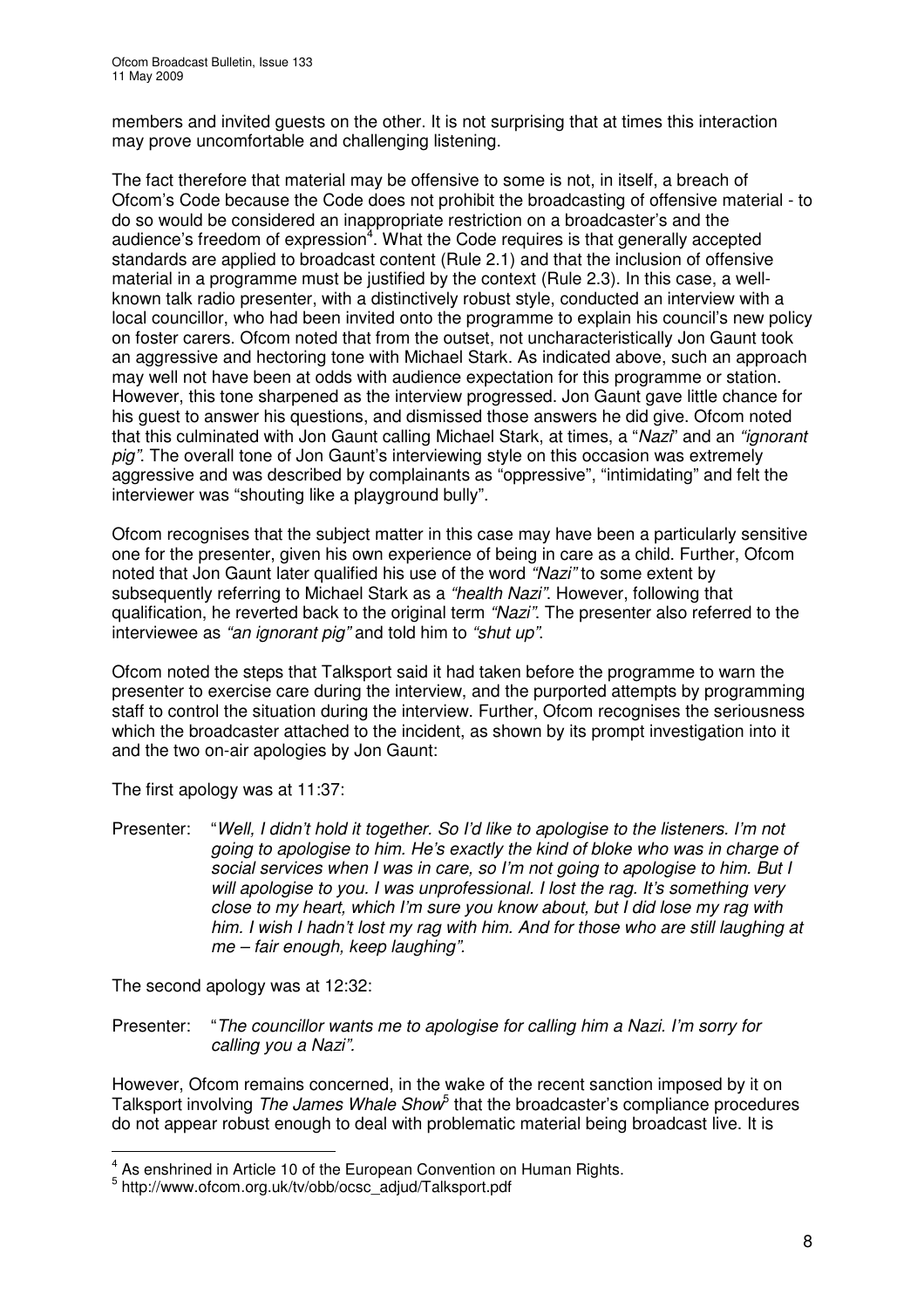members and invited guests on the other. It is not surprising that at times this interaction may prove uncomfortable and challenging listening.

The fact therefore that material may be offensive to some is not, in itself, a breach of Ofcom's Code because the Code does not prohibit the broadcasting of offensive material - to do so would be considered an inappropriate restriction on a broadcaster's and the audience's freedom of expression[4]. What the Code requires is that generally accepted standards are applied to broadcast content (Rule 2.1) and that the inclusion of offensive material in a programme must be justified by the context (Rule 2.3). In this case, a well-known talk radio presenter, with a distinctively robust style, conducted an interview with a local councillor, who had been invited onto the programme to explain his council's new policy on foster carers. Ofcom noted that from the outset, not uncharacteristically Jon Gaunt took an aggressive and hectoring tone with Michael Stark. As indicated above, such an approach may well not have been at odds with audience expectation for this programme or station. However, this tone sharpened as the interview progressed. Jon Gaunt gave little chance for his guest to answer his questions, and dismissed those answers he did give. Ofcom noted that this culminated with Jon Gaunt calling Michael Stark, at times, a "*Nazi*" and an *"ignorant pig"*. The overall tone of Jon Gaunt's interviewing style on this occasion was extremely aggressive and was described by complainants as "oppressive", "intimidating" and felt the interviewer was "shouting like a playground bully".

Ofcom recognises that the subject matter in this case may have been a particularly sensitive one for the presenter, given his own experience of being in care as a child. Further, Ofcom noted that Jon Gaunt later qualified his use of the word *"Nazi"* to some extent by subsequently referring to Michael Stark as a *"health Nazi"*. However, following that qualification, he reverted back to the original term *"Nazi"*. The presenter also referred to the interviewee as *"an ignorant pig"* and told him to *"shut up"*.

Ofcom noted the steps that Talksport said it had taken before the programme to warn the presenter to exercise care during the interview, and the purported attempts by programming staff to control the situation during the interview. Further, Ofcom recognises the seriousness which the broadcaster attached to the incident, as shown by its prompt investigation into it and the two on-air apologies by Jon Gaunt:

The first apology was at 11:37:

Presenter: "*Well, I didn't hold it together. So I'd like to apologise to the listeners. I'm not going to apologise to him. He's exactly the kind of bloke who was in charge of social services when I was in care, so I'm not going to apologise to him. But I will apologise to you. I was unprofessional. I lost the rag. It's something very close to my heart, which I'm sure you know about, but I did lose my rag with him. I wish I hadn't lost my rag with him. And for those who are still laughing at me – fair enough, keep laughing"*.

The second apology was at 12:32:

Presenter: "*The councillor wants me to apologise for calling him a Nazi. I'm sorry for calling you a Nazi"*.

However, Ofcom remains concerned, in the wake of the recent sanction imposed by it on Talksport involving *The James Whale Show*[5] that the broadcaster's compliance procedures do not appear robust enough to deal with problematic material being broadcast live. It is

[4] As enshrined in Article 10 of the European Convention on Human Rights.

[5] http://www.ofcom.org.uk/tv/obb/ocsc_adjud/Talksport.pdf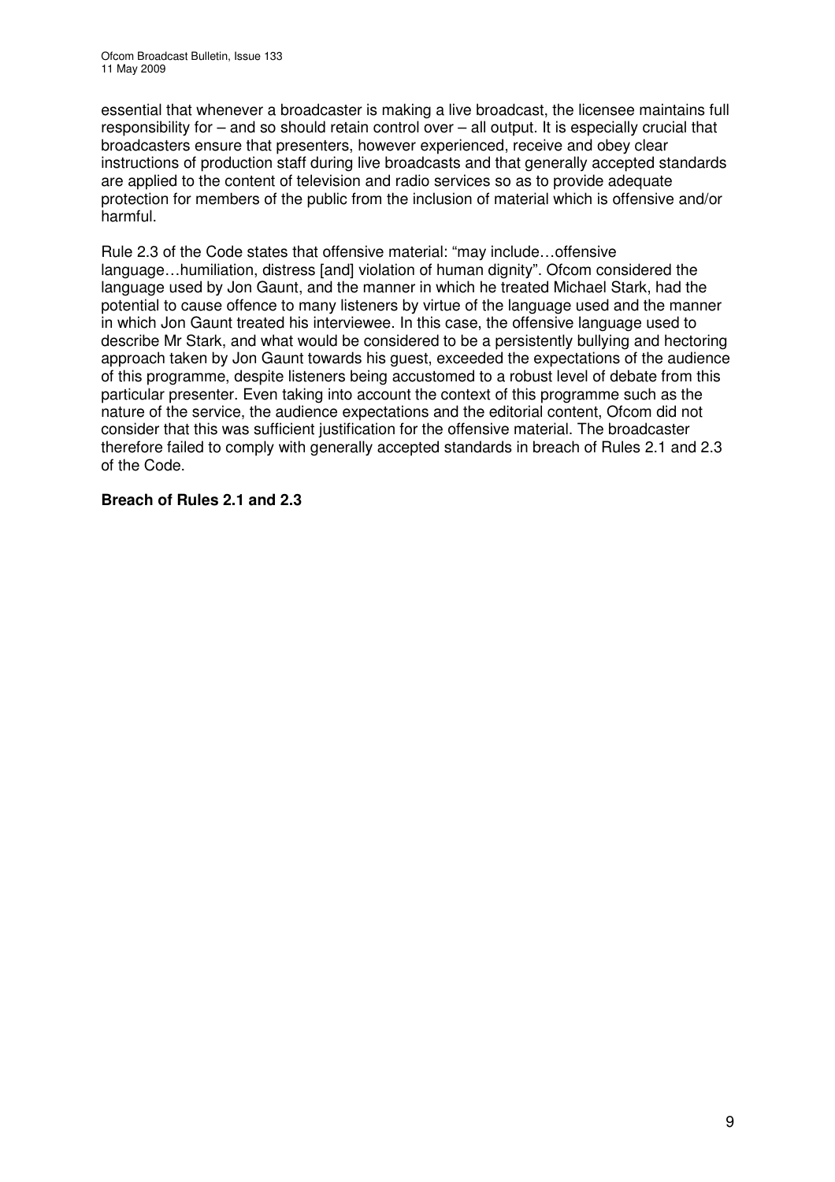essential that whenever a broadcaster is making a live broadcast, the licensee maintains full responsibility for – and so should retain control over – all output. It is especially crucial that broadcasters ensure that presenters, however experienced, receive and obey clear instructions of production staff during live broadcasts and that generally accepted standards are applied to the content of television and radio services so as to provide adequate protection for members of the public from the inclusion of material which is offensive and/or harmful.

Rule 2.3 of the Code states that offensive material: "may include…offensive language…humiliation, distress [and] violation of human dignity". Ofcom considered the language used by Jon Gaunt, and the manner in which he treated Michael Stark, had the potential to cause offence to many listeners by virtue of the language used and the manner in which Jon Gaunt treated his interviewee. In this case, the offensive language used to describe Mr Stark, and what would be considered to be a persistently bullying and hectoring approach taken by Jon Gaunt towards his guest, exceeded the expectations of the audience of this programme, despite listeners being accustomed to a robust level of debate from this particular presenter. Even taking into account the context of this programme such as the nature of the service, the audience expectations and the editorial content, Ofcom did not consider that this was sufficient justification for the offensive material. The broadcaster therefore failed to comply with generally accepted standards in breach of Rules 2.1 and 2.3 of the Code.

**Breach of Rules 2.1 and 2.3**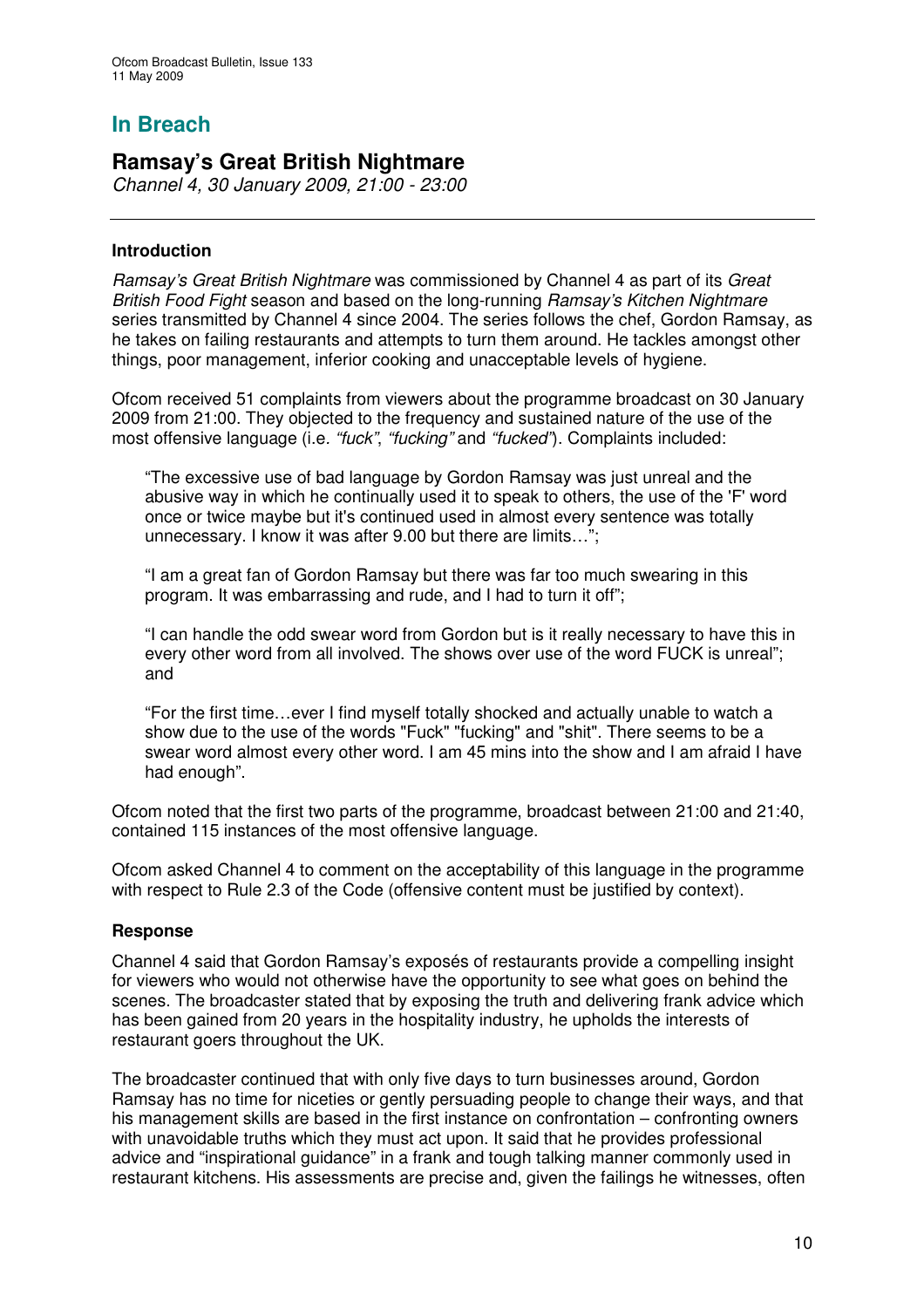# In Breach

## Ramsay's Great British Nightmare

*Channel 4, 30 January 2009, 21:00 - 23:00*

---

### Introduction

*Ramsay's Great British Nightmare* was commissioned by Channel 4 as part of its *Great British Food Fight* season and based on the long-running *Ramsay's Kitchen Nightmare* series transmitted by Channel 4 since 2004. The series follows the chef, Gordon Ramsay, as he takes on failing restaurants and attempts to turn them around. He tackles amongst other things, poor management, inferior cooking and unacceptable levels of hygiene.

Ofcom received 51 complaints from viewers about the programme broadcast on 30 January 2009 from 21:00. They objected to the frequency and sustained nature of the use of the most offensive language (i.e. *"fuck"*, *"fucking"* and *"fucked"*). Complaints included:

> "The excessive use of bad language by Gordon Ramsay was just unreal and the abusive way in which he continually used it to speak to others, the use of the 'F' word once or twice maybe but it's continued used in almost every sentence was totally unnecessary. I know it was after 9.00 but there are limits…";
>
> "I am a great fan of Gordon Ramsay but there was far too much swearing in this program. It was embarrassing and rude, and I had to turn it off";
>
> "I can handle the odd swear word from Gordon but is it really necessary to have this in every other word from all involved. The shows over use of the word FUCK is unreal"; and
>
> "For the first time…ever I find myself totally shocked and actually unable to watch a show due to the use of the words "Fuck" "fucking" and "shit". There seems to be a swear word almost every other word. I am 45 mins into the show and I am afraid I have had enough".

Ofcom noted that the first two parts of the programme, broadcast between 21:00 and 21:40, contained 115 instances of the most offensive language.

Ofcom asked Channel 4 to comment on the acceptability of this language in the programme with respect to Rule 2.3 of the Code (offensive content must be justified by context).

### Response

Channel 4 said that Gordon Ramsay's exposés of restaurants provide a compelling insight for viewers who would not otherwise have the opportunity to see what goes on behind the scenes. The broadcaster stated that by exposing the truth and delivering frank advice which has been gained from 20 years in the hospitality industry, he upholds the interests of restaurant goers throughout the UK.

The broadcaster continued that with only five days to turn businesses around, Gordon Ramsay has no time for niceties or gently persuading people to change their ways, and that his management skills are based in the first instance on confrontation – confronting owners with unavoidable truths which they must act upon. It said that he provides professional advice and "inspirational guidance" in a frank and tough talking manner commonly used in restaurant kitchens. His assessments are precise and, given the failings he witnesses, often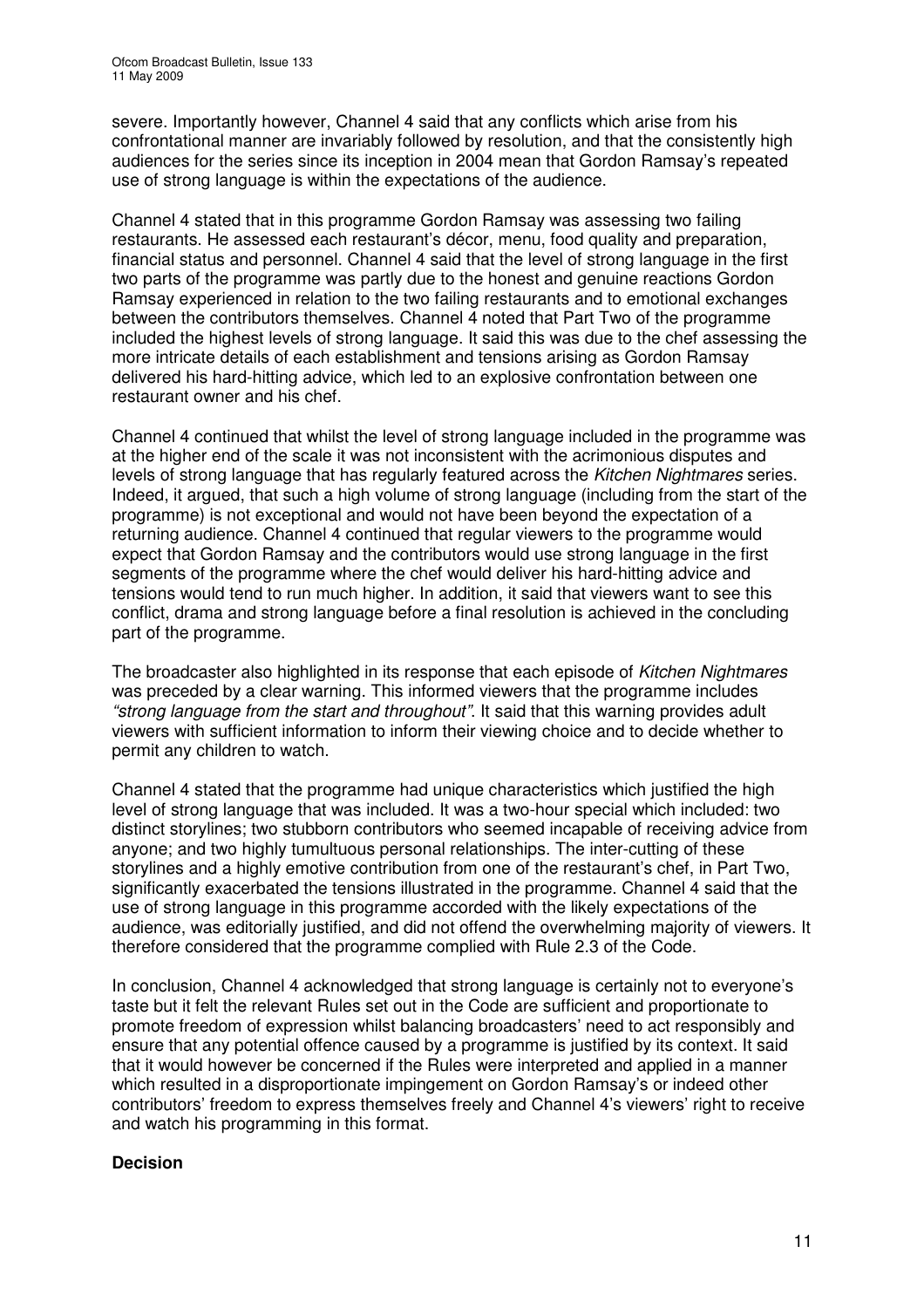severe. Importantly however, Channel 4 said that any conflicts which arise from his confrontational manner are invariably followed by resolution, and that the consistently high audiences for the series since its inception in 2004 mean that Gordon Ramsay's repeated use of strong language is within the expectations of the audience.

Channel 4 stated that in this programme Gordon Ramsay was assessing two failing restaurants. He assessed each restaurant's décor, menu, food quality and preparation, financial status and personnel. Channel 4 said that the level of strong language in the first two parts of the programme was partly due to the honest and genuine reactions Gordon Ramsay experienced in relation to the two failing restaurants and to emotional exchanges between the contributors themselves. Channel 4 noted that Part Two of the programme included the highest levels of strong language. It said this was due to the chef assessing the more intricate details of each establishment and tensions arising as Gordon Ramsay delivered his hard-hitting advice, which led to an explosive confrontation between one restaurant owner and his chef.

Channel 4 continued that whilst the level of strong language included in the programme was at the higher end of the scale it was not inconsistent with the acrimonious disputes and levels of strong language that has regularly featured across the *Kitchen Nightmares* series. Indeed, it argued, that such a high volume of strong language (including from the start of the programme) is not exceptional and would not have been beyond the expectation of a returning audience. Channel 4 continued that regular viewers to the programme would expect that Gordon Ramsay and the contributors would use strong language in the first segments of the programme where the chef would deliver his hard-hitting advice and tensions would tend to run much higher. In addition, it said that viewers want to see this conflict, drama and strong language before a final resolution is achieved in the concluding part of the programme.

The broadcaster also highlighted in its response that each episode of *Kitchen Nightmares* was preceded by a clear warning. This informed viewers that the programme includes *"strong language from the start and throughout"*. It said that this warning provides adult viewers with sufficient information to inform their viewing choice and to decide whether to permit any children to watch.

Channel 4 stated that the programme had unique characteristics which justified the high level of strong language that was included. It was a two-hour special which included: two distinct storylines; two stubborn contributors who seemed incapable of receiving advice from anyone; and two highly tumultuous personal relationships. The inter-cutting of these storylines and a highly emotive contribution from one of the restaurant's chef, in Part Two, significantly exacerbated the tensions illustrated in the programme. Channel 4 said that the use of strong language in this programme accorded with the likely expectations of the audience, was editorially justified, and did not offend the overwhelming majority of viewers. It therefore considered that the programme complied with Rule 2.3 of the Code.

In conclusion, Channel 4 acknowledged that strong language is certainly not to everyone's taste but it felt the relevant Rules set out in the Code are sufficient and proportionate to promote freedom of expression whilst balancing broadcasters' need to act responsibly and ensure that any potential offence caused by a programme is justified by its context. It said that it would however be concerned if the Rules were interpreted and applied in a manner which resulted in a disproportionate impingement on Gordon Ramsay's or indeed other contributors' freedom to express themselves freely and Channel 4's viewers' right to receive and watch his programming in this format.

**Decision**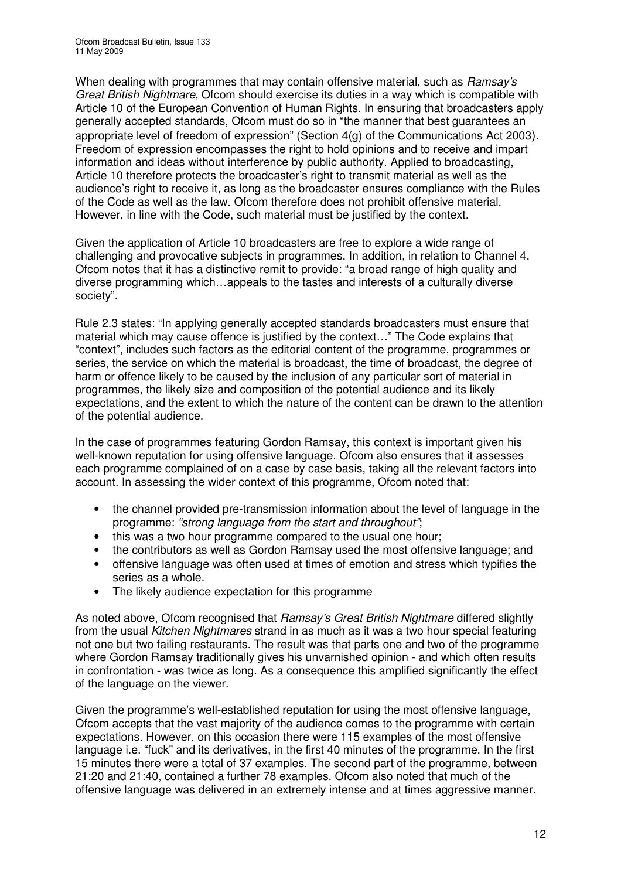When dealing with programmes that may contain offensive material, such as *Ramsay's Great British Nightmare*, Ofcom should exercise its duties in a way which is compatible with Article 10 of the European Convention of Human Rights. In ensuring that broadcasters apply generally accepted standards, Ofcom must do so in "the manner that best guarantees an appropriate level of freedom of expression" (Section 4(g) of the Communications Act 2003). Freedom of expression encompasses the right to hold opinions and to receive and impart information and ideas without interference by public authority. Applied to broadcasting, Article 10 therefore protects the broadcaster's right to transmit material as well as the audience's right to receive it, as long as the broadcaster ensures compliance with the Rules of the Code as well as the law. Ofcom therefore does not prohibit offensive material. However, in line with the Code, such material must be justified by the context.

Given the application of Article 10 broadcasters are free to explore a wide range of challenging and provocative subjects in programmes. In addition, in relation to Channel 4, Ofcom notes that it has a distinctive remit to provide: "a broad range of high quality and diverse programming which…appeals to the tastes and interests of a culturally diverse society".

Rule 2.3 states: "In applying generally accepted standards broadcasters must ensure that material which may cause offence is justified by the context…" The Code explains that "context", includes such factors as the editorial content of the programme, programmes or series, the service on which the material is broadcast, the time of broadcast, the degree of harm or offence likely to be caused by the inclusion of any particular sort of material in programmes, the likely size and composition of the potential audience and its likely expectations, and the extent to which the nature of the content can be drawn to the attention of the potential audience.

In the case of programmes featuring Gordon Ramsay, this context is important given his well-known reputation for using offensive language. Ofcom also ensures that it assesses each programme complained of on a case by case basis, taking all the relevant factors into account. In assessing the wider context of this programme, Ofcom noted that:

- the channel provided pre-transmission information about the level of language in the programme: *"strong language from the start and throughout"*;
- this was a two hour programme compared to the usual one hour;
- the contributors as well as Gordon Ramsay used the most offensive language; and
- offensive language was often used at times of emotion and stress which typifies the series as a whole.
- The likely audience expectation for this programme

As noted above, Ofcom recognised that *Ramsay's Great British Nightmare* differed slightly from the usual *Kitchen Nightmares* strand in as much as it was a two hour special featuring not one but two failing restaurants. The result was that parts one and two of the programme where Gordon Ramsay traditionally gives his unvarnished opinion - and which often results in confrontation - was twice as long. As a consequence this amplified significantly the effect of the language on the viewer.

Given the programme's well-established reputation for using the most offensive language, Ofcom accepts that the vast majority of the audience comes to the programme with certain expectations. However, on this occasion there were 115 examples of the most offensive language i.e. "fuck" and its derivatives, in the first 40 minutes of the programme. In the first 15 minutes there were a total of 37 examples. The second part of the programme, between 21:20 and 21:40, contained a further 78 examples. Ofcom also noted that much of the offensive language was delivered in an extremely intense and at times aggressive manner.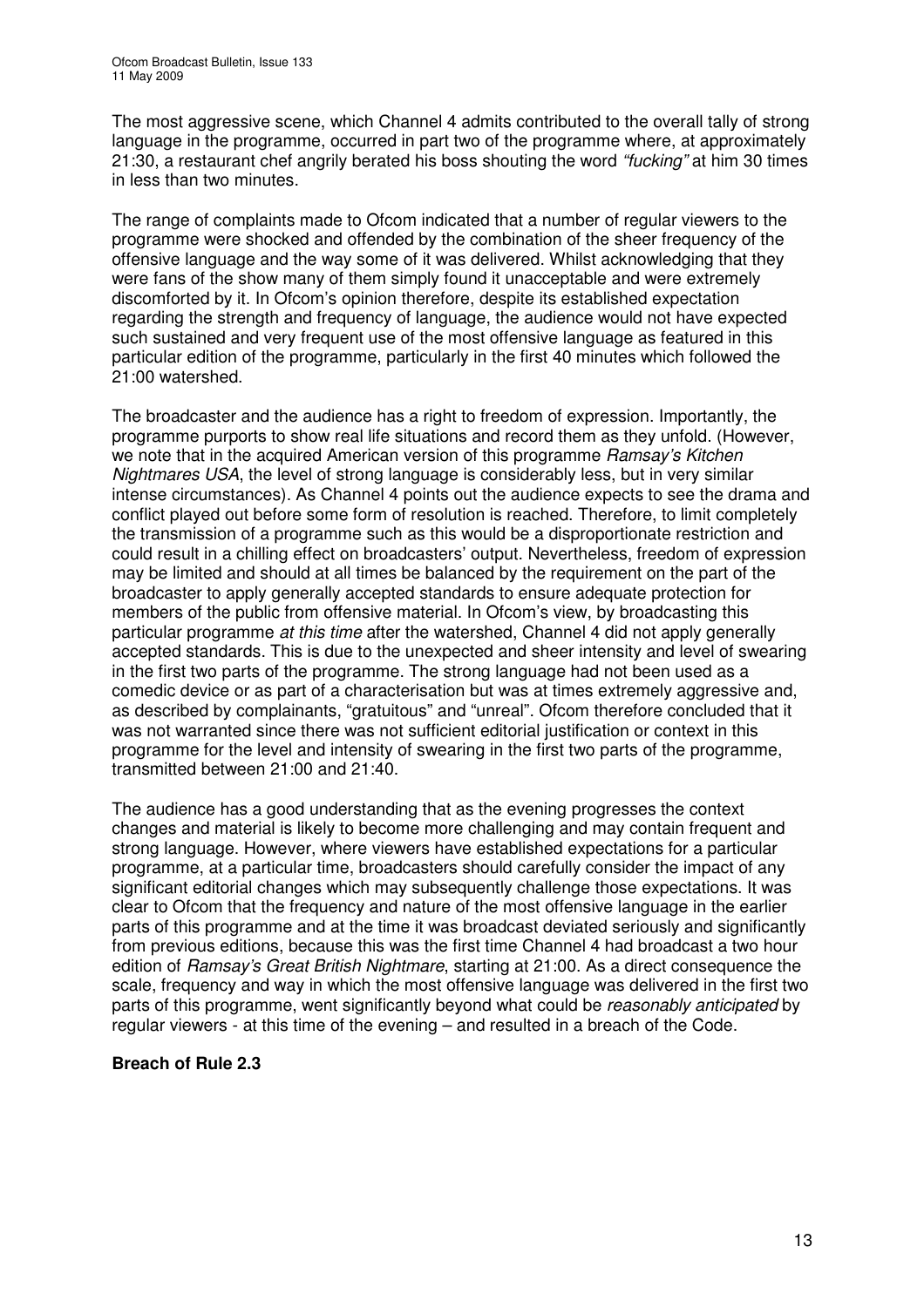The most aggressive scene, which Channel 4 admits contributed to the overall tally of strong language in the programme, occurred in part two of the programme where, at approximately 21:30, a restaurant chef angrily berated his boss shouting the word *"fucking"* at him 30 times in less than two minutes.

The range of complaints made to Ofcom indicated that a number of regular viewers to the programme were shocked and offended by the combination of the sheer frequency of the offensive language and the way some of it was delivered. Whilst acknowledging that they were fans of the show many of them simply found it unacceptable and were extremely discomforted by it. In Ofcom's opinion therefore, despite its established expectation regarding the strength and frequency of language, the audience would not have expected such sustained and very frequent use of the most offensive language as featured in this particular edition of the programme, particularly in the first 40 minutes which followed the 21:00 watershed.

The broadcaster and the audience has a right to freedom of expression. Importantly, the programme purports to show real life situations and record them as they unfold. (However, we note that in the acquired American version of this programme *Ramsay's Kitchen Nightmares USA*, the level of strong language is considerably less, but in very similar intense circumstances). As Channel 4 points out the audience expects to see the drama and conflict played out before some form of resolution is reached. Therefore, to limit completely the transmission of a programme such as this would be a disproportionate restriction and could result in a chilling effect on broadcasters' output. Nevertheless, freedom of expression may be limited and should at all times be balanced by the requirement on the part of the broadcaster to apply generally accepted standards to ensure adequate protection for members of the public from offensive material. In Ofcom's view, by broadcasting this particular programme *at this time* after the watershed, Channel 4 did not apply generally accepted standards. This is due to the unexpected and sheer intensity and level of swearing in the first two parts of the programme. The strong language had not been used as a comedic device or as part of a characterisation but was at times extremely aggressive and, as described by complainants, "gratuitous" and "unreal". Ofcom therefore concluded that it was not warranted since there was not sufficient editorial justification or context in this programme for the level and intensity of swearing in the first two parts of the programme, transmitted between 21:00 and 21:40.

The audience has a good understanding that as the evening progresses the context changes and material is likely to become more challenging and may contain frequent and strong language. However, where viewers have established expectations for a particular programme, at a particular time, broadcasters should carefully consider the impact of any significant editorial changes which may subsequently challenge those expectations. It was clear to Ofcom that the frequency and nature of the most offensive language in the earlier parts of this programme and at the time it was broadcast deviated seriously and significantly from previous editions, because this was the first time Channel 4 had broadcast a two hour edition of *Ramsay's Great British Nightmare*, starting at 21:00. As a direct consequence the scale, frequency and way in which the most offensive language was delivered in the first two parts of this programme, went significantly beyond what could be *reasonably anticipated* by regular viewers - at this time of the evening – and resulted in a breach of the Code.

**Breach of Rule 2.3**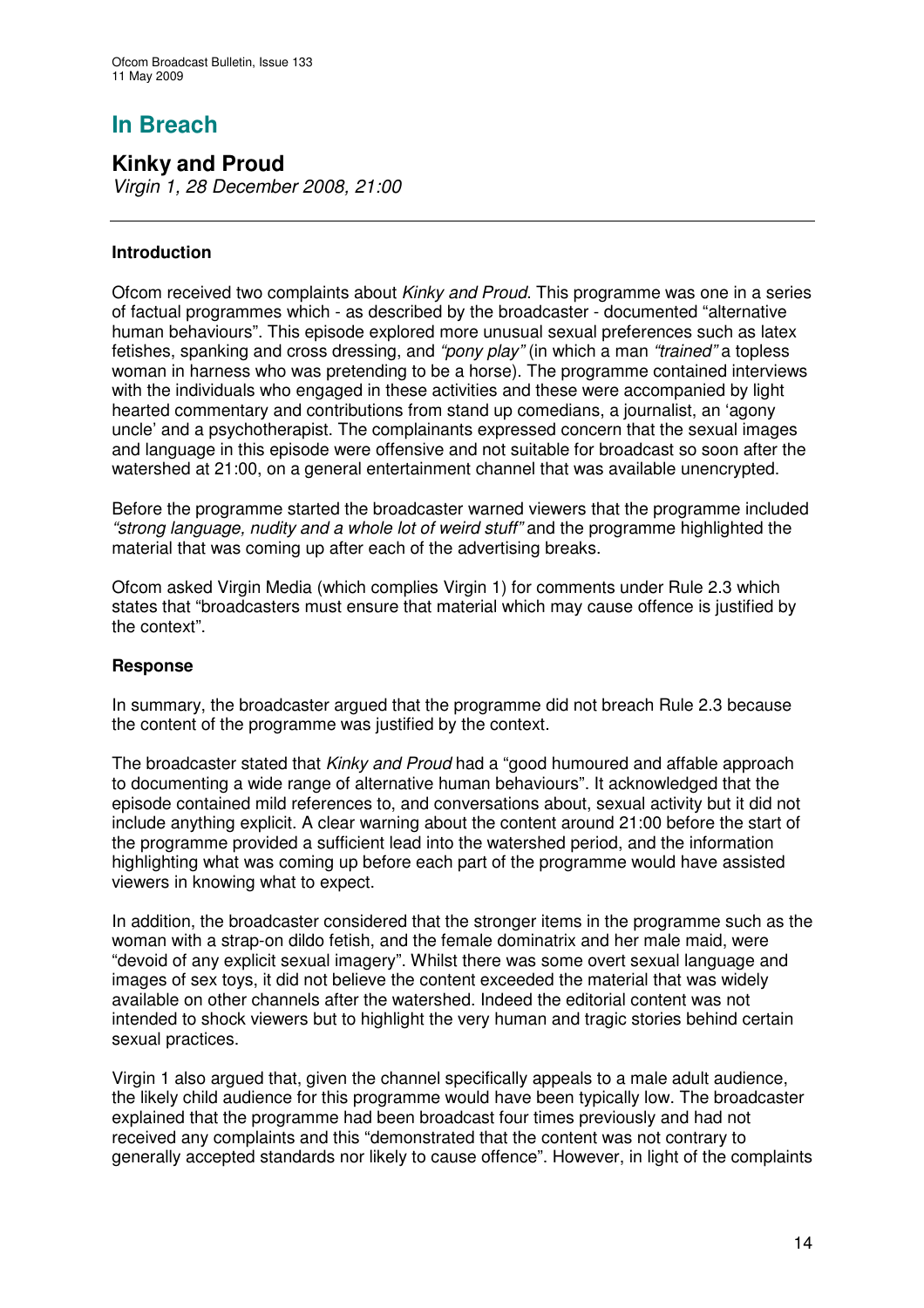# In Breach

## Kinky and Proud

*Virgin 1, 28 December 2008, 21:00*

---

### Introduction

Ofcom received two complaints about *Kinky and Proud*. This programme was one in a series of factual programmes which - as described by the broadcaster - documented "alternative human behaviours". This episode explored more unusual sexual preferences such as latex fetishes, spanking and cross dressing, and *"pony play"* (in which a man *"trained"* a topless woman in harness who was pretending to be a horse). The programme contained interviews with the individuals who engaged in these activities and these were accompanied by light hearted commentary and contributions from stand up comedians, a journalist, an 'agony uncle' and a psychotherapist. The complainants expressed concern that the sexual images and language in this episode were offensive and not suitable for broadcast so soon after the watershed at 21:00, on a general entertainment channel that was available unencrypted.

Before the programme started the broadcaster warned viewers that the programme included *"strong language, nudity and a whole lot of weird stuff"* and the programme highlighted the material that was coming up after each of the advertising breaks.

Ofcom asked Virgin Media (which complies Virgin 1) for comments under Rule 2.3 which states that "broadcasters must ensure that material which may cause offence is justified by the context".

### Response

In summary, the broadcaster argued that the programme did not breach Rule 2.3 because the content of the programme was justified by the context.

The broadcaster stated that *Kinky and Proud* had a "good humoured and affable approach to documenting a wide range of alternative human behaviours". It acknowledged that the episode contained mild references to, and conversations about, sexual activity but it did not include anything explicit. A clear warning about the content around 21:00 before the start of the programme provided a sufficient lead into the watershed period, and the information highlighting what was coming up before each part of the programme would have assisted viewers in knowing what to expect.

In addition, the broadcaster considered that the stronger items in the programme such as the woman with a strap-on dildo fetish, and the female dominatrix and her male maid, were "devoid of any explicit sexual imagery". Whilst there was some overt sexual language and images of sex toys, it did not believe the content exceeded the material that was widely available on other channels after the watershed. Indeed the editorial content was not intended to shock viewers but to highlight the very human and tragic stories behind certain sexual practices.

Virgin 1 also argued that, given the channel specifically appeals to a male adult audience, the likely child audience for this programme would have been typically low. The broadcaster explained that the programme had been broadcast four times previously and had not received any complaints and this "demonstrated that the content was not contrary to generally accepted standards nor likely to cause offence". However, in light of the complaints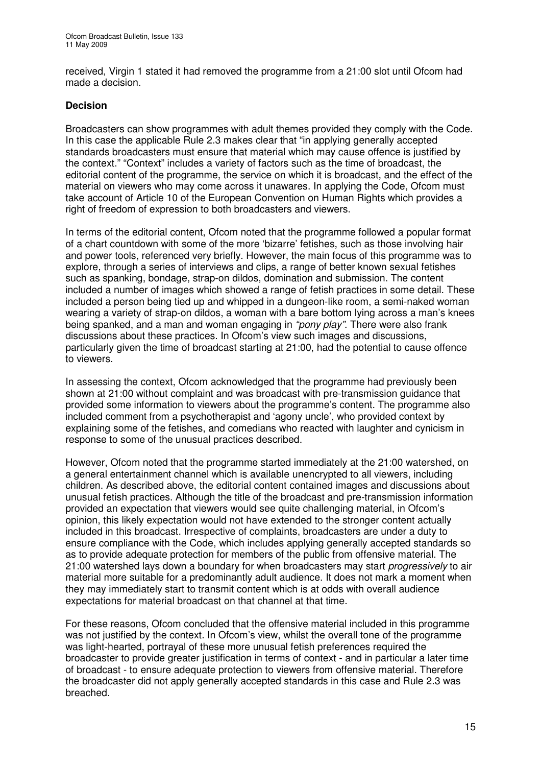received, Virgin 1 stated it had removed the programme from a 21:00 slot until Ofcom had made a decision.

### Decision

Broadcasters can show programmes with adult themes provided they comply with the Code. In this case the applicable Rule 2.3 makes clear that "in applying generally accepted standards broadcasters must ensure that material which may cause offence is justified by the context." "Context" includes a variety of factors such as the time of broadcast, the editorial content of the programme, the service on which it is broadcast, and the effect of the material on viewers who may come across it unawares. In applying the Code, Ofcom must take account of Article 10 of the European Convention on Human Rights which provides a right of freedom of expression to both broadcasters and viewers.

In terms of the editorial content, Ofcom noted that the programme followed a popular format of a chart countdown with some of the more 'bizarre' fetishes, such as those involving hair and power tools, referenced very briefly. However, the main focus of this programme was to explore, through a series of interviews and clips, a range of better known sexual fetishes such as spanking, bondage, strap-on dildos, domination and submission. The content included a number of images which showed a range of fetish practices in some detail. These included a person being tied up and whipped in a dungeon-like room, a semi-naked woman wearing a variety of strap-on dildos, a woman with a bare bottom lying across a man's knees being spanked, and a man and woman engaging in *"pony play"*. There were also frank discussions about these practices. In Ofcom's view such images and discussions, particularly given the time of broadcast starting at 21:00, had the potential to cause offence to viewers.

In assessing the context, Ofcom acknowledged that the programme had previously been shown at 21:00 without complaint and was broadcast with pre-transmission guidance that provided some information to viewers about the programme's content. The programme also included comment from a psychotherapist and 'agony uncle', who provided context by explaining some of the fetishes, and comedians who reacted with laughter and cynicism in response to some of the unusual practices described.

However, Ofcom noted that the programme started immediately at the 21:00 watershed, on a general entertainment channel which is available unencrypted to all viewers, including children. As described above, the editorial content contained images and discussions about unusual fetish practices. Although the title of the broadcast and pre-transmission information provided an expectation that viewers would see quite challenging material, in Ofcom's opinion, this likely expectation would not have extended to the stronger content actually included in this broadcast. Irrespective of complaints, broadcasters are under a duty to ensure compliance with the Code, which includes applying generally accepted standards so as to provide adequate protection for members of the public from offensive material. The 21:00 watershed lays down a boundary for when broadcasters may start *progressively* to air material more suitable for a predominantly adult audience. It does not mark a moment when they may immediately start to transmit content which is at odds with overall audience expectations for material broadcast on that channel at that time.

For these reasons, Ofcom concluded that the offensive material included in this programme was not justified by the context. In Ofcom's view, whilst the overall tone of the programme was light-hearted, portrayal of these more unusual fetish preferences required the broadcaster to provide greater justification in terms of context - and in particular a later time of broadcast - to ensure adequate protection to viewers from offensive material. Therefore the broadcaster did not apply generally accepted standards in this case and Rule 2.3 was breached.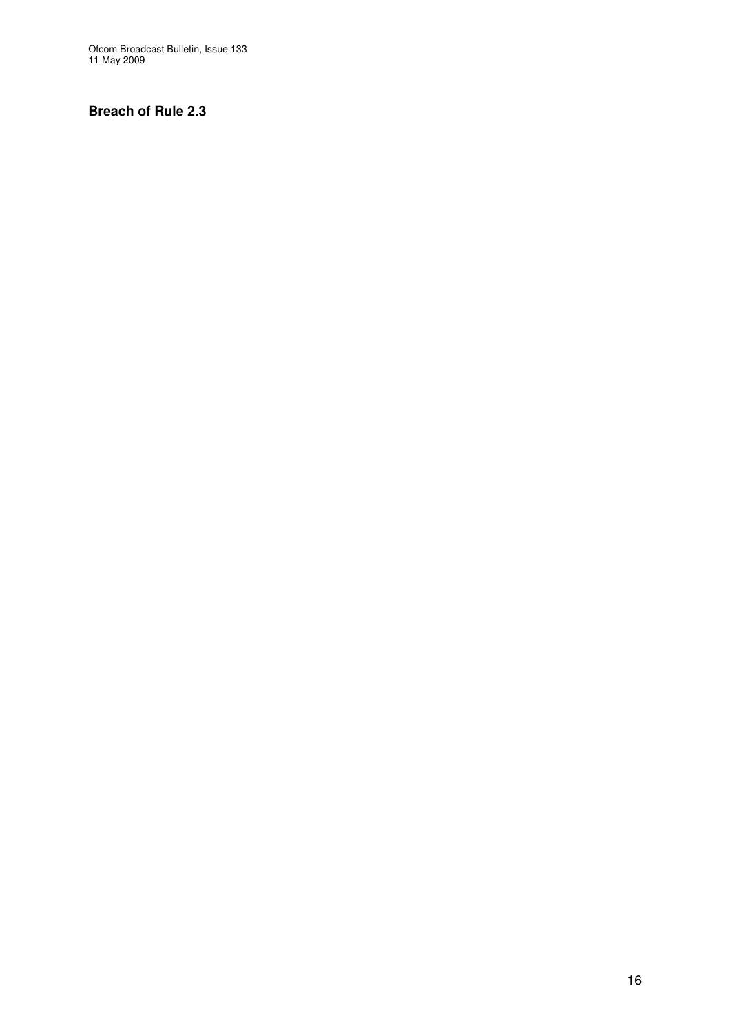**Breach of Rule 2.3**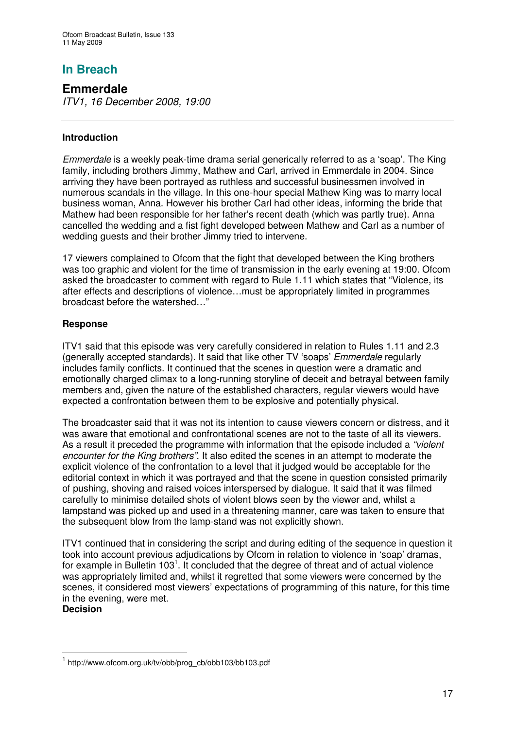## In Breach

## Emmerdale

*ITV1, 16 December 2008, 19:00*

---

**Introduction**

*Emmerdale* is a weekly peak-time drama serial generically referred to as a 'soap'. The King family, including brothers Jimmy, Mathew and Carl, arrived in Emmerdale in 2004. Since arriving they have been portrayed as ruthless and successful businessmen involved in numerous scandals in the village. In this one-hour special Mathew King was to marry local business woman, Anna. However his brother Carl had other ideas, informing the bride that Mathew had been responsible for her father's recent death (which was partly true). Anna cancelled the wedding and a fist fight developed between Mathew and Carl as a number of wedding guests and their brother Jimmy tried to intervene.

17 viewers complained to Ofcom that the fight that developed between the King brothers was too graphic and violent for the time of transmission in the early evening at 19:00. Ofcom asked the broadcaster to comment with regard to Rule 1.11 which states that "Violence, its after effects and descriptions of violence…must be appropriately limited in programmes broadcast before the watershed…"

**Response**

ITV1 said that this episode was very carefully considered in relation to Rules 1.11 and 2.3 (generally accepted standards). It said that like other TV 'soaps' *Emmerdale* regularly includes family conflicts. It continued that the scenes in question were a dramatic and emotionally charged climax to a long-running storyline of deceit and betrayal between family members and, given the nature of the established characters, regular viewers would have expected a confrontation between them to be explosive and potentially physical.

The broadcaster said that it was not its intention to cause viewers concern or distress, and it was aware that emotional and confrontational scenes are not to the taste of all its viewers. As a result it preceded the programme with information that the episode included a *"violent encounter for the King brothers"*. It also edited the scenes in an attempt to moderate the explicit violence of the confrontation to a level that it judged would be acceptable for the editorial context in which it was portrayed and that the scene in question consisted primarily of pushing, shoving and raised voices interspersed by dialogue. It said that it was filmed carefully to minimise detailed shots of violent blows seen by the viewer and, whilst a lampstand was picked up and used in a threatening manner, care was taken to ensure that the subsequent blow from the lamp-stand was not explicitly shown.

ITV1 continued that in considering the script and during editing of the sequence in question it took into account previous adjudications by Ofcom in relation to violence in 'soap' dramas, for example in Bulletin 103[1]. It concluded that the degree of threat and of actual violence was appropriately limited and, whilst it regretted that some viewers were concerned by the scenes, it considered most viewers' expectations of programming of this nature, for this time in the evening, were met.

**Decision**

---

[1] http://www.ofcom.org.uk/tv/obb/prog_cb/obb103/bb103.pdf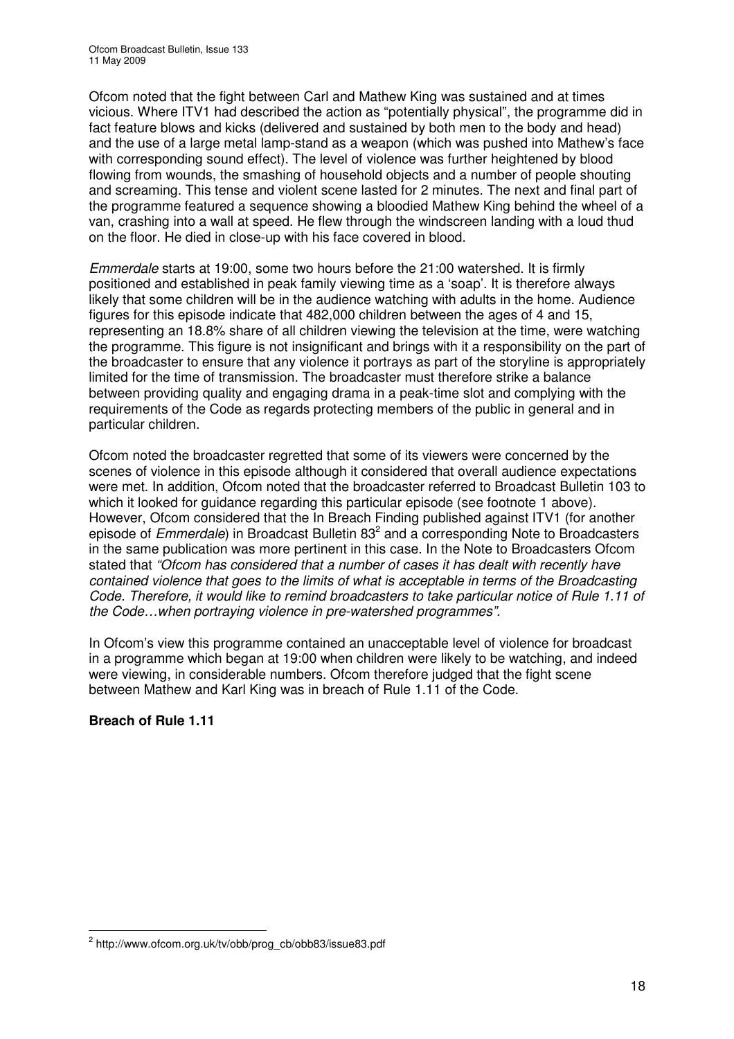Ofcom noted that the fight between Carl and Mathew King was sustained and at times vicious. Where ITV1 had described the action as "potentially physical", the programme did in fact feature blows and kicks (delivered and sustained by both men to the body and head) and the use of a large metal lamp-stand as a weapon (which was pushed into Mathew's face with corresponding sound effect). The level of violence was further heightened by blood flowing from wounds, the smashing of household objects and a number of people shouting and screaming. This tense and violent scene lasted for 2 minutes. The next and final part of the programme featured a sequence showing a bloodied Mathew King behind the wheel of a van, crashing into a wall at speed. He flew through the windscreen landing with a loud thud on the floor. He died in close-up with his face covered in blood.

*Emmerdale* starts at 19:00, some two hours before the 21:00 watershed. It is firmly positioned and established in peak family viewing time as a 'soap'. It is therefore always likely that some children will be in the audience watching with adults in the home. Audience figures for this episode indicate that 482,000 children between the ages of 4 and 15, representing an 18.8% share of all children viewing the television at the time, were watching the programme. This figure is not insignificant and brings with it a responsibility on the part of the broadcaster to ensure that any violence it portrays as part of the storyline is appropriately limited for the time of transmission. The broadcaster must therefore strike a balance between providing quality and engaging drama in a peak-time slot and complying with the requirements of the Code as regards protecting members of the public in general and in particular children.

Ofcom noted the broadcaster regretted that some of its viewers were concerned by the scenes of violence in this episode although it considered that overall audience expectations were met. In addition, Ofcom noted that the broadcaster referred to Broadcast Bulletin 103 to which it looked for guidance regarding this particular episode (see footnote 1 above). However, Ofcom considered that the In Breach Finding published against ITV1 (for another episode of *Emmerdale*) in Broadcast Bulletin 83[2] and a corresponding Note to Broadcasters in the same publication was more pertinent in this case. In the Note to Broadcasters Ofcom stated that *"Ofcom has considered that a number of cases it has dealt with recently have contained violence that goes to the limits of what is acceptable in terms of the Broadcasting Code. Therefore, it would like to remind broadcasters to take particular notice of Rule 1.11 of the Code…when portraying violence in pre-watershed programmes".*

In Ofcom's view this programme contained an unacceptable level of violence for broadcast in a programme which began at 19:00 when children were likely to be watching, and indeed were viewing, in considerable numbers. Ofcom therefore judged that the fight scene between Mathew and Karl King was in breach of Rule 1.11 of the Code.

**Breach of Rule 1.11**

[2] http://www.ofcom.org.uk/tv/obb/prog_cb/obb83/issue83.pdf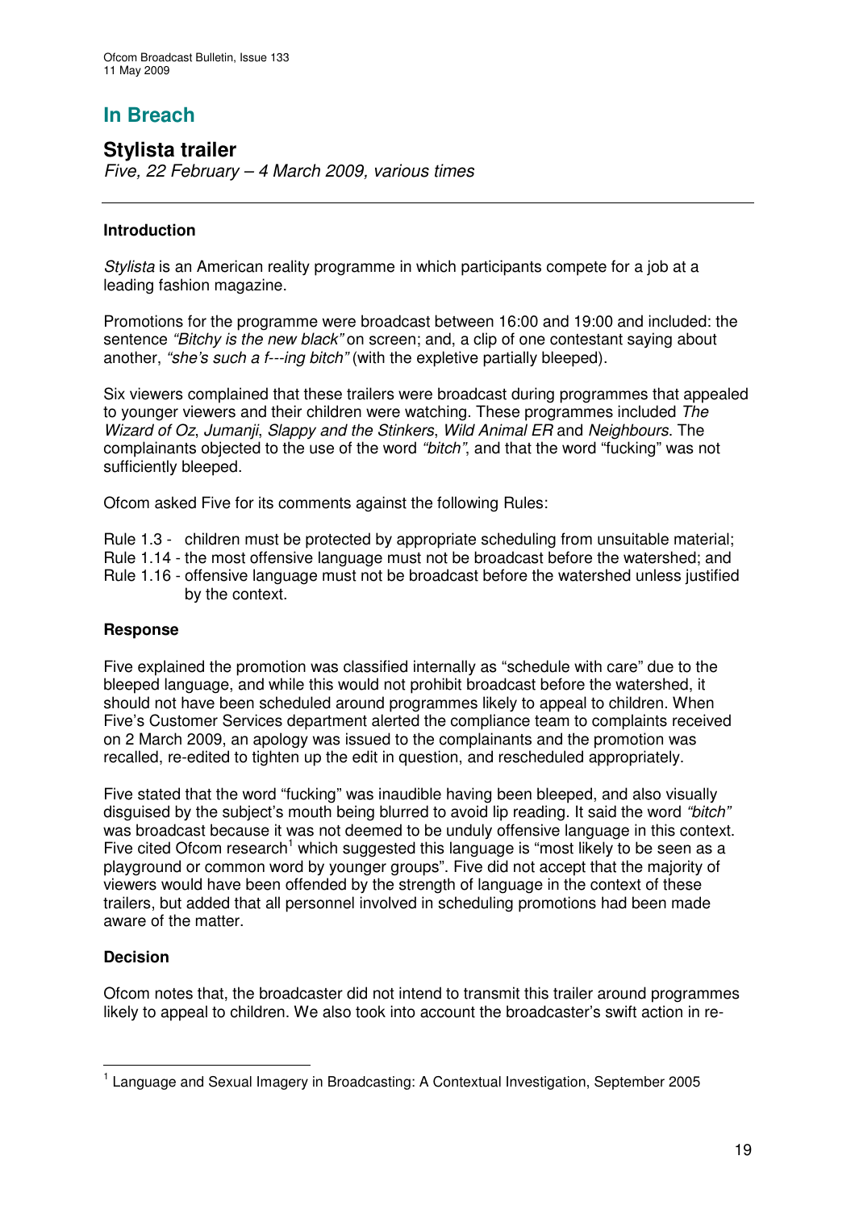## In Breach

### Stylista trailer

*Five, 22 February – 4 March 2009, various times*

---

**Introduction**

*Stylista* is an American reality programme in which participants compete for a job at a leading fashion magazine.

Promotions for the programme were broadcast between 16:00 and 19:00 and included: the sentence *"Bitchy is the new black"* on screen; and, a clip of one contestant saying about another, *"she's such a f---ing bitch"* (with the expletive partially bleeped).

Six viewers complained that these trailers were broadcast during programmes that appealed to younger viewers and their children were watching. These programmes included *The Wizard of Oz*, *Jumanji*, *Slappy and the Stinkers*, *Wild Animal ER* and *Neighbours*. The complainants objected to the use of the word *"bitch"*, and that the word "fucking" was not sufficiently bleeped.

Ofcom asked Five for its comments against the following Rules:

Rule 1.3 - children must be protected by appropriate scheduling from unsuitable material;
Rule 1.14 - the most offensive language must not be broadcast before the watershed; and
Rule 1.16 - offensive language must not be broadcast before the watershed unless justified by the context.

**Response**

Five explained the promotion was classified internally as "schedule with care" due to the bleeped language, and while this would not prohibit broadcast before the watershed, it should not have been scheduled around programmes likely to appeal to children. When Five's Customer Services department alerted the compliance team to complaints received on 2 March 2009, an apology was issued to the complainants and the promotion was recalled, re-edited to tighten up the edit in question, and rescheduled appropriately.

Five stated that the word "fucking" was inaudible having been bleeped, and also visually disguised by the subject's mouth being blurred to avoid lip reading. It said the word *"bitch"* was broadcast because it was not deemed to be unduly offensive language in this context. Five cited Ofcom research[1] which suggested this language is "most likely to be seen as a playground or common word by younger groups". Five did not accept that the majority of viewers would have been offended by the strength of language in the context of these trailers, but added that all personnel involved in scheduling promotions had been made aware of the matter.

**Decision**

Ofcom notes that, the broadcaster did not intend to transmit this trailer around programmes likely to appeal to children. We also took into account the broadcaster's swift action in re-

[1] Language and Sexual Imagery in Broadcasting: A Contextual Investigation, September 2005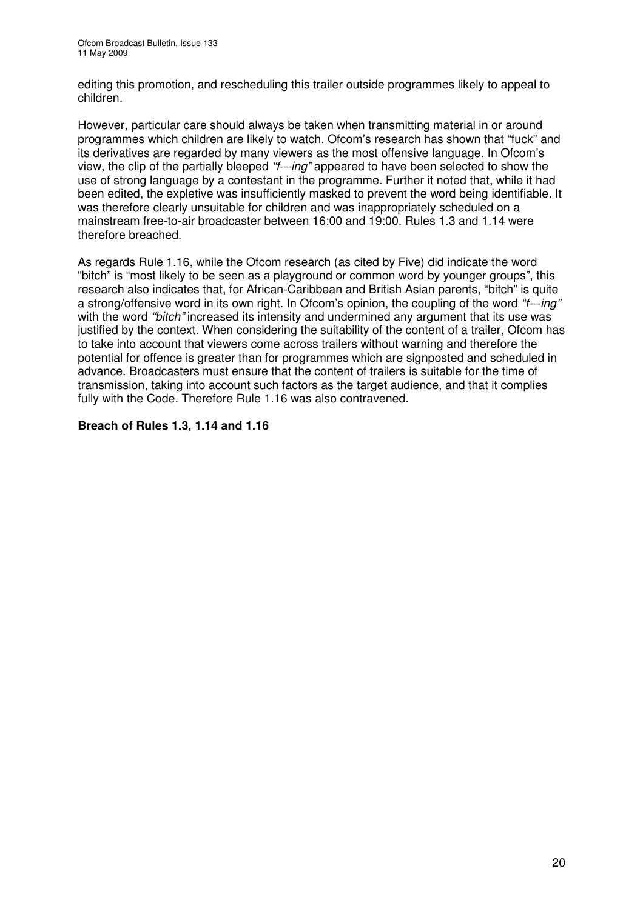editing this promotion, and rescheduling this trailer outside programmes likely to appeal to children.

However, particular care should always be taken when transmitting material in or around programmes which children are likely to watch. Ofcom's research has shown that "fuck" and its derivatives are regarded by many viewers as the most offensive language. In Ofcom's view, the clip of the partially bleeped *"f---ing"* appeared to have been selected to show the use of strong language by a contestant in the programme. Further it noted that, while it had been edited, the expletive was insufficiently masked to prevent the word being identifiable. It was therefore clearly unsuitable for children and was inappropriately scheduled on a mainstream free-to-air broadcaster between 16:00 and 19:00. Rules 1.3 and 1.14 were therefore breached.

As regards Rule 1.16, while the Ofcom research (as cited by Five) did indicate the word "bitch" is "most likely to be seen as a playground or common word by younger groups", this research also indicates that, for African-Caribbean and British Asian parents, "bitch" is quite a strong/offensive word in its own right. In Ofcom's opinion, the coupling of the word *"f---ing"* with the word *"bitch"* increased its intensity and undermined any argument that its use was justified by the context. When considering the suitability of the content of a trailer, Ofcom has to take into account that viewers come across trailers without warning and therefore the potential for offence is greater than for programmes which are signposted and scheduled in advance. Broadcasters must ensure that the content of trailers is suitable for the time of transmission, taking into account such factors as the target audience, and that it complies fully with the Code. Therefore Rule 1.16 was also contravened.

**Breach of Rules 1.3, 1.14 and 1.16**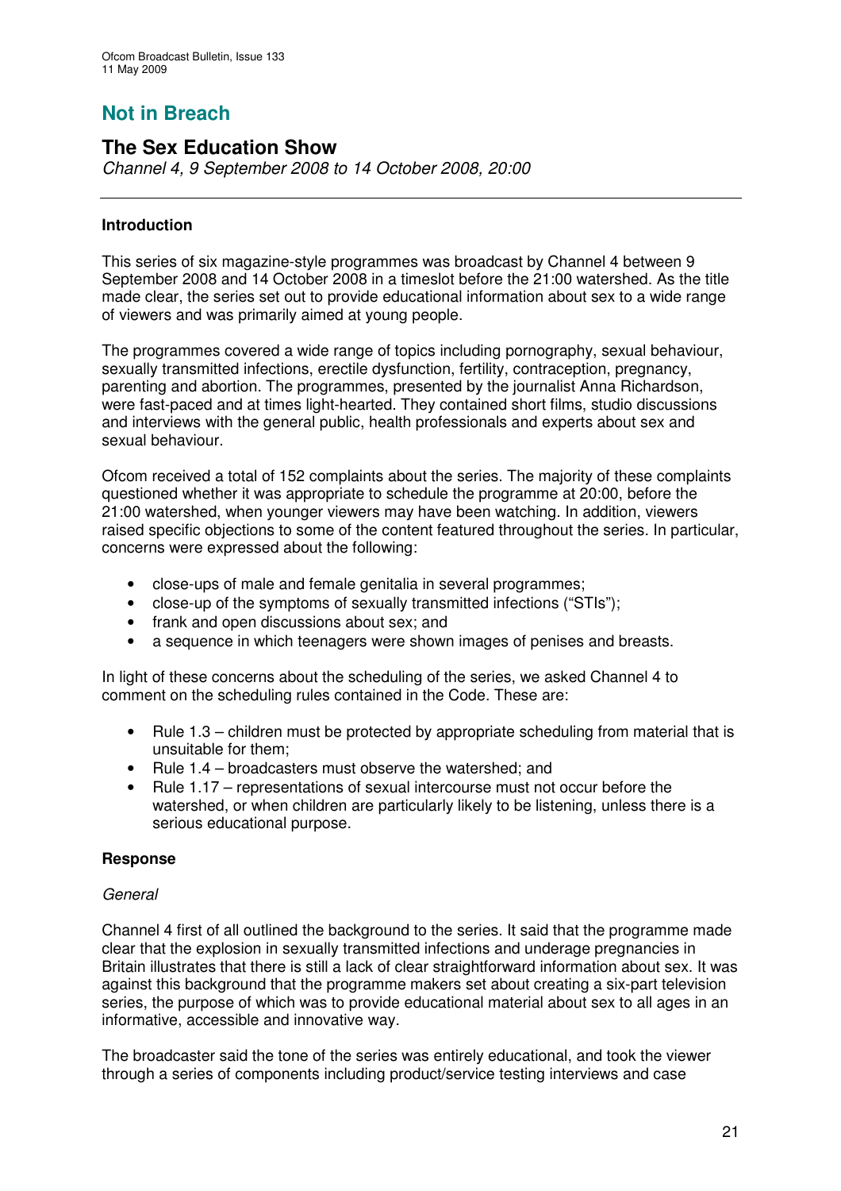## Not in Breach

### The Sex Education Show

*Channel 4, 9 September 2008 to 14 October 2008, 20:00*

---

**Introduction**

This series of six magazine-style programmes was broadcast by Channel 4 between 9 September 2008 and 14 October 2008 in a timeslot before the 21:00 watershed. As the title made clear, the series set out to provide educational information about sex to a wide range of viewers and was primarily aimed at young people.

The programmes covered a wide range of topics including pornography, sexual behaviour, sexually transmitted infections, erectile dysfunction, fertility, contraception, pregnancy, parenting and abortion. The programmes, presented by the journalist Anna Richardson, were fast-paced and at times light-hearted. They contained short films, studio discussions and interviews with the general public, health professionals and experts about sex and sexual behaviour.

Ofcom received a total of 152 complaints about the series. The majority of these complaints questioned whether it was appropriate to schedule the programme at 20:00, before the 21:00 watershed, when younger viewers may have been watching. In addition, viewers raised specific objections to some of the content featured throughout the series. In particular, concerns were expressed about the following:

- close-ups of male and female genitalia in several programmes;
- close-up of the symptoms of sexually transmitted infections ("STIs");
- frank and open discussions about sex; and
- a sequence in which teenagers were shown images of penises and breasts.

In light of these concerns about the scheduling of the series, we asked Channel 4 to comment on the scheduling rules contained in the Code. These are:

- Rule 1.3 – children must be protected by appropriate scheduling from material that is unsuitable for them;
- Rule 1.4 – broadcasters must observe the watershed; and
- Rule 1.17 – representations of sexual intercourse must not occur before the watershed, or when children are particularly likely to be listening, unless there is a serious educational purpose.

**Response**

*General*

Channel 4 first of all outlined the background to the series. It said that the programme made clear that the explosion in sexually transmitted infections and underage pregnancies in Britain illustrates that there is still a lack of clear straightforward information about sex. It was against this background that the programme makers set about creating a six-part television series, the purpose of which was to provide educational material about sex to all ages in an informative, accessible and innovative way.

The broadcaster said the tone of the series was entirely educational, and took the viewer through a series of components including product/service testing interviews and case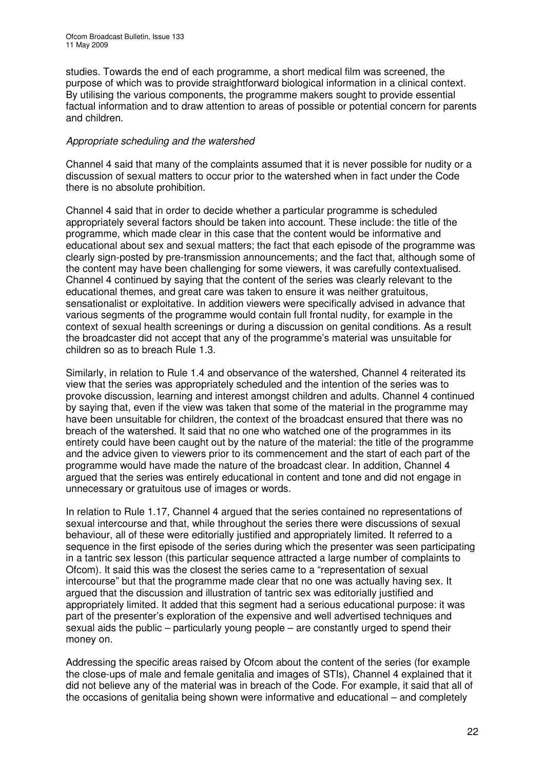studies. Towards the end of each programme, a short medical film was screened, the purpose of which was to provide straightforward biological information in a clinical context. By utilising the various components, the programme makers sought to provide essential factual information and to draw attention to areas of possible or potential concern for parents and children.

*Appropriate scheduling and the watershed*

Channel 4 said that many of the complaints assumed that it is never possible for nudity or a discussion of sexual matters to occur prior to the watershed when in fact under the Code there is no absolute prohibition.

Channel 4 said that in order to decide whether a particular programme is scheduled appropriately several factors should be taken into account. These include: the title of the programme, which made clear in this case that the content would be informative and educational about sex and sexual matters; the fact that each episode of the programme was clearly sign-posted by pre-transmission announcements; and the fact that, although some of the content may have been challenging for some viewers, it was carefully contextualised. Channel 4 continued by saying that the content of the series was clearly relevant to the educational themes, and great care was taken to ensure it was neither gratuitous, sensationalist or exploitative. In addition viewers were specifically advised in advance that various segments of the programme would contain full frontal nudity, for example in the context of sexual health screenings or during a discussion on genital conditions. As a result the broadcaster did not accept that any of the programme's material was unsuitable for children so as to breach Rule 1.3.

Similarly, in relation to Rule 1.4 and observance of the watershed, Channel 4 reiterated its view that the series was appropriately scheduled and the intention of the series was to provoke discussion, learning and interest amongst children and adults. Channel 4 continued by saying that, even if the view was taken that some of the material in the programme may have been unsuitable for children, the context of the broadcast ensured that there was no breach of the watershed. It said that no one who watched one of the programmes in its entirety could have been caught out by the nature of the material: the title of the programme and the advice given to viewers prior to its commencement and the start of each part of the programme would have made the nature of the broadcast clear. In addition, Channel 4 argued that the series was entirely educational in content and tone and did not engage in unnecessary or gratuitous use of images or words.

In relation to Rule 1.17, Channel 4 argued that the series contained no representations of sexual intercourse and that, while throughout the series there were discussions of sexual behaviour, all of these were editorially justified and appropriately limited. It referred to a sequence in the first episode of the series during which the presenter was seen participating in a tantric sex lesson (this particular sequence attracted a large number of complaints to Ofcom). It said this was the closest the series came to a "representation of sexual intercourse" but that the programme made clear that no one was actually having sex. It argued that the discussion and illustration of tantric sex was editorially justified and appropriately limited. It added that this segment had a serious educational purpose: it was part of the presenter's exploration of the expensive and well advertised techniques and sexual aids the public – particularly young people – are constantly urged to spend their money on.

Addressing the specific areas raised by Ofcom about the content of the series (for example the close-ups of male and female genitalia and images of STIs), Channel 4 explained that it did not believe any of the material was in breach of the Code. For example, it said that all of the occasions of genitalia being shown were informative and educational – and completely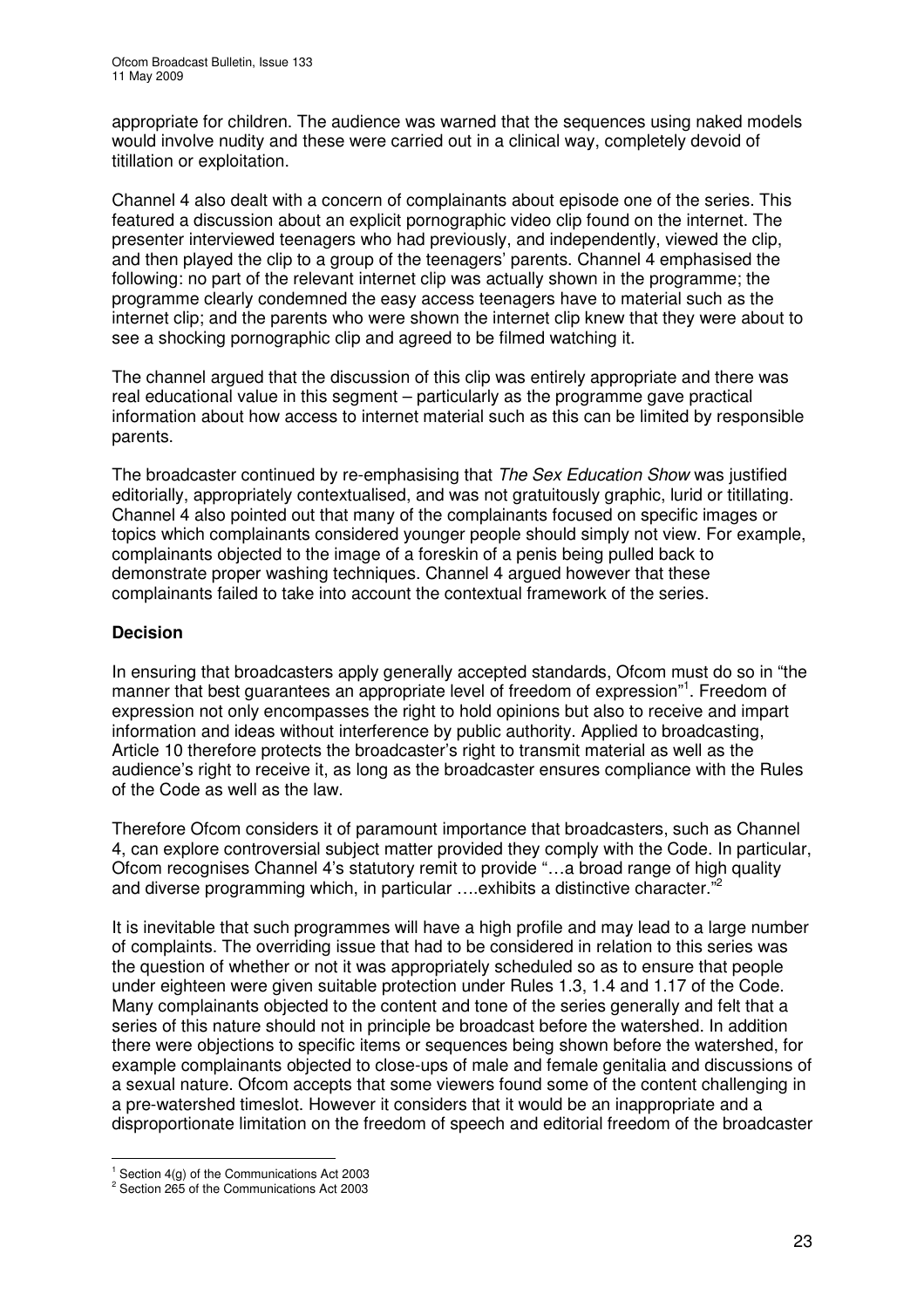appropriate for children. The audience was warned that the sequences using naked models would involve nudity and these were carried out in a clinical way, completely devoid of titillation or exploitation.

Channel 4 also dealt with a concern of complainants about episode one of the series. This featured a discussion about an explicit pornographic video clip found on the internet. The presenter interviewed teenagers who had previously, and independently, viewed the clip, and then played the clip to a group of the teenagers' parents. Channel 4 emphasised the following: no part of the relevant internet clip was actually shown in the programme; the programme clearly condemned the easy access teenagers have to material such as the internet clip; and the parents who were shown the internet clip knew that they were about to see a shocking pornographic clip and agreed to be filmed watching it.

The channel argued that the discussion of this clip was entirely appropriate and there was real educational value in this segment – particularly as the programme gave practical information about how access to internet material such as this can be limited by responsible parents.

The broadcaster continued by re-emphasising that *The Sex Education Show* was justified editorially, appropriately contextualised, and was not gratuitously graphic, lurid or titillating. Channel 4 also pointed out that many of the complainants focused on specific images or topics which complainants considered younger people should simply not view. For example, complainants objected to the image of a foreskin of a penis being pulled back to demonstrate proper washing techniques. Channel 4 argued however that these complainants failed to take into account the contextual framework of the series.

**Decision**

In ensuring that broadcasters apply generally accepted standards, Ofcom must do so in "the manner that best guarantees an appropriate level of freedom of expression"[1]. Freedom of expression not only encompasses the right to hold opinions but also to receive and impart information and ideas without interference by public authority. Applied to broadcasting, Article 10 therefore protects the broadcaster's right to transmit material as well as the audience's right to receive it, as long as the broadcaster ensures compliance with the Rules of the Code as well as the law.

Therefore Ofcom considers it of paramount importance that broadcasters, such as Channel 4, can explore controversial subject matter provided they comply with the Code. In particular, Ofcom recognises Channel 4's statutory remit to provide "…a broad range of high quality and diverse programming which, in particular ….exhibits a distinctive character."[2]

It is inevitable that such programmes will have a high profile and may lead to a large number of complaints. The overriding issue that had to be considered in relation to this series was the question of whether or not it was appropriately scheduled so as to ensure that people under eighteen were given suitable protection under Rules 1.3, 1.4 and 1.17 of the Code. Many complainants objected to the content and tone of the series generally and felt that a series of this nature should not in principle be broadcast before the watershed. In addition there were objections to specific items or sequences being shown before the watershed, for example complainants objected to close-ups of male and female genitalia and discussions of a sexual nature. Ofcom accepts that some viewers found some of the content challenging in a pre-watershed timeslot. However it considers that it would be an inappropriate and a disproportionate limitation on the freedom of speech and editorial freedom of the broadcaster

[1] Section 4(g) of the Communications Act 2003

[2] Section 265 of the Communications Act 2003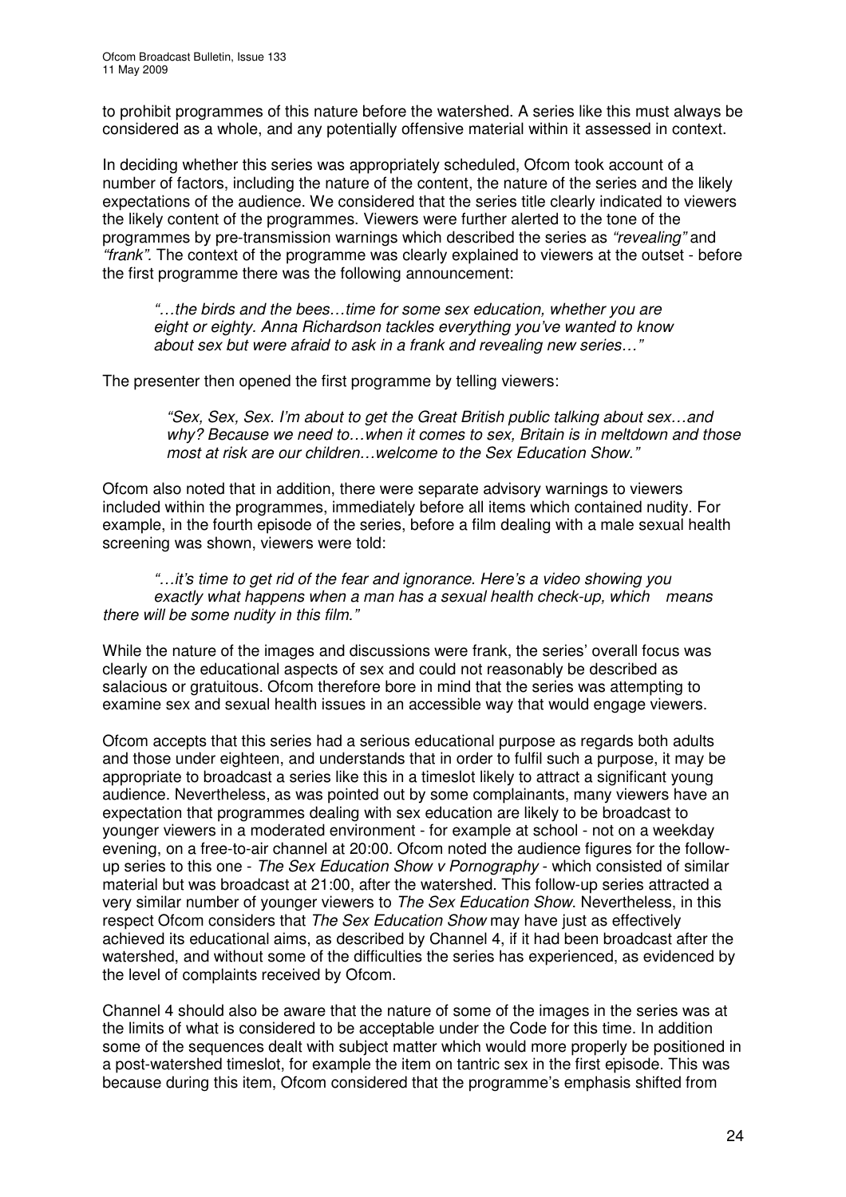to prohibit programmes of this nature before the watershed. A series like this must always be considered as a whole, and any potentially offensive material within it assessed in context.

In deciding whether this series was appropriately scheduled, Ofcom took account of a number of factors, including the nature of the content, the nature of the series and the likely expectations of the audience. We considered that the series title clearly indicated to viewers the likely content of the programmes. Viewers were further alerted to the tone of the programmes by pre-transmission warnings which described the series as *"revealing"* and *"frank"*. The context of the programme was clearly explained to viewers at the outset - before the first programme there was the following announcement:

> *"…the birds and the bees…time for some sex education, whether you are eight or eighty. Anna Richardson tackles everything you've wanted to know about sex but were afraid to ask in a frank and revealing new series…"*

The presenter then opened the first programme by telling viewers:

> *"Sex, Sex, Sex. I'm about to get the Great British public talking about sex…and why? Because we need to…when it comes to sex, Britain is in meltdown and those most at risk are our children…welcome to the Sex Education Show."*

Ofcom also noted that in addition, there were separate advisory warnings to viewers included within the programmes, immediately before all items which contained nudity. For example, in the fourth episode of the series, before a film dealing with a male sexual health screening was shown, viewers were told:

> *"…it's time to get rid of the fear and ignorance. Here's a video showing you exactly what happens when a man has a sexual health check-up, which means there will be some nudity in this film."*

While the nature of the images and discussions were frank, the series' overall focus was clearly on the educational aspects of sex and could not reasonably be described as salacious or gratuitous. Ofcom therefore bore in mind that the series was attempting to examine sex and sexual health issues in an accessible way that would engage viewers.

Ofcom accepts that this series had a serious educational purpose as regards both adults and those under eighteen, and understands that in order to fulfil such a purpose, it may be appropriate to broadcast a series like this in a timeslot likely to attract a significant young audience. Nevertheless, as was pointed out by some complainants, many viewers have an expectation that programmes dealing with sex education are likely to be broadcast to younger viewers in a moderated environment - for example at school - not on a weekday evening, on a free-to-air channel at 20:00. Ofcom noted the audience figures for the follow-up series to this one - *The Sex Education Show v Pornography* - which consisted of similar material but was broadcast at 21:00, after the watershed. This follow-up series attracted a very similar number of younger viewers to *The Sex Education Show*. Nevertheless, in this respect Ofcom considers that *The Sex Education Show* may have just as effectively achieved its educational aims, as described by Channel 4, if it had been broadcast after the watershed, and without some of the difficulties the series has experienced, as evidenced by the level of complaints received by Ofcom.

Channel 4 should also be aware that the nature of some of the images in the series was at the limits of what is considered to be acceptable under the Code for this time. In addition some of the sequences dealt with subject matter which would more properly be positioned in a post-watershed timeslot, for example the item on tantric sex in the first episode. This was because during this item, Ofcom considered that the programme's emphasis shifted from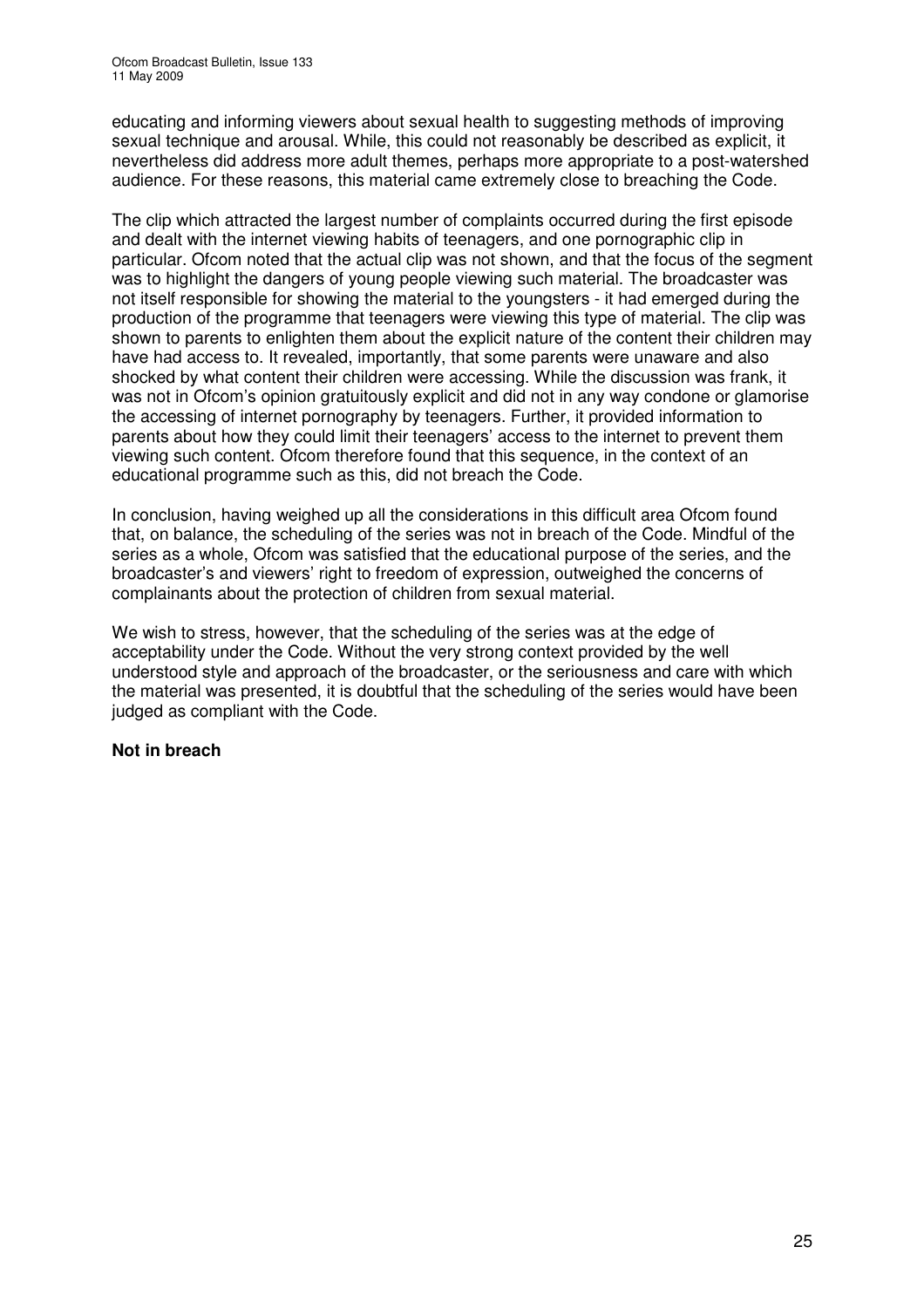educating and informing viewers about sexual health to suggesting methods of improving sexual technique and arousal. While, this could not reasonably be described as explicit, it nevertheless did address more adult themes, perhaps more appropriate to a post-watershed audience. For these reasons, this material came extremely close to breaching the Code.

The clip which attracted the largest number of complaints occurred during the first episode and dealt with the internet viewing habits of teenagers, and one pornographic clip in particular. Ofcom noted that the actual clip was not shown, and that the focus of the segment was to highlight the dangers of young people viewing such material. The broadcaster was not itself responsible for showing the material to the youngsters - it had emerged during the production of the programme that teenagers were viewing this type of material. The clip was shown to parents to enlighten them about the explicit nature of the content their children may have had access to. It revealed, importantly, that some parents were unaware and also shocked by what content their children were accessing. While the discussion was frank, it was not in Ofcom's opinion gratuitously explicit and did not in any way condone or glamorise the accessing of internet pornography by teenagers. Further, it provided information to parents about how they could limit their teenagers' access to the internet to prevent them viewing such content. Ofcom therefore found that this sequence, in the context of an educational programme such as this, did not breach the Code.

In conclusion, having weighed up all the considerations in this difficult area Ofcom found that, on balance, the scheduling of the series was not in breach of the Code. Mindful of the series as a whole, Ofcom was satisfied that the educational purpose of the series, and the broadcaster's and viewers' right to freedom of expression, outweighed the concerns of complainants about the protection of children from sexual material.

We wish to stress, however, that the scheduling of the series was at the edge of acceptability under the Code. Without the very strong context provided by the well understood style and approach of the broadcaster, or the seriousness and care with which the material was presented, it is doubtful that the scheduling of the series would have been judged as compliant with the Code.

**Not in breach**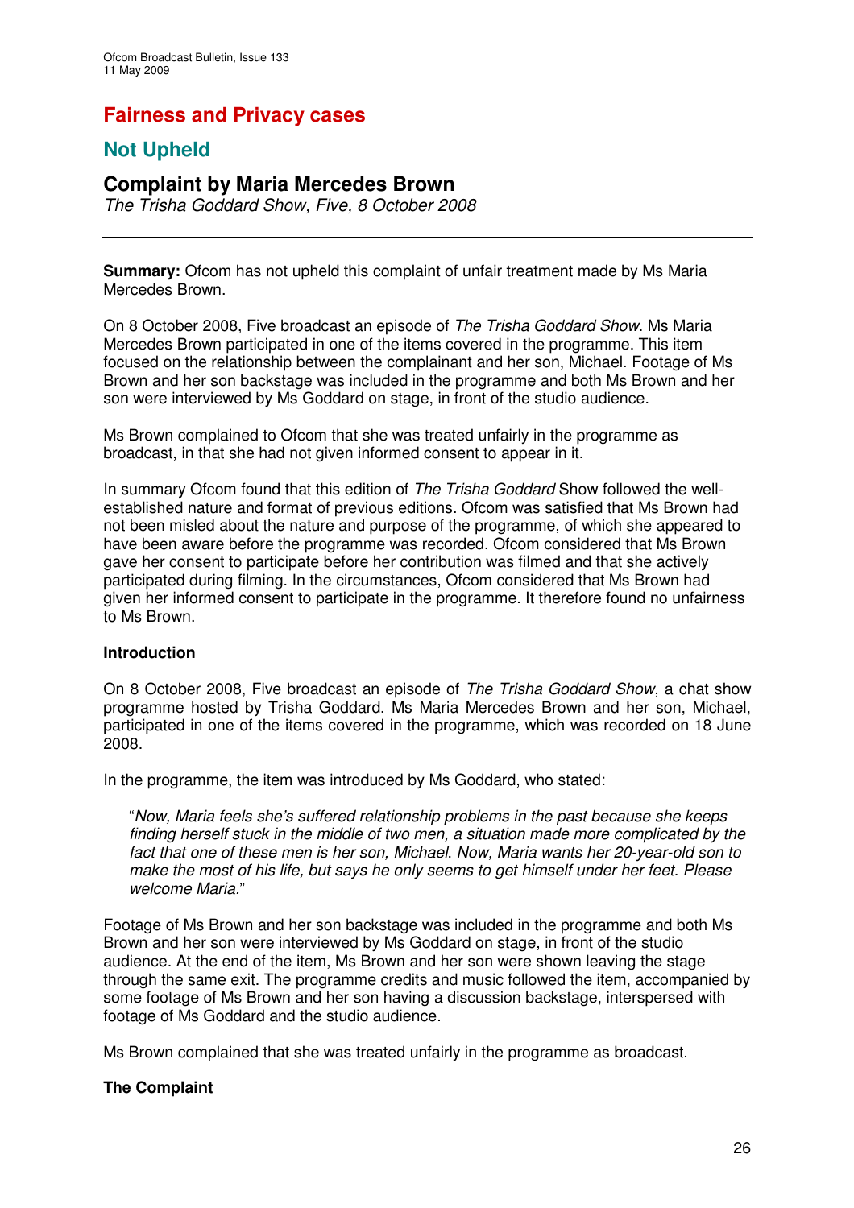# Fairness and Privacy cases

## Not Upheld

### Complaint by Maria Mercedes Brown

*The Trisha Goddard Show, Five, 8 October 2008*

---

**Summary:** Ofcom has not upheld this complaint of unfair treatment made by Ms Maria Mercedes Brown.

On 8 October 2008, Five broadcast an episode of *The Trisha Goddard Show*. Ms Maria Mercedes Brown participated in one of the items covered in the programme. This item focused on the relationship between the complainant and her son, Michael. Footage of Ms Brown and her son backstage was included in the programme and both Ms Brown and her son were interviewed by Ms Goddard on stage, in front of the studio audience.

Ms Brown complained to Ofcom that she was treated unfairly in the programme as broadcast, in that she had not given informed consent to appear in it.

In summary Ofcom found that this edition of *The Trisha Goddard* Show followed the well-established nature and format of previous editions. Ofcom was satisfied that Ms Brown had not been misled about the nature and purpose of the programme, of which she appeared to have been aware before the programme was recorded. Ofcom considered that Ms Brown gave her consent to participate before her contribution was filmed and that she actively participated during filming. In the circumstances, Ofcom considered that Ms Brown had given her informed consent to participate in the programme. It therefore found no unfairness to Ms Brown.

**Introduction**

On 8 October 2008, Five broadcast an episode of *The Trisha Goddard Show*, a chat show programme hosted by Trisha Goddard. Ms Maria Mercedes Brown and her son, Michael, participated in one of the items covered in the programme, which was recorded on 18 June 2008.

In the programme, the item was introduced by Ms Goddard, who stated:

> "*Now, Maria feels she's suffered relationship problems in the past because she keeps finding herself stuck in the middle of two men, a situation made more complicated by the fact that one of these men is her son, Michael. Now, Maria wants her 20-year-old son to make the most of his life, but says he only seems to get himself under her feet. Please welcome Maria.*"

Footage of Ms Brown and her son backstage was included in the programme and both Ms Brown and her son were interviewed by Ms Goddard on stage, in front of the studio audience. At the end of the item, Ms Brown and her son were shown leaving the stage through the same exit. The programme credits and music followed the item, accompanied by some footage of Ms Brown and her son having a discussion backstage, interspersed with footage of Ms Goddard and the studio audience.

Ms Brown complained that she was treated unfairly in the programme as broadcast.

**The Complaint**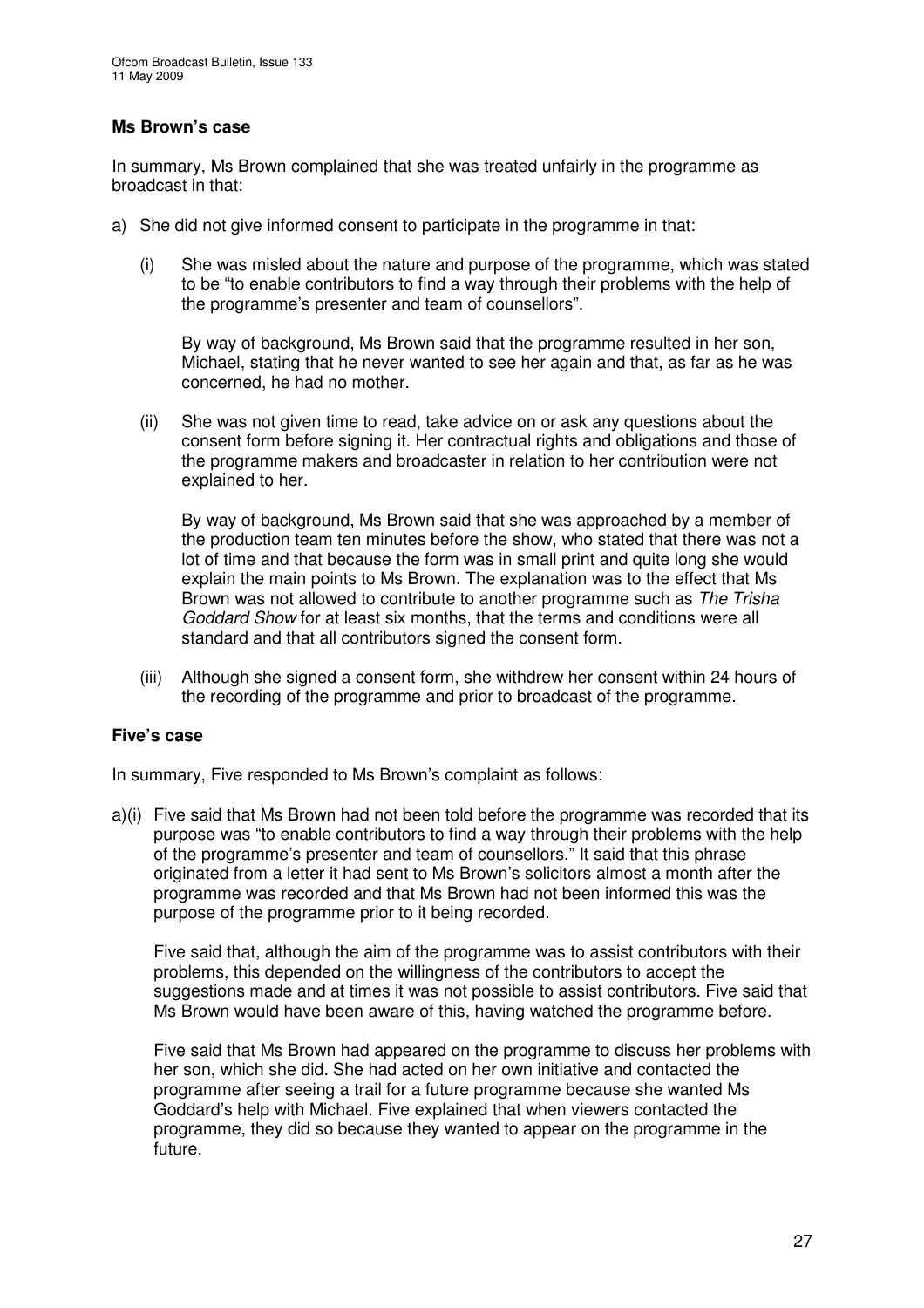**Ms Brown's case**

In summary, Ms Brown complained that she was treated unfairly in the programme as broadcast in that:

a) She did not give informed consent to participate in the programme in that:

   (i) She was misled about the nature and purpose of the programme, which was stated to be "to enable contributors to find a way through their problems with the help of the programme's presenter and team of counsellors".

   By way of background, Ms Brown said that the programme resulted in her son, Michael, stating that he never wanted to see her again and that, as far as he was concerned, he had no mother.

   (ii) She was not given time to read, take advice on or ask any questions about the consent form before signing it. Her contractual rights and obligations and those of the programme makers and broadcaster in relation to her contribution were not explained to her.

   By way of background, Ms Brown said that she was approached by a member of the production team ten minutes before the show, who stated that there was not a lot of time and that because the form was in small print and quite long she would explain the main points to Ms Brown. The explanation was to the effect that Ms Brown was not allowed to contribute to another programme such as *The Trisha Goddard Show* for at least six months, that the terms and conditions were all standard and that all contributors signed the consent form.

   (iii) Although she signed a consent form, she withdrew her consent within 24 hours of the recording of the programme and prior to broadcast of the programme.

**Five's case**

In summary, Five responded to Ms Brown's complaint as follows:

a)(i) Five said that Ms Brown had not been told before the programme was recorded that its purpose was "to enable contributors to find a way through their problems with the help of the programme's presenter and team of counsellors." It said that this phrase originated from a letter it had sent to Ms Brown's solicitors almost a month after the programme was recorded and that Ms Brown had not been informed this was the purpose of the programme prior to it being recorded.

Five said that, although the aim of the programme was to assist contributors with their problems, this depended on the willingness of the contributors to accept the suggestions made and at times it was not possible to assist contributors. Five said that Ms Brown would have been aware of this, having watched the programme before.

Five said that Ms Brown had appeared on the programme to discuss her problems with her son, which she did. She had acted on her own initiative and contacted the programme after seeing a trail for a future programme because she wanted Ms Goddard's help with Michael. Five explained that when viewers contacted the programme, they did so because they wanted to appear on the programme in the future.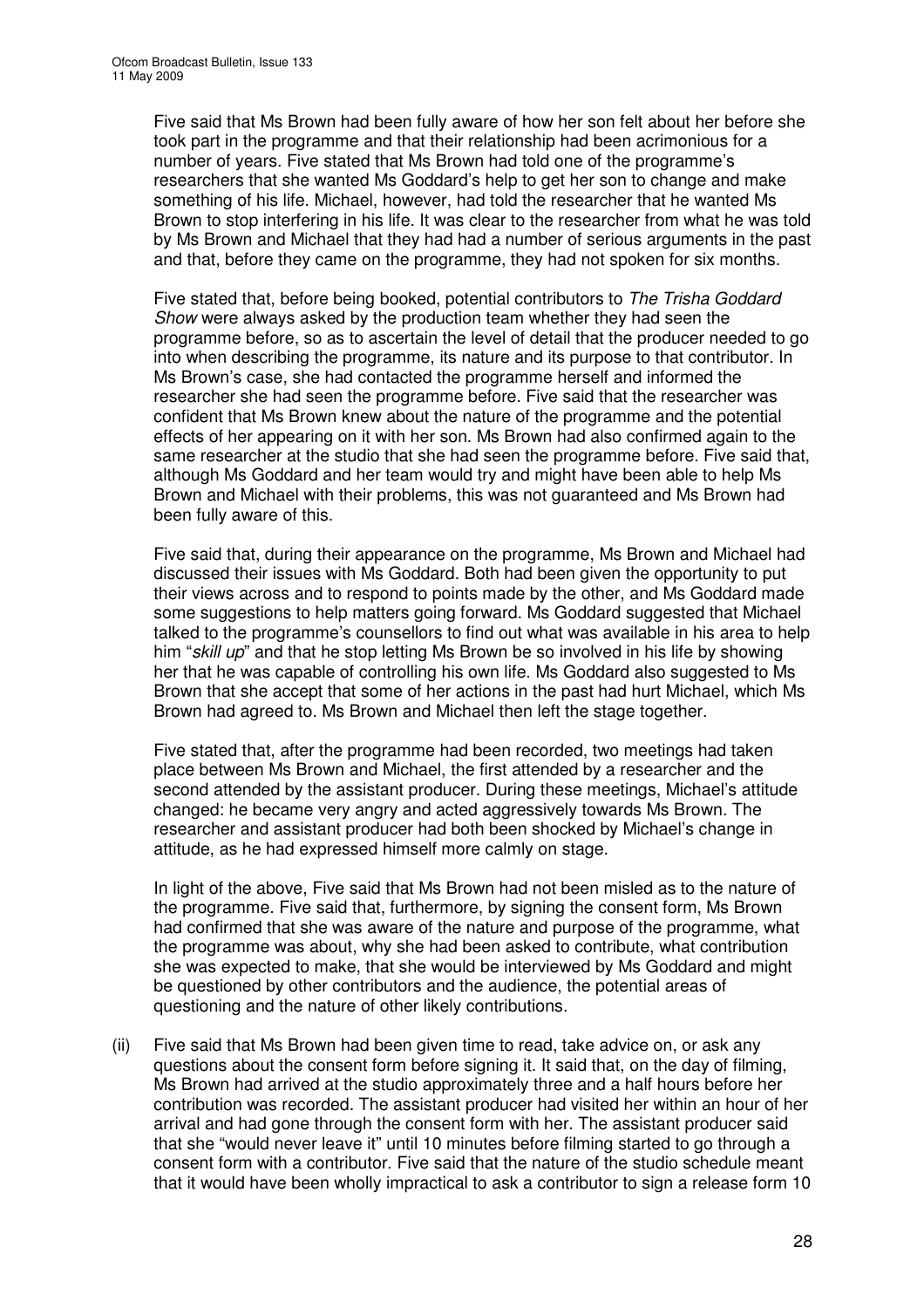Five said that Ms Brown had been fully aware of how her son felt about her before she took part in the programme and that their relationship had been acrimonious for a number of years. Five stated that Ms Brown had told one of the programme's researchers that she wanted Ms Goddard's help to get her son to change and make something of his life. Michael, however, had told the researcher that he wanted Ms Brown to stop interfering in his life. It was clear to the researcher from what he was told by Ms Brown and Michael that they had had a number of serious arguments in the past and that, before they came on the programme, they had not spoken for six months.

Five stated that, before being booked, potential contributors to *The Trisha Goddard Show* were always asked by the production team whether they had seen the programme before, so as to ascertain the level of detail that the producer needed to go into when describing the programme, its nature and its purpose to that contributor. In Ms Brown's case, she had contacted the programme herself and informed the researcher she had seen the programme before. Five said that the researcher was confident that Ms Brown knew about the nature of the programme and the potential effects of her appearing on it with her son. Ms Brown had also confirmed again to the same researcher at the studio that she had seen the programme before. Five said that, although Ms Goddard and her team would try and might have been able to help Ms Brown and Michael with their problems, this was not guaranteed and Ms Brown had been fully aware of this.

Five said that, during their appearance on the programme, Ms Brown and Michael had discussed their issues with Ms Goddard. Both had been given the opportunity to put their views across and to respond to points made by the other, and Ms Goddard made some suggestions to help matters going forward. Ms Goddard suggested that Michael talked to the programme's counsellors to find out what was available in his area to help him "*skill up*" and that he stop letting Ms Brown be so involved in his life by showing her that he was capable of controlling his own life. Ms Goddard also suggested to Ms Brown that she accept that some of her actions in the past had hurt Michael, which Ms Brown had agreed to. Ms Brown and Michael then left the stage together.

Five stated that, after the programme had been recorded, two meetings had taken place between Ms Brown and Michael, the first attended by a researcher and the second attended by the assistant producer. During these meetings, Michael's attitude changed: he became very angry and acted aggressively towards Ms Brown. The researcher and assistant producer had both been shocked by Michael's change in attitude, as he had expressed himself more calmly on stage.

In light of the above, Five said that Ms Brown had not been misled as to the nature of the programme. Five said that, furthermore, by signing the consent form, Ms Brown had confirmed that she was aware of the nature and purpose of the programme, what the programme was about, why she had been asked to contribute, what contribution she was expected to make, that she would be interviewed by Ms Goddard and might be questioned by other contributors and the audience, the potential areas of questioning and the nature of other likely contributions.

(ii) Five said that Ms Brown had been given time to read, take advice on, or ask any questions about the consent form before signing it. It said that, on the day of filming, Ms Brown had arrived at the studio approximately three and a half hours before her contribution was recorded. The assistant producer had visited her within an hour of her arrival and had gone through the consent form with her. The assistant producer said that she "would never leave it" until 10 minutes before filming started to go through a consent form with a contributor. Five said that the nature of the studio schedule meant that it would have been wholly impractical to ask a contributor to sign a release form 10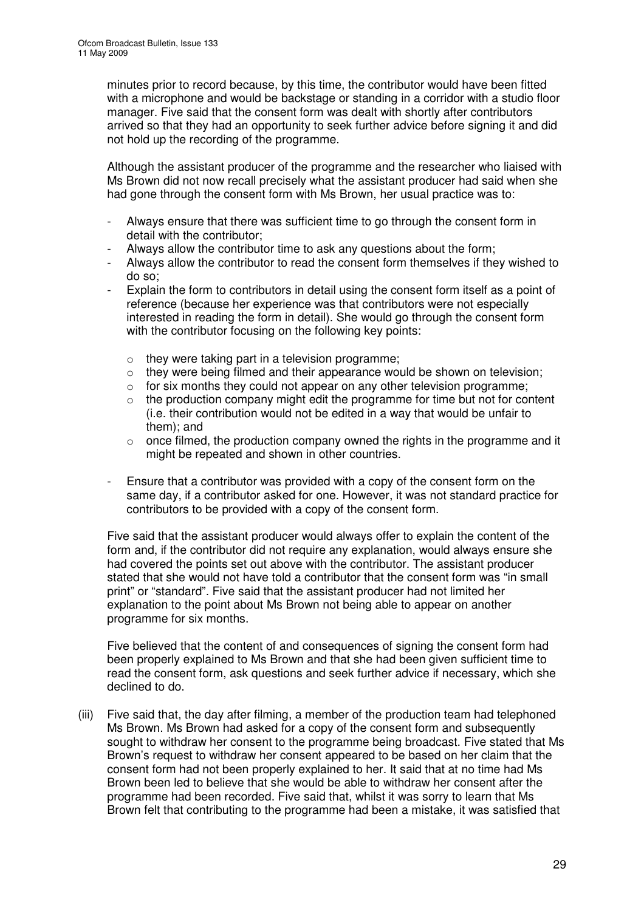minutes prior to record because, by this time, the contributor would have been fitted with a microphone and would be backstage or standing in a corridor with a studio floor manager. Five said that the consent form was dealt with shortly after contributors arrived so that they had an opportunity to seek further advice before signing it and did not hold up the recording of the programme.

Although the assistant producer of the programme and the researcher who liaised with Ms Brown did not now recall precisely what the assistant producer had said when she had gone through the consent form with Ms Brown, her usual practice was to:

- Always ensure that there was sufficient time to go through the consent form in detail with the contributor;
- Always allow the contributor time to ask any questions about the form;
- Always allow the contributor to read the consent form themselves if they wished to do so;
- Explain the form to contributors in detail using the consent form itself as a point of reference (because her experience was that contributors were not especially interested in reading the form in detail). She would go through the consent form with the contributor focusing on the following key points:
    - they were taking part in a television programme;
    - they were being filmed and their appearance would be shown on television;
    - for six months they could not appear on any other television programme;
    - the production company might edit the programme for time but not for content (i.e. their contribution would not be edited in a way that would be unfair to them); and
    - once filmed, the production company owned the rights in the programme and it might be repeated and shown in other countries.
- Ensure that a contributor was provided with a copy of the consent form on the same day, if a contributor asked for one. However, it was not standard practice for contributors to be provided with a copy of the consent form.

Five said that the assistant producer would always offer to explain the content of the form and, if the contributor did not require any explanation, would always ensure she had covered the points set out above with the contributor. The assistant producer stated that she would not have told a contributor that the consent form was "in small print" or "standard". Five said that the assistant producer had not limited her explanation to the point about Ms Brown not being able to appear on another programme for six months.

Five believed that the content of and consequences of signing the consent form had been properly explained to Ms Brown and that she had been given sufficient time to read the consent form, ask questions and seek further advice if necessary, which she declined to do.

(iii) Five said that, the day after filming, a member of the production team had telephoned Ms Brown. Ms Brown had asked for a copy of the consent form and subsequently sought to withdraw her consent to the programme being broadcast. Five stated that Ms Brown's request to withdraw her consent appeared to be based on her claim that the consent form had not been properly explained to her. It said that at no time had Ms Brown been led to believe that she would be able to withdraw her consent after the programme had been recorded. Five said that, whilst it was sorry to learn that Ms Brown felt that contributing to the programme had been a mistake, it was satisfied that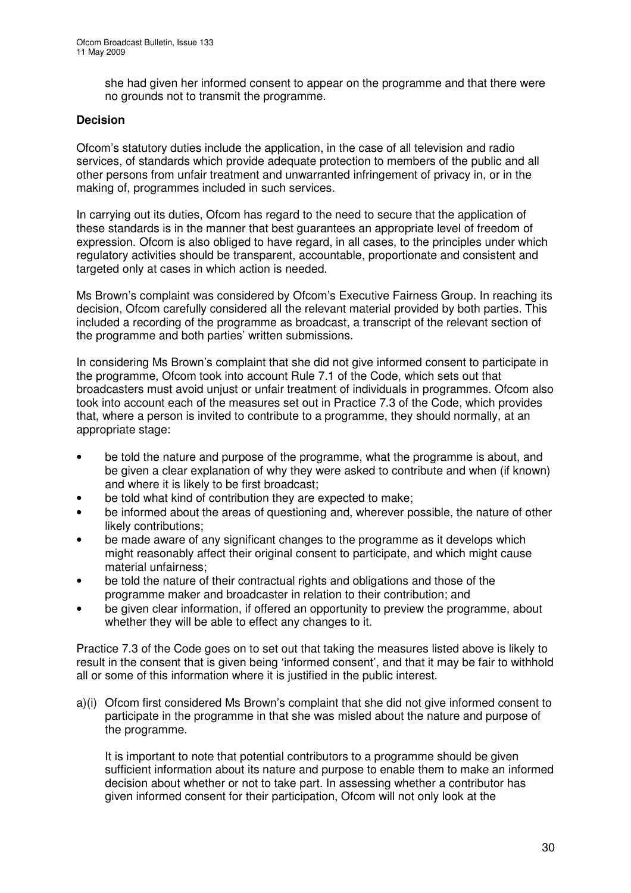she had given her informed consent to appear on the programme and that there were no grounds not to transmit the programme.

## Decision

Ofcom's statutory duties include the application, in the case of all television and radio services, of standards which provide adequate protection to members of the public and all other persons from unfair treatment and unwarranted infringement of privacy in, or in the making of, programmes included in such services.

In carrying out its duties, Ofcom has regard to the need to secure that the application of these standards is in the manner that best guarantees an appropriate level of freedom of expression. Ofcom is also obliged to have regard, in all cases, to the principles under which regulatory activities should be transparent, accountable, proportionate and consistent and targeted only at cases in which action is needed.

Ms Brown's complaint was considered by Ofcom's Executive Fairness Group. In reaching its decision, Ofcom carefully considered all the relevant material provided by both parties. This included a recording of the programme as broadcast, a transcript of the relevant section of the programme and both parties' written submissions.

In considering Ms Brown's complaint that she did not give informed consent to participate in the programme, Ofcom took into account Rule 7.1 of the Code, which sets out that broadcasters must avoid unjust or unfair treatment of individuals in programmes. Ofcom also took into account each of the measures set out in Practice 7.3 of the Code, which provides that, where a person is invited to contribute to a programme, they should normally, at an appropriate stage:

- be told the nature and purpose of the programme, what the programme is about, and be given a clear explanation of why they were asked to contribute and when (if known) and where it is likely to be first broadcast;
- be told what kind of contribution they are expected to make;
- be informed about the areas of questioning and, wherever possible, the nature of other likely contributions;
- be made aware of any significant changes to the programme as it develops which might reasonably affect their original consent to participate, and which might cause material unfairness;
- be told the nature of their contractual rights and obligations and those of the programme maker and broadcaster in relation to their contribution; and
- be given clear information, if offered an opportunity to preview the programme, about whether they will be able to effect any changes to it.

Practice 7.3 of the Code goes on to set out that taking the measures listed above is likely to result in the consent that is given being 'informed consent', and that it may be fair to withhold all or some of this information where it is justified in the public interest.

a)(i) Ofcom first considered Ms Brown's complaint that she did not give informed consent to participate in the programme in that she was misled about the nature and purpose of the programme.

It is important to note that potential contributors to a programme should be given sufficient information about its nature and purpose to enable them to make an informed decision about whether or not to take part. In assessing whether a contributor has given informed consent for their participation, Ofcom will not only look at the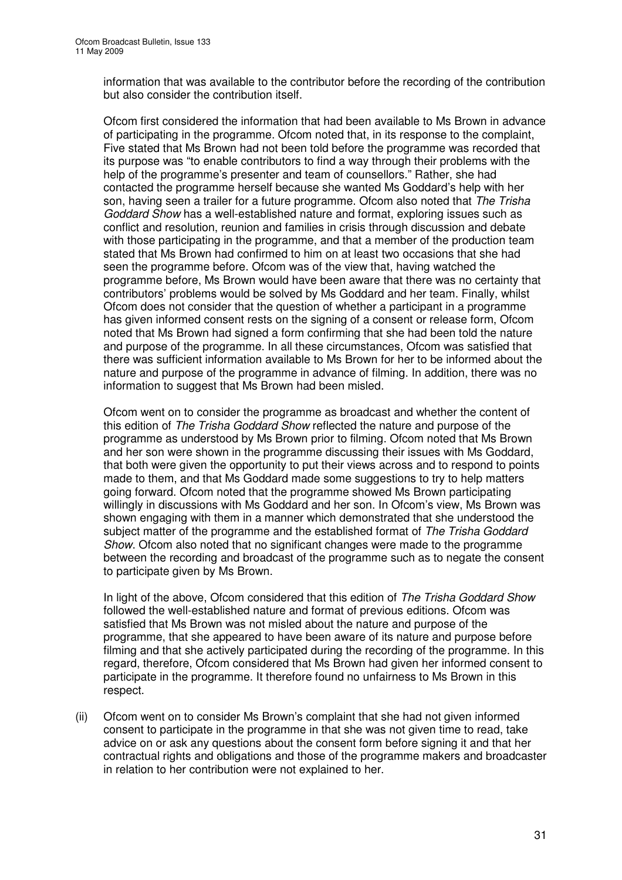information that was available to the contributor before the recording of the contribution but also consider the contribution itself.

Ofcom first considered the information that had been available to Ms Brown in advance of participating in the programme. Ofcom noted that, in its response to the complaint, Five stated that Ms Brown had not been told before the programme was recorded that its purpose was "to enable contributors to find a way through their problems with the help of the programme's presenter and team of counsellors." Rather, she had contacted the programme herself because she wanted Ms Goddard's help with her son, having seen a trailer for a future programme. Ofcom also noted that *The Trisha Goddard Show* has a well-established nature and format, exploring issues such as conflict and resolution, reunion and families in crisis through discussion and debate with those participating in the programme, and that a member of the production team stated that Ms Brown had confirmed to him on at least two occasions that she had seen the programme before. Ofcom was of the view that, having watched the programme before, Ms Brown would have been aware that there was no certainty that contributors' problems would be solved by Ms Goddard and her team. Finally, whilst Ofcom does not consider that the question of whether a participant in a programme has given informed consent rests on the signing of a consent or release form, Ofcom noted that Ms Brown had signed a form confirming that she had been told the nature and purpose of the programme. In all these circumstances, Ofcom was satisfied that there was sufficient information available to Ms Brown for her to be informed about the nature and purpose of the programme in advance of filming. In addition, there was no information to suggest that Ms Brown had been misled.

Ofcom went on to consider the programme as broadcast and whether the content of this edition of *The Trisha Goddard Show* reflected the nature and purpose of the programme as understood by Ms Brown prior to filming. Ofcom noted that Ms Brown and her son were shown in the programme discussing their issues with Ms Goddard, that both were given the opportunity to put their views across and to respond to points made to them, and that Ms Goddard made some suggestions to try to help matters going forward. Ofcom noted that the programme showed Ms Brown participating willingly in discussions with Ms Goddard and her son. In Ofcom's view, Ms Brown was shown engaging with them in a manner which demonstrated that she understood the subject matter of the programme and the established format of *The Trisha Goddard Show*. Ofcom also noted that no significant changes were made to the programme between the recording and broadcast of the programme such as to negate the consent to participate given by Ms Brown.

In light of the above, Ofcom considered that this edition of *The Trisha Goddard Show* followed the well-established nature and format of previous editions. Ofcom was satisfied that Ms Brown was not misled about the nature and purpose of the programme, that she appeared to have been aware of its nature and purpose before filming and that she actively participated during the recording of the programme. In this regard, therefore, Ofcom considered that Ms Brown had given her informed consent to participate in the programme. It therefore found no unfairness to Ms Brown in this respect.

(ii) Ofcom went on to consider Ms Brown's complaint that she had not given informed consent to participate in the programme in that she was not given time to read, take advice on or ask any questions about the consent form before signing it and that her contractual rights and obligations and those of the programme makers and broadcaster in relation to her contribution were not explained to her.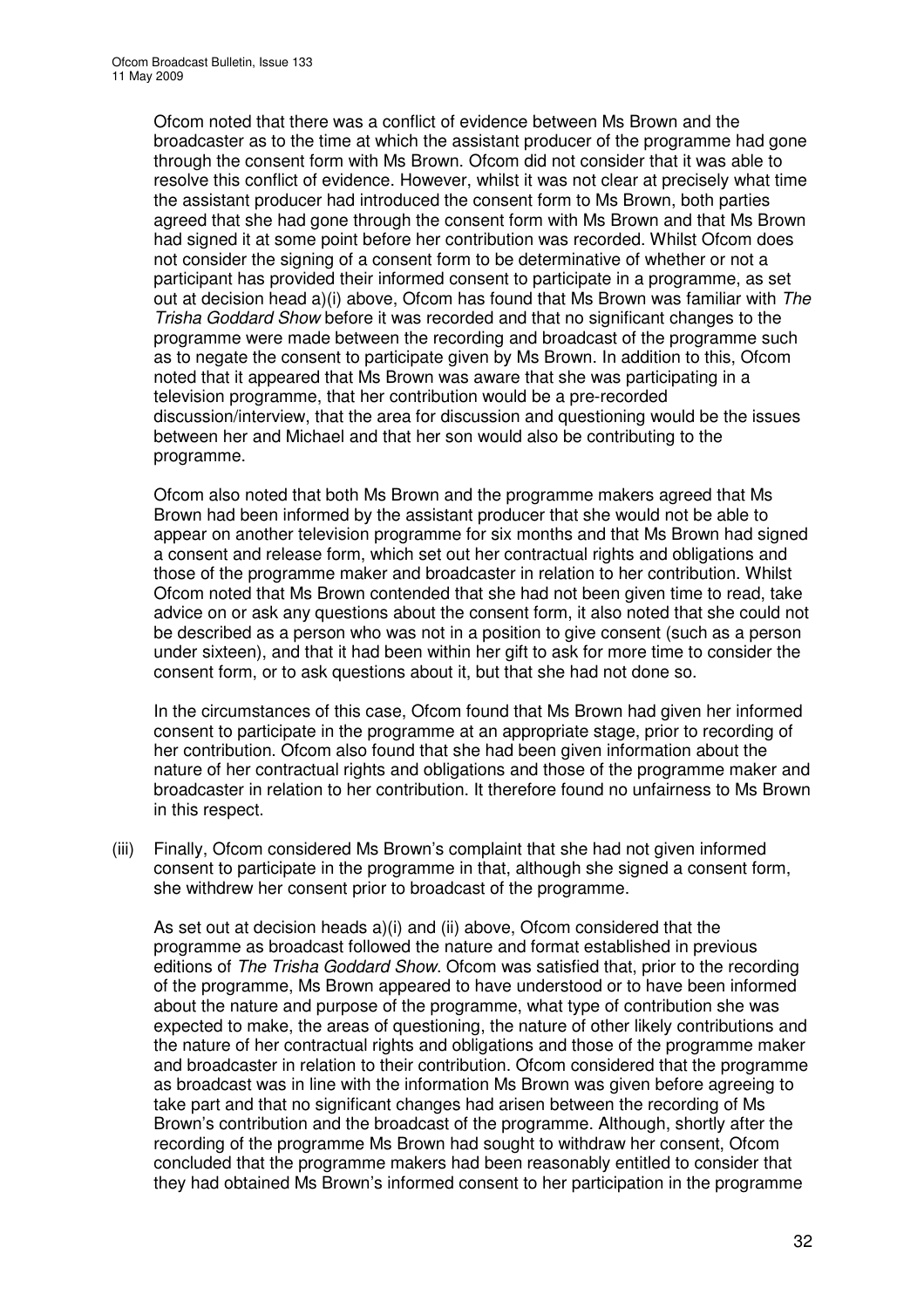Ofcom noted that there was a conflict of evidence between Ms Brown and the broadcaster as to the time at which the assistant producer of the programme had gone through the consent form with Ms Brown. Ofcom did not consider that it was able to resolve this conflict of evidence. However, whilst it was not clear at precisely what time the assistant producer had introduced the consent form to Ms Brown, both parties agreed that she had gone through the consent form with Ms Brown and that Ms Brown had signed it at some point before her contribution was recorded. Whilst Ofcom does not consider the signing of a consent form to be determinative of whether or not a participant has provided their informed consent to participate in a programme, as set out at decision head a)(i) above, Ofcom has found that Ms Brown was familiar with *The Trisha Goddard Show* before it was recorded and that no significant changes to the programme were made between the recording and broadcast of the programme such as to negate the consent to participate given by Ms Brown. In addition to this, Ofcom noted that it appeared that Ms Brown was aware that she was participating in a television programme, that her contribution would be a pre-recorded discussion/interview, that the area for discussion and questioning would be the issues between her and Michael and that her son would also be contributing to the programme.

Ofcom also noted that both Ms Brown and the programme makers agreed that Ms Brown had been informed by the assistant producer that she would not be able to appear on another television programme for six months and that Ms Brown had signed a consent and release form, which set out her contractual rights and obligations and those of the programme maker and broadcaster in relation to her contribution. Whilst Ofcom noted that Ms Brown contended that she had not been given time to read, take advice on or ask any questions about the consent form, it also noted that she could not be described as a person who was not in a position to give consent (such as a person under sixteen), and that it had been within her gift to ask for more time to consider the consent form, or to ask questions about it, but that she had not done so.

In the circumstances of this case, Ofcom found that Ms Brown had given her informed consent to participate in the programme at an appropriate stage, prior to recording of her contribution. Ofcom also found that she had been given information about the nature of her contractual rights and obligations and those of the programme maker and broadcaster in relation to her contribution. It therefore found no unfairness to Ms Brown in this respect.

(iii) Finally, Ofcom considered Ms Brown's complaint that she had not given informed consent to participate in the programme in that, although she signed a consent form, she withdrew her consent prior to broadcast of the programme.

As set out at decision heads a)(i) and (ii) above, Ofcom considered that the programme as broadcast followed the nature and format established in previous editions of *The Trisha Goddard Show*. Ofcom was satisfied that, prior to the recording of the programme, Ms Brown appeared to have understood or to have been informed about the nature and purpose of the programme, what type of contribution she was expected to make, the areas of questioning, the nature of other likely contributions and the nature of her contractual rights and obligations and those of the programme maker and broadcaster in relation to their contribution. Ofcom considered that the programme as broadcast was in line with the information Ms Brown was given before agreeing to take part and that no significant changes had arisen between the recording of Ms Brown's contribution and the broadcast of the programme. Although, shortly after the recording of the programme Ms Brown had sought to withdraw her consent, Ofcom concluded that the programme makers had been reasonably entitled to consider that they had obtained Ms Brown's informed consent to her participation in the programme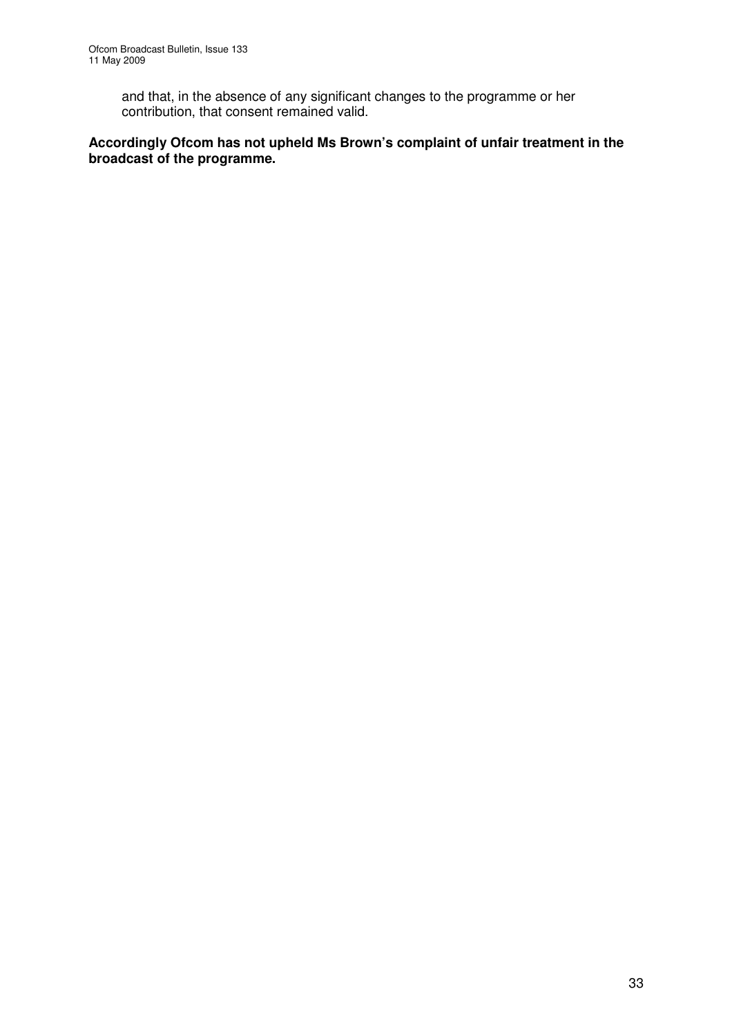and that, in the absence of any significant changes to the programme or her contribution, that consent remained valid.

**Accordingly Ofcom has not upheld Ms Brown's complaint of unfair treatment in the broadcast of the programme.**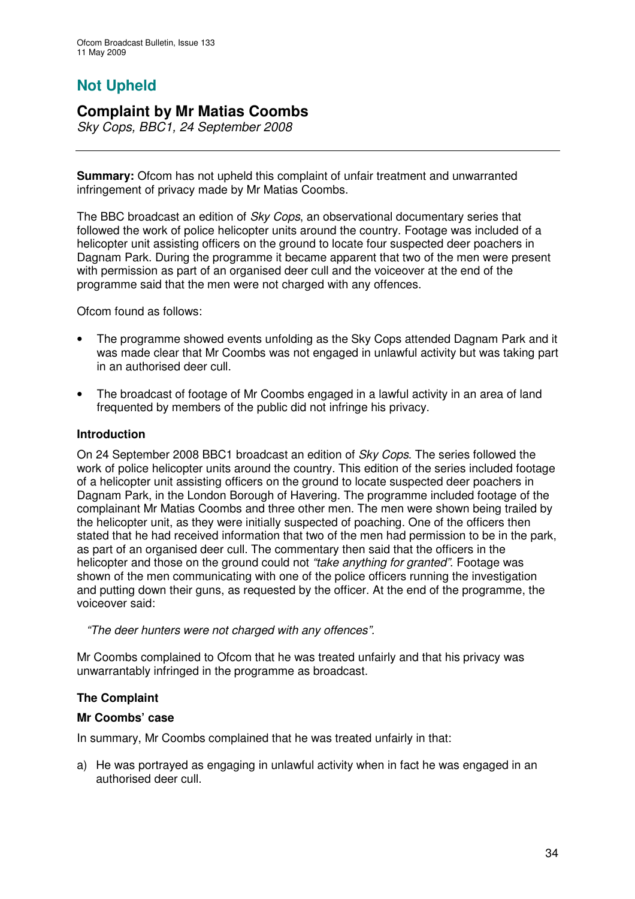# Not Upheld

## Complaint by Mr Matias Coombs

*Sky Cops, BBC1, 24 September 2008*

**Summary:** Ofcom has not upheld this complaint of unfair treatment and unwarranted infringement of privacy made by Mr Matias Coombs.

The BBC broadcast an edition of *Sky Cops*, an observational documentary series that followed the work of police helicopter units around the country. Footage was included of a helicopter unit assisting officers on the ground to locate four suspected deer poachers in Dagnam Park. During the programme it became apparent that two of the men were present with permission as part of an organised deer cull and the voiceover at the end of the programme said that the men were not charged with any offences.

Ofcom found as follows:

- The programme showed events unfolding as the Sky Cops attended Dagnam Park and it was made clear that Mr Coombs was not engaged in unlawful activity but was taking part in an authorised deer cull.
- The broadcast of footage of Mr Coombs engaged in a lawful activity in an area of land frequented by members of the public did not infringe his privacy.

### Introduction

On 24 September 2008 BBC1 broadcast an edition of *Sky Cops*. The series followed the work of police helicopter units around the country. This edition of the series included footage of a helicopter unit assisting officers on the ground to locate suspected deer poachers in Dagnam Park, in the London Borough of Havering. The programme included footage of the complainant Mr Matias Coombs and three other men. The men were shown being trailed by the helicopter unit, as they were initially suspected of poaching. One of the officers then stated that he had received information that two of the men had permission to be in the park, as part of an organised deer cull. The commentary then said that the officers in the helicopter and those on the ground could not *"take anything for granted"*. Footage was shown of the men communicating with one of the police officers running the investigation and putting down their guns, as requested by the officer. At the end of the programme, the voiceover said:

> *"The deer hunters were not charged with any offences".*

Mr Coombs complained to Ofcom that he was treated unfairly and that his privacy was unwarrantably infringed in the programme as broadcast.

### The Complaint

#### Mr Coombs' case

In summary, Mr Coombs complained that he was treated unfairly in that:

a) He was portrayed as engaging in unlawful activity when in fact he was engaged in an authorised deer cull.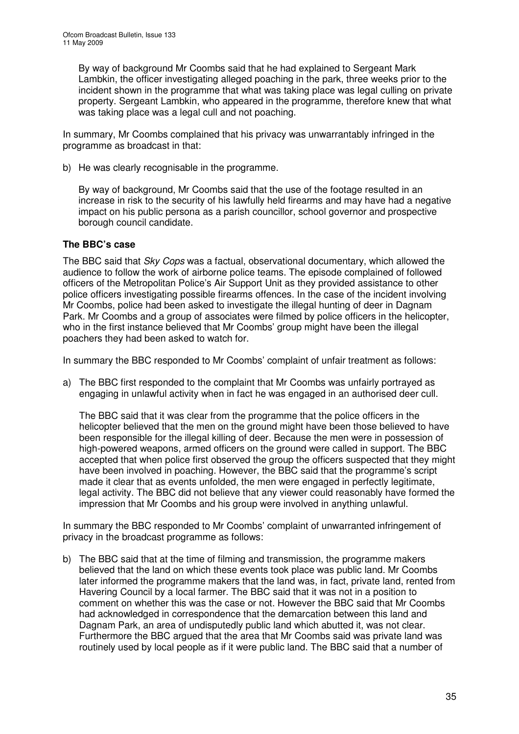By way of background Mr Coombs said that he had explained to Sergeant Mark Lambkin, the officer investigating alleged poaching in the park, three weeks prior to the incident shown in the programme that what was taking place was legal culling on private property. Sergeant Lambkin, who appeared in the programme, therefore knew that what was taking place was a legal cull and not poaching.

In summary, Mr Coombs complained that his privacy was unwarrantably infringed in the programme as broadcast in that:

b) He was clearly recognisable in the programme.

   By way of background, Mr Coombs said that the use of the footage resulted in an increase in risk to the security of his lawfully held firearms and may have had a negative impact on his public persona as a parish councillor, school governor and prospective borough council candidate.

**The BBC's case**

The BBC said that *Sky Cops* was a factual, observational documentary, which allowed the audience to follow the work of airborne police teams. The episode complained of followed officers of the Metropolitan Police's Air Support Unit as they provided assistance to other police officers investigating possible firearms offences. In the case of the incident involving Mr Coombs, police had been asked to investigate the illegal hunting of deer in Dagnam Park. Mr Coombs and a group of associates were filmed by police officers in the helicopter, who in the first instance believed that Mr Coombs' group might have been the illegal poachers they had been asked to watch for.

In summary the BBC responded to Mr Coombs' complaint of unfair treatment as follows:

a) The BBC first responded to the complaint that Mr Coombs was unfairly portrayed as engaging in unlawful activity when in fact he was engaged in an authorised deer cull.

   The BBC said that it was clear from the programme that the police officers in the helicopter believed that the men on the ground might have been those believed to have been responsible for the illegal killing of deer. Because the men were in possession of high-powered weapons, armed officers on the ground were called in support. The BBC accepted that when police first observed the group the officers suspected that they might have been involved in poaching. However, the BBC said that the programme's script made it clear that as events unfolded, the men were engaged in perfectly legitimate, legal activity. The BBC did not believe that any viewer could reasonably have formed the impression that Mr Coombs and his group were involved in anything unlawful.

In summary the BBC responded to Mr Coombs' complaint of unwarranted infringement of privacy in the broadcast programme as follows:

b) The BBC said that at the time of filming and transmission, the programme makers believed that the land on which these events took place was public land. Mr Coombs later informed the programme makers that the land was, in fact, private land, rented from Havering Council by a local farmer. The BBC said that it was not in a position to comment on whether this was the case or not. However the BBC said that Mr Coombs had acknowledged in correspondence that the demarcation between this land and Dagnam Park, an area of undisputedly public land which abutted it, was not clear. Furthermore the BBC argued that the area that Mr Coombs said was private land was routinely used by local people as if it were public land. The BBC said that a number of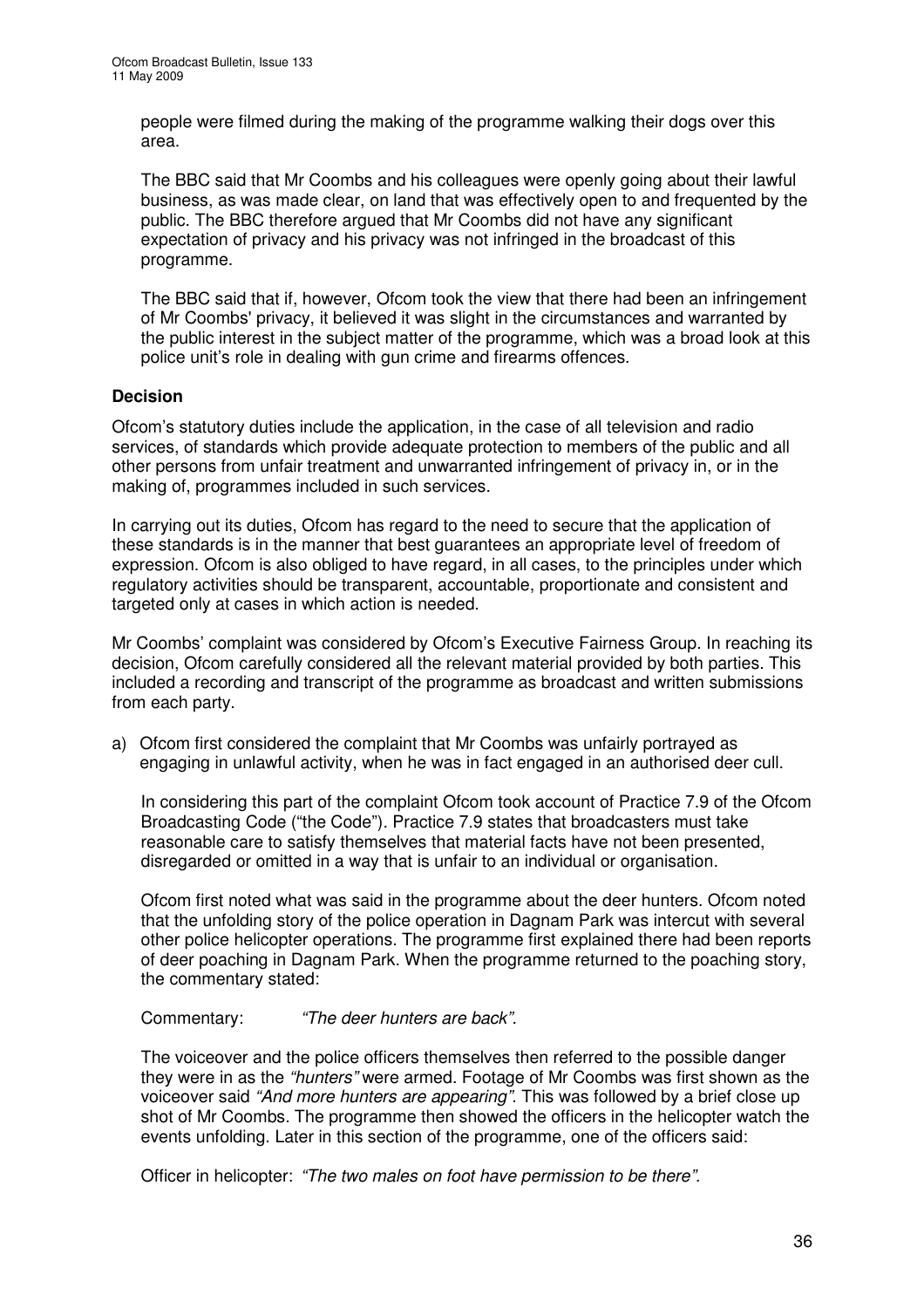people were filmed during the making of the programme walking their dogs over this area.

The BBC said that Mr Coombs and his colleagues were openly going about their lawful business, as was made clear, on land that was effectively open to and frequented by the public. The BBC therefore argued that Mr Coombs did not have any significant expectation of privacy and his privacy was not infringed in the broadcast of this programme.

The BBC said that if, however, Ofcom took the view that there had been an infringement of Mr Coombs' privacy, it believed it was slight in the circumstances and warranted by the public interest in the subject matter of the programme, which was a broad look at this police unit's role in dealing with gun crime and firearms offences.

**Decision**

Ofcom's statutory duties include the application, in the case of all television and radio services, of standards which provide adequate protection to members of the public and all other persons from unfair treatment and unwarranted infringement of privacy in, or in the making of, programmes included in such services.

In carrying out its duties, Ofcom has regard to the need to secure that the application of these standards is in the manner that best guarantees an appropriate level of freedom of expression. Ofcom is also obliged to have regard, in all cases, to the principles under which regulatory activities should be transparent, accountable, proportionate and consistent and targeted only at cases in which action is needed.

Mr Coombs' complaint was considered by Ofcom's Executive Fairness Group. In reaching its decision, Ofcom carefully considered all the relevant material provided by both parties. This included a recording and transcript of the programme as broadcast and written submissions from each party.

a) Ofcom first considered the complaint that Mr Coombs was unfairly portrayed as engaging in unlawful activity, when he was in fact engaged in an authorised deer cull.

In considering this part of the complaint Ofcom took account of Practice 7.9 of the Ofcom Broadcasting Code ("the Code"). Practice 7.9 states that broadcasters must take reasonable care to satisfy themselves that material facts have not been presented, disregarded or omitted in a way that is unfair to an individual or organisation.

Ofcom first noted what was said in the programme about the deer hunters. Ofcom noted that the unfolding story of the police operation in Dagnam Park was intercut with several other police helicopter operations. The programme first explained there had been reports of deer poaching in Dagnam Park. When the programme returned to the poaching story, the commentary stated:

Commentary: *"The deer hunters are back".*

The voiceover and the police officers themselves then referred to the possible danger they were in as the *"hunters"* were armed. Footage of Mr Coombs was first shown as the voiceover said *"And more hunters are appearing"*. This was followed by a brief close up shot of Mr Coombs. The programme then showed the officers in the helicopter watch the events unfolding. Later in this section of the programme, one of the officers said:

Officer in helicopter: *"The two males on foot have permission to be there".*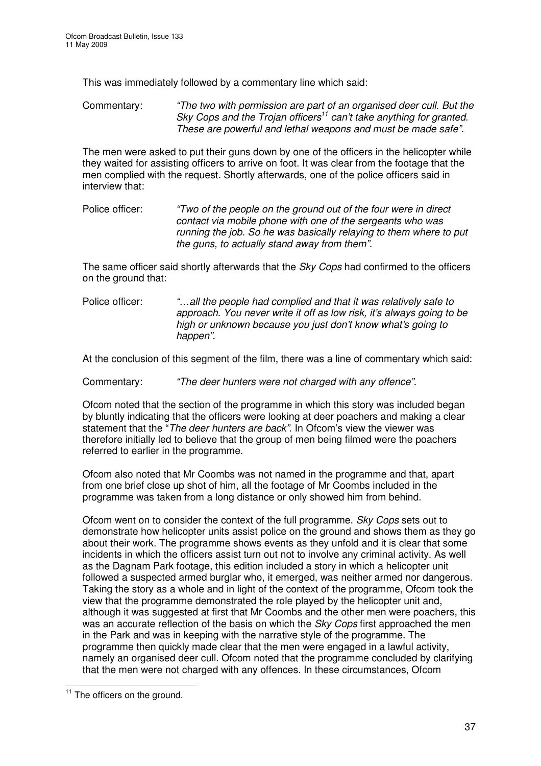This was immediately followed by a commentary line which said:

Commentary: *"The two with permission are part of an organised deer cull. But the Sky Cops and the Trojan officers[11] can't take anything for granted. These are powerful and lethal weapons and must be made safe".*

The men were asked to put their guns down by one of the officers in the helicopter while they waited for assisting officers to arrive on foot. It was clear from the footage that the men complied with the request. Shortly afterwards, one of the police officers said in interview that:

Police officer: *"Two of the people on the ground out of the four were in direct contact via mobile phone with one of the sergeants who was running the job. So he was basically relaying to them where to put the guns, to actually stand away from them".*

The same officer said shortly afterwards that the *Sky Cops* had confirmed to the officers on the ground that:

Police officer: *"…all the people had complied and that it was relatively safe to approach. You never write it off as low risk, it's always going to be high or unknown because you just don't know what's going to happen".*

At the conclusion of this segment of the film, there was a line of commentary which said:

Commentary: *"The deer hunters were not charged with any offence".*

Ofcom noted that the section of the programme in which this story was included began by bluntly indicating that the officers were looking at deer poachers and making a clear statement that the "*The deer hunters are back"*. In Ofcom's view the viewer was therefore initially led to believe that the group of men being filmed were the poachers referred to earlier in the programme.

Ofcom also noted that Mr Coombs was not named in the programme and that, apart from one brief close up shot of him, all the footage of Mr Coombs included in the programme was taken from a long distance or only showed him from behind.

Ofcom went on to consider the context of the full programme. *Sky Cops* sets out to demonstrate how helicopter units assist police on the ground and shows them as they go about their work. The programme shows events as they unfold and it is clear that some incidents in which the officers assist turn out not to involve any criminal activity. As well as the Dagnam Park footage, this edition included a story in which a helicopter unit followed a suspected armed burglar who, it emerged, was neither armed nor dangerous. Taking the story as a whole and in light of the context of the programme, Ofcom took the view that the programme demonstrated the role played by the helicopter unit and, although it was suggested at first that Mr Coombs and the other men were poachers, this was an accurate reflection of the basis on which the *Sky Cops* first approached the men in the Park and was in keeping with the narrative style of the programme. The programme then quickly made clear that the men were engaged in a lawful activity, namely an organised deer cull. Ofcom noted that the programme concluded by clarifying that the men were not charged with any offences. In these circumstances, Ofcom

[11] The officers on the ground.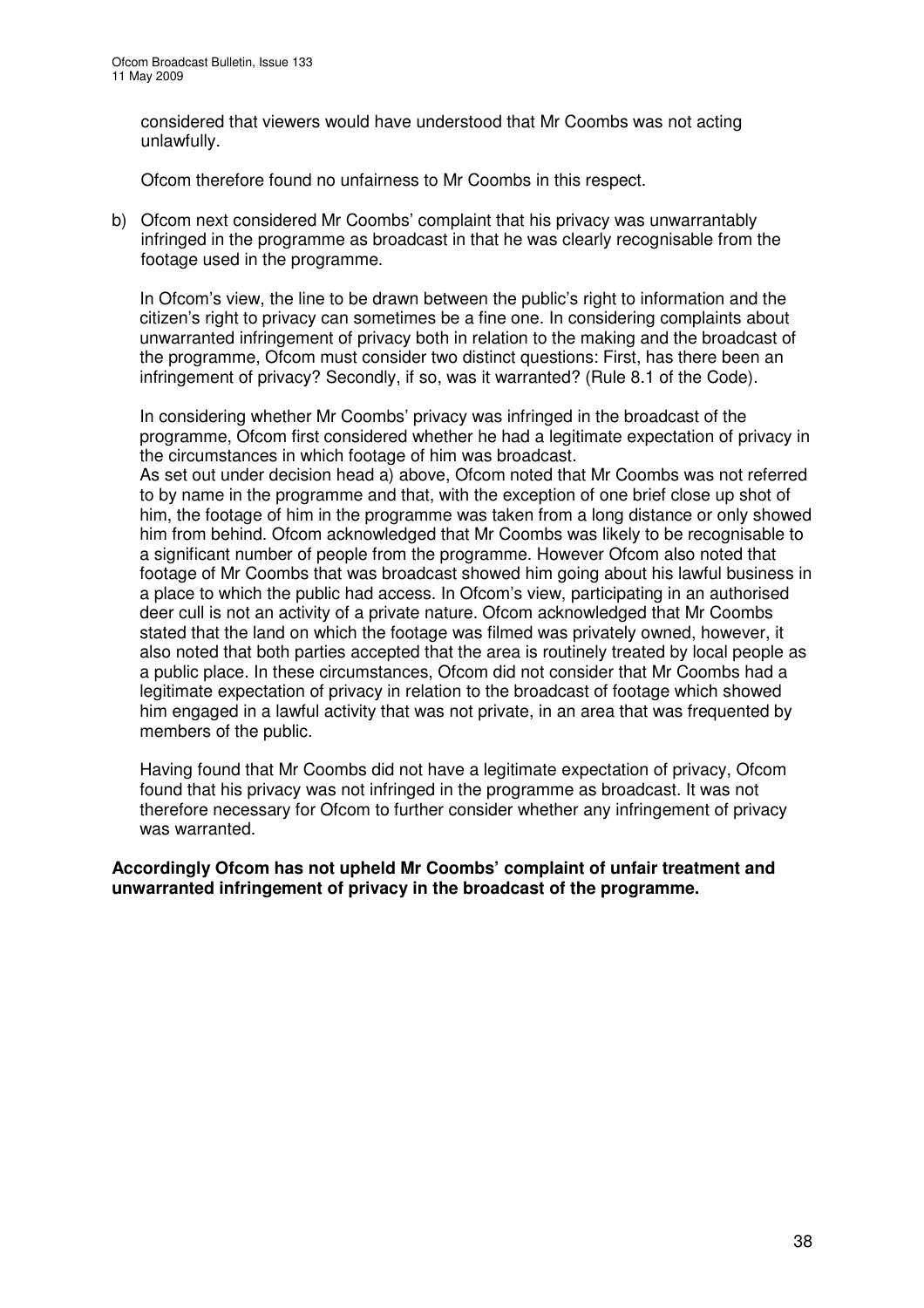considered that viewers would have understood that Mr Coombs was not acting unlawfully.

Ofcom therefore found no unfairness to Mr Coombs in this respect.

b) Ofcom next considered Mr Coombs' complaint that his privacy was unwarrantably infringed in the programme as broadcast in that he was clearly recognisable from the footage used in the programme.

In Ofcom's view, the line to be drawn between the public's right to information and the citizen's right to privacy can sometimes be a fine one. In considering complaints about unwarranted infringement of privacy both in relation to the making and the broadcast of the programme, Ofcom must consider two distinct questions: First, has there been an infringement of privacy? Secondly, if so, was it warranted? (Rule 8.1 of the Code).

In considering whether Mr Coombs' privacy was infringed in the broadcast of the programme, Ofcom first considered whether he had a legitimate expectation of privacy in the circumstances in which footage of him was broadcast.
As set out under decision head a) above, Ofcom noted that Mr Coombs was not referred to by name in the programme and that, with the exception of one brief close up shot of him, the footage of him in the programme was taken from a long distance or only showed him from behind. Ofcom acknowledged that Mr Coombs was likely to be recognisable to a significant number of people from the programme. However Ofcom also noted that footage of Mr Coombs that was broadcast showed him going about his lawful business in a place to which the public had access. In Ofcom's view, participating in an authorised deer cull is not an activity of a private nature. Ofcom acknowledged that Mr Coombs stated that the land on which the footage was filmed was privately owned, however, it also noted that both parties accepted that the area is routinely treated by local people as a public place. In these circumstances, Ofcom did not consider that Mr Coombs had a legitimate expectation of privacy in relation to the broadcast of footage which showed him engaged in a lawful activity that was not private, in an area that was frequented by members of the public.

Having found that Mr Coombs did not have a legitimate expectation of privacy, Ofcom found that his privacy was not infringed in the programme as broadcast. It was not therefore necessary for Ofcom to further consider whether any infringement of privacy was warranted.

**Accordingly Ofcom has not upheld Mr Coombs' complaint of unfair treatment and unwarranted infringement of privacy in the broadcast of the programme.**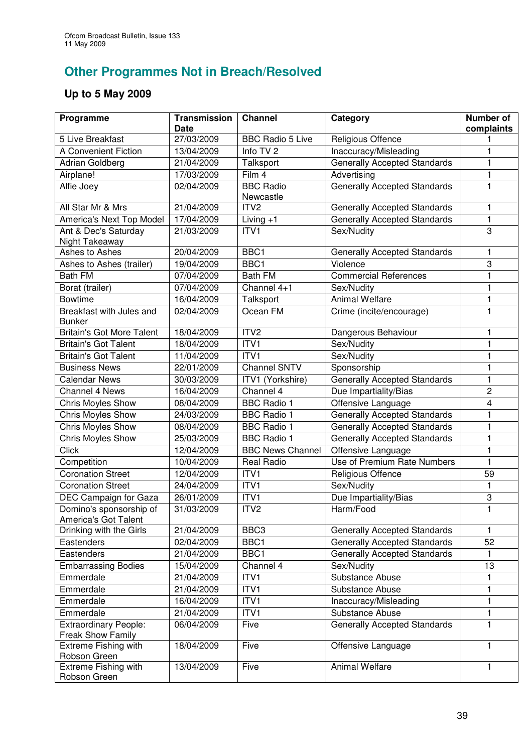## Other Programmes Not in Breach/Resolved

### Up to 5 May 2009

| Programme | Transmission Date | Channel | Category | Number of complaints |
|---|---|---|---|---|
| 5 Live Breakfast | 27/03/2009 | BBC Radio 5 Live | Religious Offence | 1 |
| A Convenient Fiction | 13/04/2009 | Info TV 2 | Inaccuracy/Misleading | 1 |
| Adrian Goldberg | 21/04/2009 | Talksport | Generally Accepted Standards | 1 |
| Airplane! | 17/03/2009 | Film 4 | Advertising | 1 |
| Alfie Joey | 02/04/2009 | BBC Radio Newcastle | Generally Accepted Standards | 1 |
| All Star Mr & Mrs | 21/04/2009 | ITV2 | Generally Accepted Standards | 1 |
| America's Next Top Model | 17/04/2009 | Living +1 | Generally Accepted Standards | 1 |
| Ant & Dec's Saturday Night Takeaway | 21/03/2009 | ITV1 | Sex/Nudity | 3 |
| Ashes to Ashes | 20/04/2009 | BBC1 | Generally Accepted Standards | 1 |
| Ashes to Ashes (trailer) | 19/04/2009 | BBC1 | Violence | 3 |
| Bath FM | 07/04/2009 | Bath FM | Commercial References | 1 |
| Borat (trailer) | 07/04/2009 | Channel 4+1 | Sex/Nudity | 1 |
| Bowtime | 16/04/2009 | Talksport | Animal Welfare | 1 |
| Breakfast with Jules and Bunker | 02/04/2009 | Ocean FM | Crime (incite/encourage) | 1 |
| Britain's Got More Talent | 18/04/2009 | ITV2 | Dangerous Behaviour | 1 |
| Britain's Got Talent | 18/04/2009 | ITV1 | Sex/Nudity | 1 |
| Britain's Got Talent | 11/04/2009 | ITV1 | Sex/Nudity | 1 |
| Business News | 22/01/2009 | Channel SNTV | Sponsorship | 1 |
| Calendar News | 30/03/2009 | ITV1 (Yorkshire) | Generally Accepted Standards | 1 |
| Channel 4 News | 16/04/2009 | Channel 4 | Due Impartiality/Bias | 2 |
| Chris Moyles Show | 08/04/2009 | BBC Radio 1 | Offensive Language | 4 |
| Chris Moyles Show | 24/03/2009 | BBC Radio 1 | Generally Accepted Standards | 1 |
| Chris Moyles Show | 08/04/2009 | BBC Radio 1 | Generally Accepted Standards | 1 |
| Chris Moyles Show | 25/03/2009 | BBC Radio 1 | Generally Accepted Standards | 1 |
| Click | 12/04/2009 | BBC News Channel | Offensive Language | 1 |
| Competition | 10/04/2009 | Real Radio | Use of Premium Rate Numbers | 1 |
| Coronation Street | 12/04/2009 | ITV1 | Religious Offence | 59 |
| Coronation Street | 24/04/2009 | ITV1 | Sex/Nudity | 1 |
| DEC Campaign for Gaza | 26/01/2009 | ITV1 | Due Impartiality/Bias | 3 |
| Domino's sponsorship of America's Got Talent | 31/03/2009 | ITV2 | Harm/Food | 1 |
| Drinking with the Girls | 21/04/2009 | BBC3 | Generally Accepted Standards | 1 |
| Eastenders | 02/04/2009 | BBC1 | Generally Accepted Standards | 52 |
| Eastenders | 21/04/2009 | BBC1 | Generally Accepted Standards | 1 |
| Embarrassing Bodies | 15/04/2009 | Channel 4 | Sex/Nudity | 13 |
| Emmerdale | 21/04/2009 | ITV1 | Substance Abuse | 1 |
| Emmerdale | 21/04/2009 | ITV1 | Substance Abuse | 1 |
| Emmerdale | 16/04/2009 | ITV1 | Inaccuracy/Misleading | 1 |
| Emmerdale | 21/04/2009 | ITV1 | Substance Abuse | 1 |
| Extraordinary People: Freak Show Family | 06/04/2009 | Five | Generally Accepted Standards | 1 |
| Extreme Fishing with Robson Green | 18/04/2009 | Five | Offensive Language | 1 |
| Extreme Fishing with Robson Green | 13/04/2009 | Five | Animal Welfare | 1 |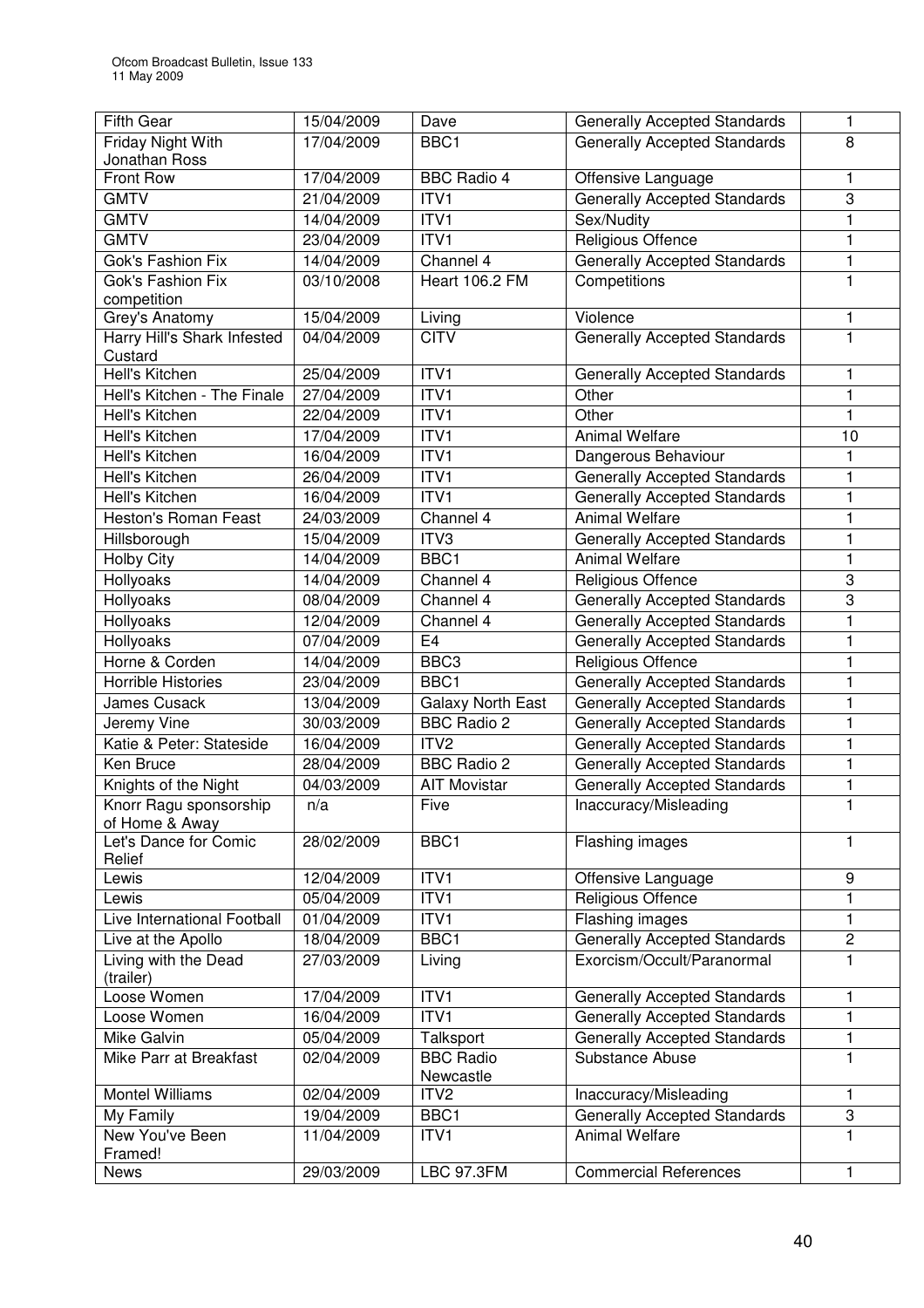| Fifth Gear | 15/04/2009 | Dave | Generally Accepted Standards | 1 |
|---|---|---|---|---|
| Friday Night With Jonathan Ross | 17/04/2009 | BBC1 | Generally Accepted Standards | 8 |
| Front Row | 17/04/2009 | BBC Radio 4 | Offensive Language | 1 |
| GMTV | 21/04/2009 | ITV1 | Generally Accepted Standards | 3 |
| GMTV | 14/04/2009 | ITV1 | Sex/Nudity | 1 |
| GMTV | 23/04/2009 | ITV1 | Religious Offence | 1 |
| Gok's Fashion Fix | 14/04/2009 | Channel 4 | Generally Accepted Standards | 1 |
| Gok's Fashion Fix competition | 03/10/2008 | Heart 106.2 FM | Competitions | 1 |
| Grey's Anatomy | 15/04/2009 | Living | Violence | 1 |
| Harry Hill's Shark Infested Custard | 04/04/2009 | CITV | Generally Accepted Standards | 1 |
| Hell's Kitchen | 25/04/2009 | ITV1 | Generally Accepted Standards | 1 |
| Hell's Kitchen - The Finale | 27/04/2009 | ITV1 | Other | 1 |
| Hell's Kitchen | 22/04/2009 | ITV1 | Other | 1 |
| Hell's Kitchen | 17/04/2009 | ITV1 | Animal Welfare | 10 |
| Hell's Kitchen | 16/04/2009 | ITV1 | Dangerous Behaviour | 1 |
| Hell's Kitchen | 26/04/2009 | ITV1 | Generally Accepted Standards | 1 |
| Hell's Kitchen | 16/04/2009 | ITV1 | Generally Accepted Standards | 1 |
| Heston's Roman Feast | 24/03/2009 | Channel 4 | Animal Welfare | 1 |
| Hillsborough | 15/04/2009 | ITV3 | Generally Accepted Standards | 1 |
| Holby City | 14/04/2009 | BBC1 | Animal Welfare | 1 |
| Hollyoaks | 14/04/2009 | Channel 4 | Religious Offence | 3 |
| Hollyoaks | 08/04/2009 | Channel 4 | Generally Accepted Standards | 3 |
| Hollyoaks | 12/04/2009 | Channel 4 | Generally Accepted Standards | 1 |
| Hollyoaks | 07/04/2009 | E4 | Generally Accepted Standards | 1 |
| Horne & Corden | 14/04/2009 | BBC3 | Religious Offence | 1 |
| Horrible Histories | 23/04/2009 | BBC1 | Generally Accepted Standards | 1 |
| James Cusack | 13/04/2009 | Galaxy North East | Generally Accepted Standards | 1 |
| Jeremy Vine | 30/03/2009 | BBC Radio 2 | Generally Accepted Standards | 1 |
| Katie & Peter: Stateside | 16/04/2009 | ITV2 | Generally Accepted Standards | 1 |
| Ken Bruce | 28/04/2009 | BBC Radio 2 | Generally Accepted Standards | 1 |
| Knights of the Night | 04/03/2009 | AIT Movistar | Generally Accepted Standards | 1 |
| Knorr Ragu sponsorship of Home & Away | n/a | Five | Inaccuracy/Misleading | 1 |
| Let's Dance for Comic Relief | 28/02/2009 | BBC1 | Flashing images | 1 |
| Lewis | 12/04/2009 | ITV1 | Offensive Language | 9 |
| Lewis | 05/04/2009 | ITV1 | Religious Offence | 1 |
| Live International Football | 01/04/2009 | ITV1 | Flashing images | 1 |
| Live at the Apollo | 18/04/2009 | BBC1 | Generally Accepted Standards | 2 |
| Living with the Dead (trailer) | 27/03/2009 | Living | Exorcism/Occult/Paranormal | 1 |
| Loose Women | 17/04/2009 | ITV1 | Generally Accepted Standards | 1 |
| Loose Women | 16/04/2009 | ITV1 | Generally Accepted Standards | 1 |
| Mike Galvin | 05/04/2009 | Talksport | Generally Accepted Standards | 1 |
| Mike Parr at Breakfast | 02/04/2009 | BBC Radio Newcastle | Substance Abuse | 1 |
| Montel Williams | 02/04/2009 | ITV2 | Inaccuracy/Misleading | 1 |
| My Family | 19/04/2009 | BBC1 | Generally Accepted Standards | 3 |
| New You've Been Framed! | 11/04/2009 | ITV1 | Animal Welfare | 1 |
| News | 29/03/2009 | LBC 97.3FM | Commercial References | 1 |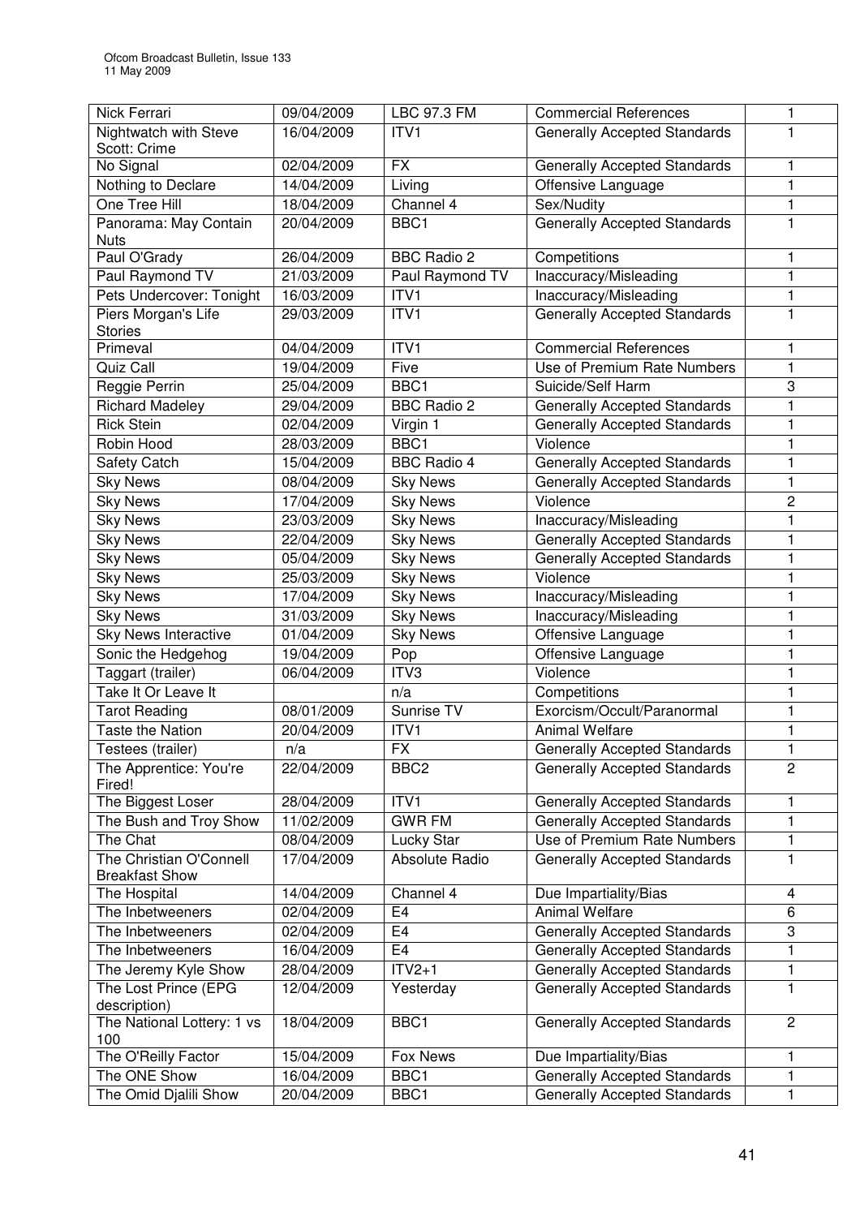| | | | | |
|---|---|---|---|---|
| Nick Ferrari | 09/04/2009 | LBC 97.3 FM | Commercial References | 1 |
| Nightwatch with Steve Scott: Crime | 16/04/2009 | ITV1 | Generally Accepted Standards | 1 |
| No Signal | 02/04/2009 | FX | Generally Accepted Standards | 1 |
| Nothing to Declare | 14/04/2009 | Living | Offensive Language | 1 |
| One Tree Hill | 18/04/2009 | Channel 4 | Sex/Nudity | 1 |
| Panorama: May Contain Nuts | 20/04/2009 | BBC1 | Generally Accepted Standards | 1 |
| Paul O'Grady | 26/04/2009 | BBC Radio 2 | Competitions | 1 |
| Paul Raymond TV | 21/03/2009 | Paul Raymond TV | Inaccuracy/Misleading | 1 |
| Pets Undercover: Tonight | 16/03/2009 | ITV1 | Inaccuracy/Misleading | 1 |
| Piers Morgan's Life Stories | 29/03/2009 | ITV1 | Generally Accepted Standards | 1 |
| Primeval | 04/04/2009 | ITV1 | Commercial References | 1 |
| Quiz Call | 19/04/2009 | Five | Use of Premium Rate Numbers | 1 |
| Reggie Perrin | 25/04/2009 | BBC1 | Suicide/Self Harm | 3 |
| Richard Madeley | 29/04/2009 | BBC Radio 2 | Generally Accepted Standards | 1 |
| Rick Stein | 02/04/2009 | Virgin 1 | Generally Accepted Standards | 1 |
| Robin Hood | 28/03/2009 | BBC1 | Violence | 1 |
| Safety Catch | 15/04/2009 | BBC Radio 4 | Generally Accepted Standards | 1 |
| Sky News | 08/04/2009 | Sky News | Generally Accepted Standards | 1 |
| Sky News | 17/04/2009 | Sky News | Violence | 2 |
| Sky News | 23/03/2009 | Sky News | Inaccuracy/Misleading | 1 |
| Sky News | 22/04/2009 | Sky News | Generally Accepted Standards | 1 |
| Sky News | 05/04/2009 | Sky News | Generally Accepted Standards | 1 |
| Sky News | 25/03/2009 | Sky News | Violence | 1 |
| Sky News | 17/04/2009 | Sky News | Inaccuracy/Misleading | 1 |
| Sky News | 31/03/2009 | Sky News | Inaccuracy/Misleading | 1 |
| Sky News Interactive | 01/04/2009 | Sky News | Offensive Language | 1 |
| Sonic the Hedgehog | 19/04/2009 | Pop | Offensive Language | 1 |
| Taggart (trailer) | 06/04/2009 | ITV3 | Violence | 1 |
| Take It Or Leave It | | n/a | Competitions | 1 |
| Tarot Reading | 08/01/2009 | Sunrise TV | Exorcism/Occult/Paranormal | 1 |
| Taste the Nation | 20/04/2009 | ITV1 | Animal Welfare | 1 |
| Testees (trailer) | n/a | FX | Generally Accepted Standards | 1 |
| The Apprentice: You're Fired! | 22/04/2009 | BBC2 | Generally Accepted Standards | 2 |
| The Biggest Loser | 28/04/2009 | ITV1 | Generally Accepted Standards | 1 |
| The Bush and Troy Show | 11/02/2009 | GWR FM | Generally Accepted Standards | 1 |
| The Chat | 08/04/2009 | Lucky Star | Use of Premium Rate Numbers | 1 |
| The Christian O'Connell Breakfast Show | 17/04/2009 | Absolute Radio | Generally Accepted Standards | 1 |
| The Hospital | 14/04/2009 | Channel 4 | Due Impartiality/Bias | 4 |
| The Inbetweeners | 02/04/2009 | E4 | Animal Welfare | 6 |
| The Inbetweeners | 02/04/2009 | E4 | Generally Accepted Standards | 3 |
| The Inbetweeners | 16/04/2009 | E4 | Generally Accepted Standards | 1 |
| The Jeremy Kyle Show | 28/04/2009 | ITV2+1 | Generally Accepted Standards | 1 |
| The Lost Prince (EPG description) | 12/04/2009 | Yesterday | Generally Accepted Standards | 1 |
| The National Lottery: 1 vs 100 | 18/04/2009 | BBC1 | Generally Accepted Standards | 2 |
| The O'Reilly Factor | 15/04/2009 | Fox News | Due Impartiality/Bias | 1 |
| The ONE Show | 16/04/2009 | BBC1 | Generally Accepted Standards | 1 |
| The Omid Djalili Show | 20/04/2009 | BBC1 | Generally Accepted Standards | 1 |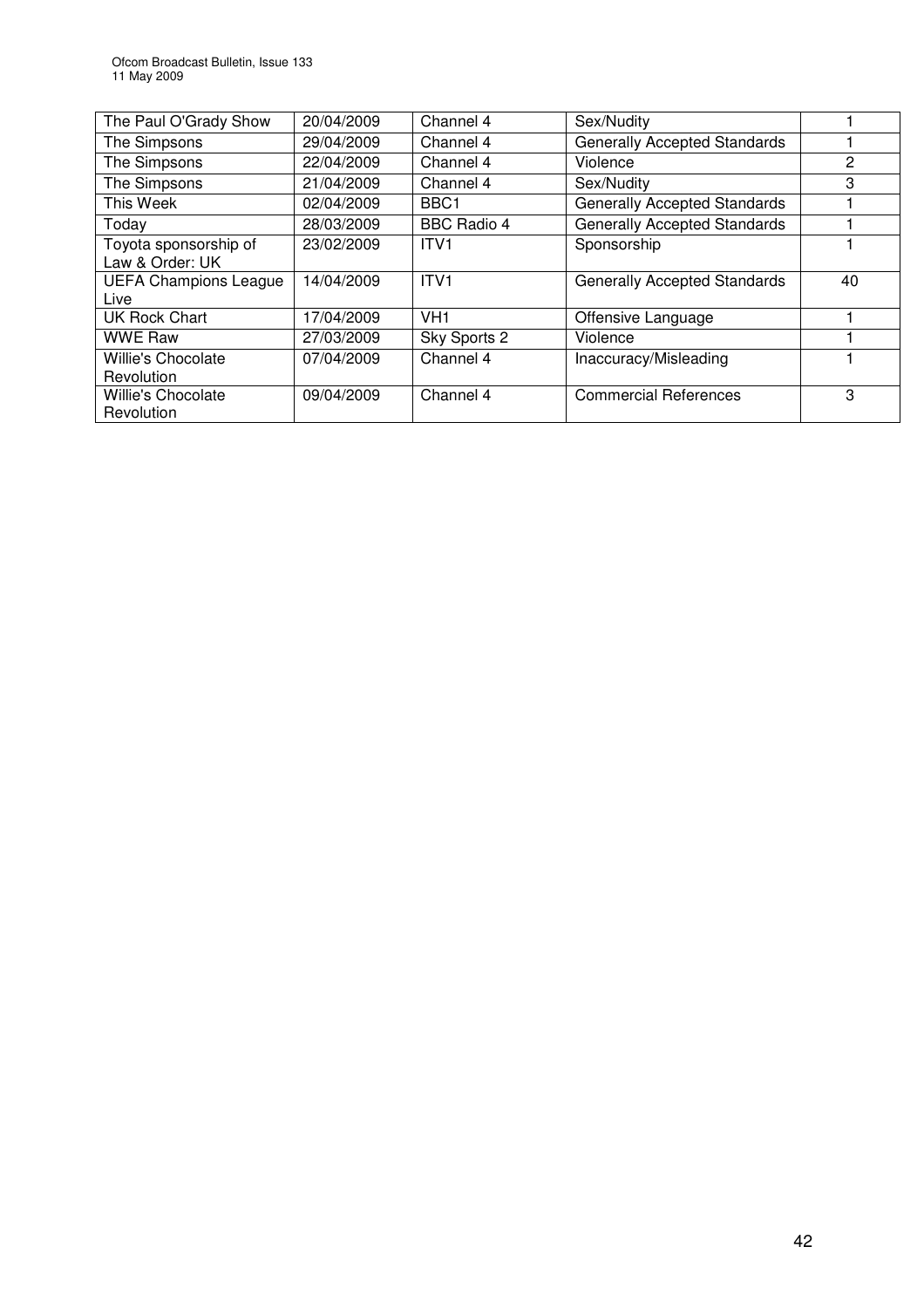| | | | | |
|---|---|---|---|---|
| The Paul O'Grady Show | 20/04/2009 | Channel 4 | Sex/Nudity | 1 |
| The Simpsons | 29/04/2009 | Channel 4 | Generally Accepted Standards | 1 |
| The Simpsons | 22/04/2009 | Channel 4 | Violence | 2 |
| The Simpsons | 21/04/2009 | Channel 4 | Sex/Nudity | 3 |
| This Week | 02/04/2009 | BBC1 | Generally Accepted Standards | 1 |
| Today | 28/03/2009 | BBC Radio 4 | Generally Accepted Standards | 1 |
| Toyota sponsorship of Law & Order: UK | 23/02/2009 | ITV1 | Sponsorship | 1 |
| UEFA Champions League Live | 14/04/2009 | ITV1 | Generally Accepted Standards | 40 |
| UK Rock Chart | 17/04/2009 | VH1 | Offensive Language | 1 |
| WWE Raw | 27/03/2009 | Sky Sports 2 | Violence | 1 |
| Willie's Chocolate Revolution | 07/04/2009 | Channel 4 | Inaccuracy/Misleading | 1 |
| Willie's Chocolate Revolution | 09/04/2009 | Channel 4 | Commercial References | 3 |